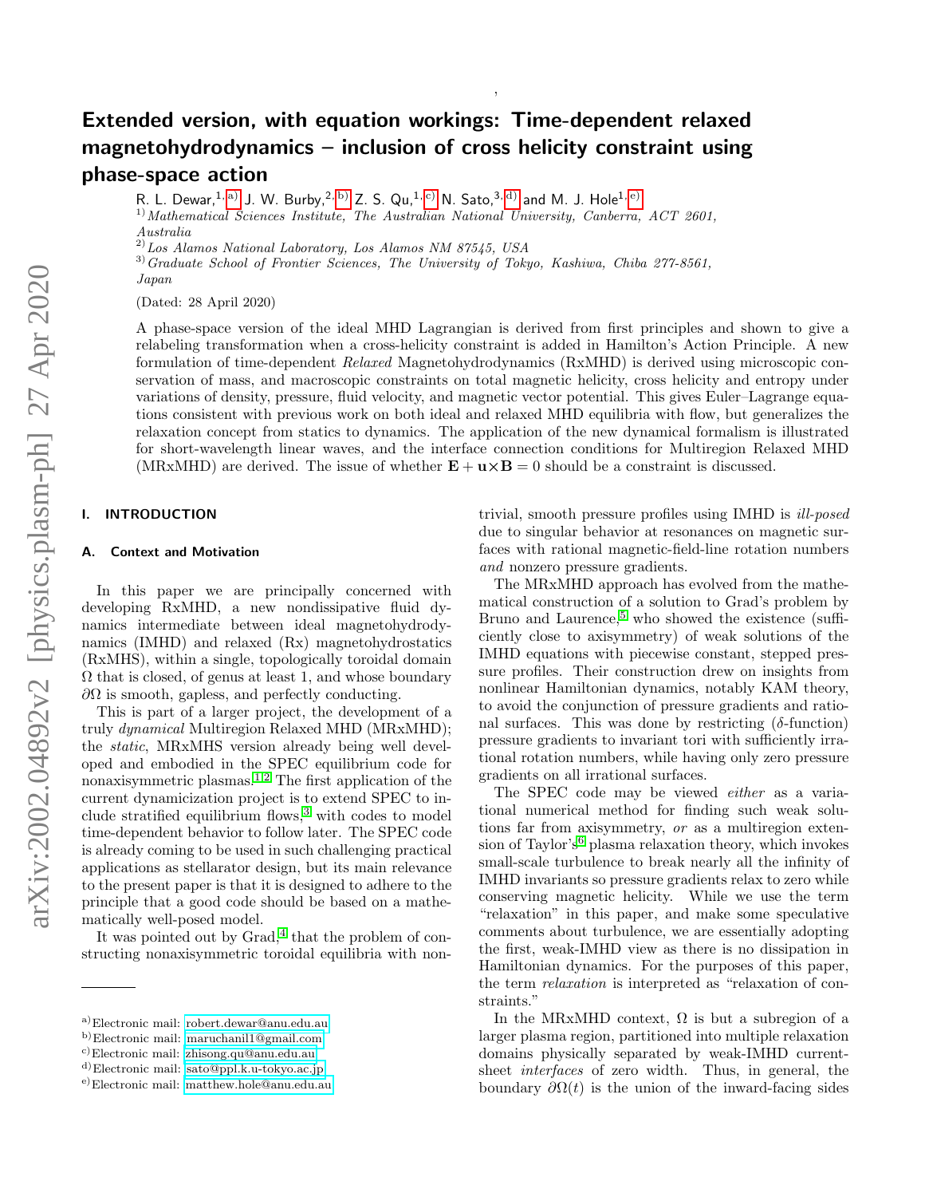# Extended version, with equation workings: Time-dependent relaxed magnetohydrodynamics – inclusion of cross helicity constraint using phase-space action

R. L. Dewar,[1,a)] J. W. Burby,[2,b)] Z. S. Qu,[1,c)] N. Sato,[3,d)] and M. J. Hole[1,e)]

[1)] *Mathematical Sciences Institute, The Australian National University, Canberra, ACT 2601, Australia*

[2)] *Los Alamos National Laboratory, Los Alamos NM 87545, USA*

[3)] *Graduate School of Frontier Sciences, The University of Tokyo, Kashiwa, Chiba 277-8561, Japan*

(Dated: 28 April 2020)

A phase-space version of the ideal MHD Lagrangian is derived from first principles and shown to give a relabeling transformation when a cross-helicity constraint is added in Hamilton's Action Principle. A new formulation of time-dependent *Relaxed* Magnetohydrodynamics (RxMHD) is derived using microscopic conservation of mass, and macroscopic constraints on total magnetic helicity, cross helicity and entropy under variations of density, pressure, fluid velocity, and magnetic vector potential. This gives Euler–Lagrange equations consistent with previous work on both ideal and relaxed MHD equilibria with flow, but generalizes the relaxation concept from statics to dynamics. The application of the new dynamical formalism is illustrated for short-wavelength linear waves, and the interface connection conditions for Multiregion Relaxed MHD (MRxMHD) are derived. The issue of whether $\mathbf{E} + \mathbf{u}\times\mathbf{B} = 0$ should be a constraint is discussed.

## I. INTRODUCTION

### A. Context and Motivation

In this paper we are principally concerned with developing RxMHD, a new nondissipative fluid dynamics intermediate between ideal magnetohydrodynamics (IMHD) and relaxed (Rx) magnetohydrostatics (RxMHS), within a single, topologically toroidal domain $\Omega$ that is closed, of genus at least 1, and whose boundary $\partial\Omega$ is smooth, gapless, and perfectly conducting.

This is part of a larger project, the development of a truly *dynamical* Multiregion Relaxed MHD (MRxMHD); the *static*, MRxMHS version already being well developed and embodied in the SPEC equilibrium code for nonaxisymmetric plasmas.[1,2] The first application of the current dynamicization project is to extend SPEC to include stratified equilibrium flows,[3] with codes to model time-dependent behavior to follow later. The SPEC code is already coming to be used in such challenging practical applications as stellarator design, but its main relevance to the present paper is that it is designed to adhere to the principle that a good code should be based on a mathematically well-posed model.

It was pointed out by Grad,[4] that the problem of constructing nonaxisymmetric toroidal equilibria with nontrivial, smooth pressure profiles using IMHD is *ill-posed* due to singular behavior at resonances on magnetic surfaces with rational magnetic-field-line rotation numbers *and* nonzero pressure gradients.

The MRxMHD approach has evolved from the mathematical construction of a solution to Grad's problem by Bruno and Laurence,[5] who showed the existence (sufficiently close to axisymmetry) of weak solutions of the IMHD equations with piecewise constant, stepped pressure profiles. Their construction drew on insights from nonlinear Hamiltonian dynamics, notably KAM theory, to avoid the conjunction of pressure gradients and rational surfaces. This was done by restricting ($\delta$-function) pressure gradients to invariant tori with sufficiently irrational rotation numbers, while having only zero pressure gradients on all irrational surfaces.

The SPEC code may be viewed *either* as a variational numerical method for finding such weak solutions far from axisymmetry, *or* as a multiregion extension of Taylor's[6] plasma relaxation theory, which invokes small-scale turbulence to break nearly all the infinity of IMHD invariants so pressure gradients relax to zero while conserving magnetic helicity. While we use the term "relaxation" in this paper, and make some speculative comments about turbulence, we are essentially adopting the first, weak-IMHD view as there is no dissipation in Hamiltonian dynamics. For the purposes of this paper, the term *relaxation* is interpreted as "relaxation of constraints."

In the MRxMHD context, $\Omega$ is but a subregion of a larger plasma region, partitioned into multiple relaxation domains physically separated by weak-IMHD current-sheet *interfaces* of zero width. Thus, in general, the boundary $\partial\Omega(t)$ is the union of the inward-facing sides

---

a) Electronic mail: robert.dewar@anu.edu.au
b) Electronic mail: maruchanil1@gmail.com
c) Electronic mail: zhisong.qu@anu.edu.au
d) Electronic mail: sato@ppl.k.u-tokyo.ac.jp
e) Electronic mail: matthew.hole@anu.edu.au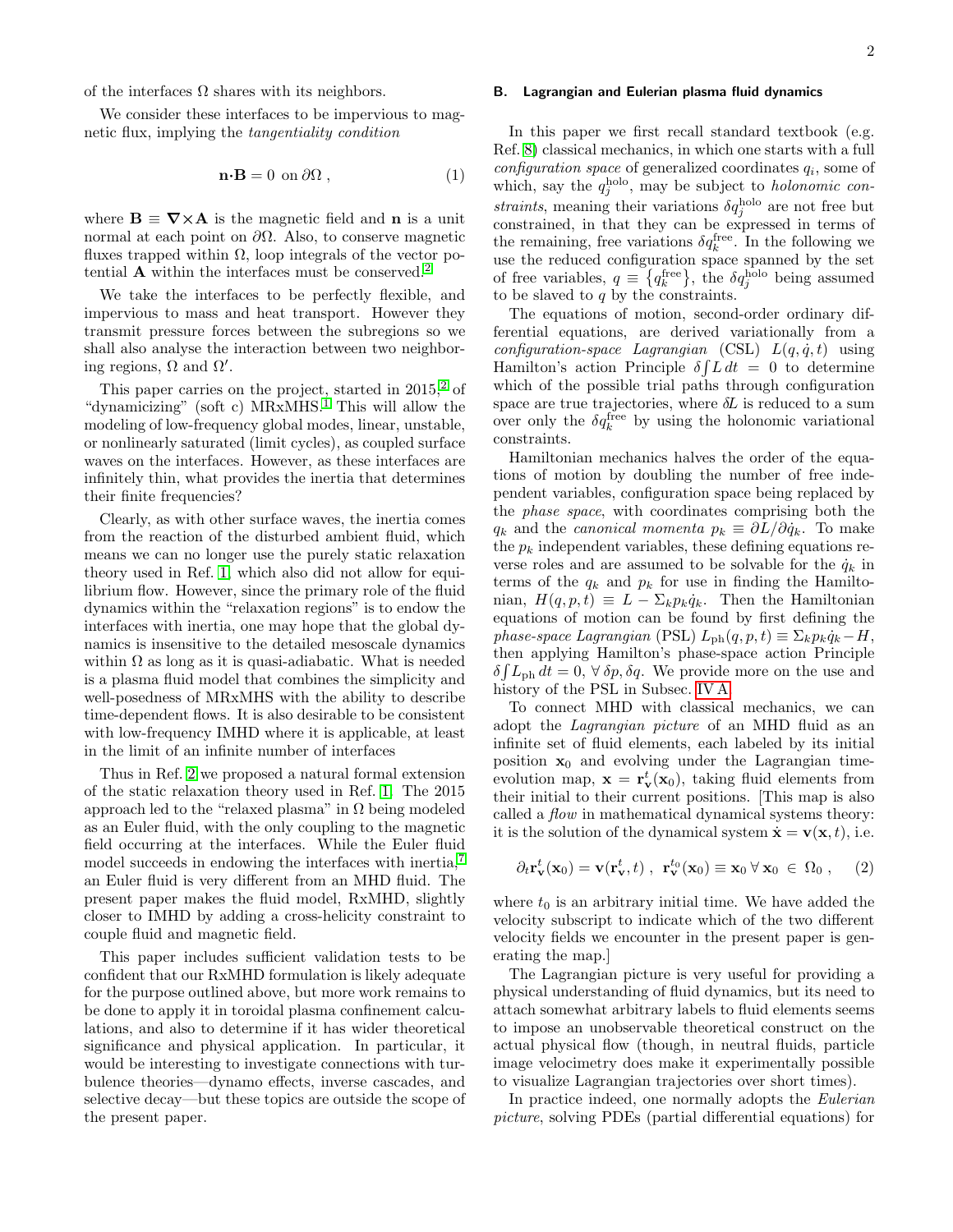of the interfaces $\Omega$ shares with its neighbors.

We consider these interfaces to be impervious to magnetic flux, implying the *tangentiality condition*

$$\mathbf{n}\cdot\mathbf{B} = 0 \text{ on } \partial\Omega\ , \tag{1}$$

where $\mathbf{B} \equiv \boldsymbol{\nabla}\times\mathbf{A}$ is the magnetic field and $\mathbf{n}$ is a unit normal at each point on $\partial\Omega$. Also, to conserve magnetic fluxes trapped within $\Omega$, loop integrals of the vector potential $\mathbf{A}$ within the interfaces must be conserved.[2]

We take the interfaces to be perfectly flexible, and impervious to mass and heat transport. However they transmit pressure forces between the subregions so we shall also analyse the interaction between two neighboring regions, $\Omega$ and $\Omega'$.

This paper carries on the project, started in 2015,[2] of "dynamicizing" (soft c) MRxMHS.[1] This will allow the modeling of low-frequency global modes, linear, unstable, or nonlinearly saturated (limit cycles), as coupled surface waves on the interfaces. However, as these interfaces are infinitely thin, what provides the inertia that determines their finite frequencies?

Clearly, as with other surface waves, the inertia comes from the reaction of the disturbed ambient fluid, which means we can no longer use the purely static relaxation theory used in Ref. 1, which also did not allow for equilibrium flow. However, since the primary role of the fluid dynamics within the "relaxation regions" is to endow the interfaces with inertia, one may hope that the global dynamics is insensitive to the detailed mesoscale dynamics within $\Omega$ as long as it is quasi-adiabatic. What is needed is a plasma fluid model that combines the simplicity and well-posedness of MRxMHS with the ability to describe time-dependent flows. It is also desirable to be consistent with low-frequency IMHD where it is applicable, at least in the limit of an infinite number of interfaces

Thus in Ref. 2 we proposed a natural formal extension of the static relaxation theory used in Ref. 1. The 2015 approach led to the "relaxed plasma" in $\Omega$ being modeled as an Euler fluid, with the only coupling to the magnetic field occurring at the interfaces. While the Euler fluid model succeeds in endowing the interfaces with inertia,[7] an Euler fluid is very different from an MHD fluid. The present paper makes the fluid model, RxMHD, slightly closer to IMHD by adding a cross-helicity constraint to couple fluid and magnetic field.

This paper includes sufficient validation tests to be confident that our RxMHD formulation is likely adequate for the purpose outlined above, but more work remains to be done to apply it in toroidal plasma confinement calculations, and also to determine if it has wider theoretical significance and physical application. In particular, it would be interesting to investigate connections with turbulence theories—dynamo effects, inverse cascades, and selective decay—but these topics are outside the scope of the present paper.

### B. Lagrangian and Eulerian plasma fluid dynamics

In this paper we first recall standard textbook (e.g. Ref. 8) classical mechanics, in which one starts with a full *configuration space* of generalized coordinates $q_i$, some of which, say the $q_j^{\text{holo}}$, may be subject to *holonomic constraints*, meaning their variations $\delta q_j^{\text{holo}}$ are not free but constrained, in that they can be expressed in terms of the remaining, free variations $\delta q_k^{\text{free}}$. In the following we use the reduced configuration space spanned by the set of free variables, $q \equiv \{q_k^{\text{free}}\}$, the $\delta q_j^{\text{holo}}$ being assumed to be slaved to $q$ by the constraints.

The equations of motion, second-order ordinary differential equations, are derived variationally from a *configuration-space Lagrangian* (CSL) $L(q, \dot{q}, t)$ using Hamilton's action Principle $\delta \int L\, dt = 0$ to determine which of the possible trial paths through configuration space are true trajectories, where $\delta L$ is reduced to a sum over only the $\delta q_k^{\text{free}}$ by using the holonomic variational constraints.

Hamiltonian mechanics halves the order of the equations of motion by doubling the number of free independent variables, configuration space being replaced by the *phase space*, with coordinates comprising both the $q_k$ and the *canonical momenta* $p_k \equiv \partial L/\partial \dot{q}_k$. To make the $p_k$ independent variables, these defining equations reverse roles and are assumed to be solvable for the $\dot{q}_k$ in terms of the $q_k$ and $p_k$ for use in finding the Hamiltonian, $H(q, p, t) \equiv L - \Sigma_k p_k \dot{q}_k$. Then the Hamiltonian equations of motion can be found by first defining the *phase-space Lagrangian* (PSL) $L_{\text{ph}}(q, p, t) \equiv \Sigma_k p_k \dot{q}_k - H$, then applying Hamilton's phase-space action Principle $\delta \int L_{\text{ph}}\, dt = 0$, $\forall\, \delta p, \delta q$. We provide more on the use and history of the PSL in Subsec. IV A.

To connect MHD with classical mechanics, we can adopt the *Lagrangian picture* of an MHD fluid as an infinite set of fluid elements, each labeled by its initial position $\mathbf{x}_0$ and evolving under the Lagrangian time-evolution map, $\mathbf{x} = \mathbf{r}_{\mathbf{v}}^t(\mathbf{x}_0)$, taking fluid elements from their initial to their current positions. [This map is also called a *flow* in mathematical dynamical systems theory: it is the solution of the dynamical system $\dot{\mathbf{x}} = \mathbf{v}(\mathbf{x}, t)$, i.e.

$$\partial_t \mathbf{r}_{\mathbf{v}}^t(\mathbf{x}_0) = \mathbf{v}(\mathbf{r}_{\mathbf{v}}^t, t)\ ,\ \ \mathbf{r}_{\mathbf{v}}^{t_0}(\mathbf{x}_0) \equiv \mathbf{x}_0\ \forall\, \mathbf{x}_0\ \in\ \Omega_0\ , \tag{2}$$

where $t_0$ is an arbitrary initial time. We have added the velocity subscript to indicate which of the two different velocity fields we encounter in the present paper is generating the map.]

The Lagrangian picture is very useful for providing a physical understanding of fluid dynamics, but its need to attach somewhat arbitrary labels to fluid elements seems to impose an unobservable theoretical construct on the actual physical flow (though, in neutral fluids, particle image velocimetry does make it experimentally possible to visualize Lagrangian trajectories over short times).

In practice indeed, one normally adopts the *Eulerian picture*, solving PDEs (partial differential equations) for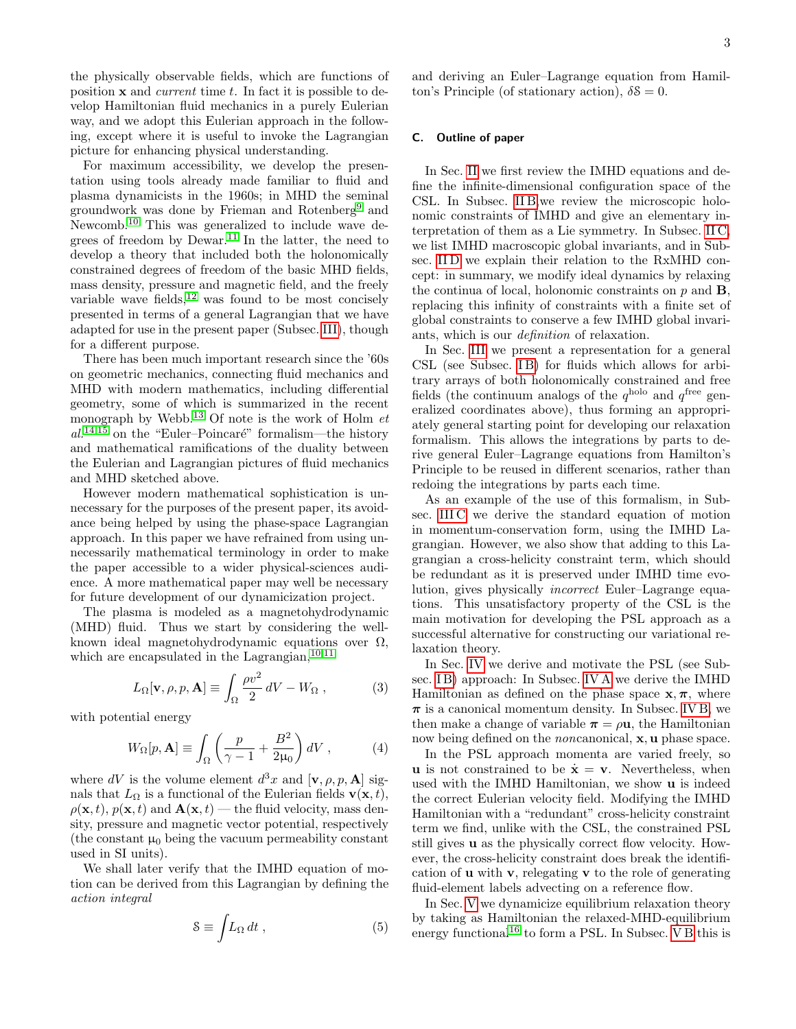the physically observable fields, which are functions of position $\mathbf{x}$ and *current* time $t$. In fact it is possible to develop Hamiltonian fluid mechanics in a purely Eulerian way, and we adopt this Eulerian approach in the following, except where it is useful to invoke the Lagrangian picture for enhancing physical understanding.

For maximum accessibility, we develop the presentation using tools already made familiar to fluid and plasma dynamicists in the 1960s; in MHD the seminal groundwork was done by Frieman and Rotenberg[9] and Newcomb.[10] This was generalized to include wave degrees of freedom by Dewar.[11] In the latter, the need to develop a theory that included both the holonomically constrained degrees of freedom of the basic MHD fields, mass density, pressure and magnetic field, and the freely variable wave fields,[12] was found to be most concisely presented in terms of a general Lagrangian that we have adapted for use in the present paper (Subsec. III), though for a different purpose.

There has been much important research since the '60s on geometric mechanics, connecting fluid mechanics and MHD with modern mathematics, including differential geometry, some of which is summarized in the recent monograph by Webb.[13] Of note is the work of Holm *et al.*[14,15] on the "Euler–Poincaré" formalism—the history and mathematical ramifications of the duality between the Eulerian and Lagrangian pictures of fluid mechanics and MHD sketched above.

However modern mathematical sophistication is unnecessary for the purposes of the present paper, its avoidance being helped by using the phase-space Lagrangian approach. In this paper we have refrained from using unnecessarily mathematical terminology in order to make the paper accessible to a wider physical-sciences audience. A more mathematical paper may well be necessary for future development of our dynamicization project.

The plasma is modeled as a magnetohydrodynamic (MHD) fluid. Thus we start by considering the well-known ideal magnetohydrodynamic equations over $\Omega$, which are encapsulated in the Lagrangian,[10,11]

$$
L_\Omega[\mathbf{v}, \rho, p, \mathbf{A}] \equiv \int_\Omega \frac{\rho v^2}{2}\, dV - W_\Omega\ , \tag{3}
$$

with potential energy

$$
W_\Omega[p, \mathbf{A}] \equiv \int_\Omega \left( \frac{p}{\gamma - 1} + \frac{B^2}{2\mu_0} \right) dV\ , \tag{4}
$$

where $dV$ is the volume element $d^3x$ and $[\mathbf{v}, \rho, p, \mathbf{A}]$ signals that $L_\Omega$ is a functional of the Eulerian fields $\mathbf{v}(\mathbf{x}, t)$, $\rho(\mathbf{x}, t)$, $p(\mathbf{x}, t)$ and $\mathbf{A}(\mathbf{x}, t)$ — the fluid velocity, mass density, pressure and magnetic vector potential, respectively (the constant $\mu_0$ being the vacuum permeability constant used in SI units).

We shall later verify that the IMHD equation of motion can be derived from this Lagrangian by defining the *action integral*

$$
\mathcal{S} \equiv \int L_\Omega\, dt\ , \tag{5}
$$

and deriving an Euler–Lagrange equation from Hamilton's Principle (of stationary action), $\delta \mathcal{S} = 0$.

### C. Outline of paper

In Sec. II we first review the IMHD equations and define the infinite-dimensional configuration space of the CSL. In Subsec. II B we review the microscopic holonomic constraints of IMHD and give an elementary interpretation of them as a Lie symmetry. In Subsec. II C, we list IMHD macroscopic global invariants, and in Subsec. II D we explain their relation to the RxMHD concept: in summary, we modify ideal dynamics by relaxing the continua of local, holonomic constraints on $p$ and $\mathbf{B}$, replacing this infinity of constraints with a finite set of global constraints to conserve a few IMHD global invariants, which is our *definition* of relaxation.

In Sec. III we present a representation for a general CSL (see Subsec. I B) for fluids which allows for arbitrary arrays of both holonomically constrained and free fields (the continuum analogs of the $q^{\rm holo}$ and $q^{\rm free}$ generalized coordinates above), thus forming an appropriately general starting point for developing our relaxation formalism. This allows the integrations by parts to derive general Euler–Lagrange equations from Hamilton's Principle to be reused in different scenarios, rather than redoing the integrations by parts each time.

As an example of the use of this formalism, in Subsec. III C we derive the standard equation of motion in momentum-conservation form, using the IMHD Lagrangian. However, we also show that adding to this Lagrangian a cross-helicity constraint term, which should be redundant as it is preserved under IMHD time evolution, gives physically *incorrect* Euler–Lagrange equations. This unsatisfactory property of the CSL is the main motivation for developing the PSL approach as a successful alternative for constructing our variational relaxation theory.

In Sec. IV we derive and motivate the PSL (see Subsec. I B) approach: In Subsec. IV A we derive the IMHD Hamiltonian as defined on the phase space $\mathbf{x}, \boldsymbol{\pi}$, where $\boldsymbol{\pi}$ is a canonical momentum density. In Subsec. IV B, we then make a change of variable $\boldsymbol{\pi} = \rho\mathbf{u}$, the Hamiltonian now being defined on the *non*canonical, $\mathbf{x}, \mathbf{u}$ phase space.

In the PSL approach momenta are varied freely, so $\mathbf{u}$ is not constrained to be $\dot{\mathbf{x}} = \mathbf{v}$. Nevertheless, when used with the IMHD Hamiltonian, we show $\mathbf{u}$ is indeed the correct Eulerian velocity field. Modifying the IMHD Hamiltonian with a "redundant" cross-helicity constraint term we find, unlike with the CSL, the constrained PSL still gives $\mathbf{u}$ as the physically correct flow velocity. However, the cross-helicity constraint does break the identification of $\mathbf{u}$ with $\mathbf{v}$, relegating $\mathbf{v}$ to the role of generating fluid-element labels advecting on a reference flow.

In Sec. V we dynamicize equilibrium relaxation theory by taking as Hamiltonian the relaxed-MHD-equilibrium energy functional[16] to form a PSL. In Subsec. V B this is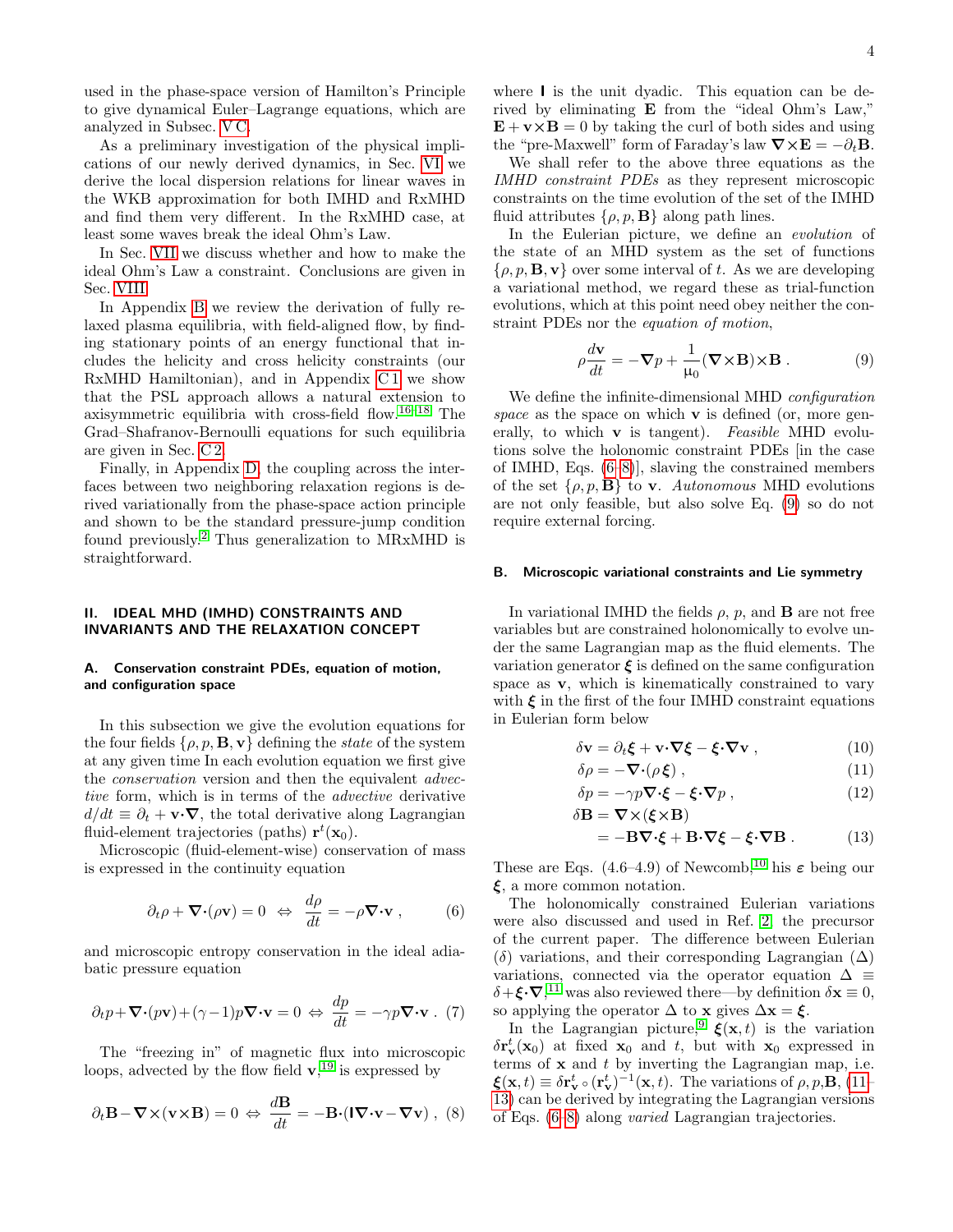used in the phase-space version of Hamilton's Principle to give dynamical Euler–Lagrange equations, which are analyzed in Subsec. V C.

As a preliminary investigation of the physical implications of our newly derived dynamics, in Sec. VI we derive the local dispersion relations for linear waves in the WKB approximation for both IMHD and RxMHD and find them very different. In the RxMHD case, at least some waves break the ideal Ohm's Law.

In Sec. VII we discuss whether and how to make the ideal Ohm's Law a constraint. Conclusions are given in Sec. VIII.

In Appendix B we review the derivation of fully relaxed plasma equilibria, with field-aligned flow, by finding stationary points of an energy functional that includes the helicity and cross helicity constraints (our RxMHD Hamiltonian), and in Appendix C 1 we show that the PSL approach allows a natural extension to axisymmetric equilibria with cross-field flow.[16–18] The Grad–Shafranov-Bernoulli equations for such equilibria are given in Sec. C 2.

Finally, in Appendix D, the coupling across the interfaces between two neighboring relaxation regions is derived variationally from the phase-space action principle and shown to be the standard pressure-jump condition found previously.[2] Thus generalization to MRxMHD is straightforward.

## II. IDEAL MHD (IMHD) CONSTRAINTS AND INVARIANTS AND THE RELAXATION CONCEPT

### A. Conservation constraint PDEs, equation of motion, and configuration space

In this subsection we give the evolution equations for the four fields $\{\rho, p, \mathbf{B}, \mathbf{v}\}$ defining the *state* of the system at any given time In each evolution equation we first give the *conservation* version and then the equivalent *advective* form, which is in terms of the *advective* derivative $d/dt \equiv \partial_t + \mathbf{v}{\cdot}\boldsymbol{\nabla}$, the total derivative along Lagrangian fluid-element trajectories (paths) $\mathbf{r}^t(\mathbf{x}_0)$.

Microscopic (fluid-element-wise) conservation of mass is expressed in the continuity equation

$$\partial_t\rho + \boldsymbol{\nabla}{\cdot}(\rho\mathbf{v}) = 0 \;\Leftrightarrow\; \frac{d\rho}{dt} = -\rho\boldsymbol{\nabla}{\cdot}\mathbf{v}\;, \tag{6}$$

and microscopic entropy conservation in the ideal adiabatic pressure equation

$$\partial_t p + \boldsymbol{\nabla}{\cdot}(p\mathbf{v}) + (\gamma-1)p\boldsymbol{\nabla}{\cdot}\mathbf{v} = 0 \;\Leftrightarrow\; \frac{dp}{dt} = -\gamma p\boldsymbol{\nabla}{\cdot}\mathbf{v}\;. \tag{7}$$

The "freezing in" of magnetic flux into microscopic loops, advected by the flow field $\mathbf{v}$,[19] is expressed by

$$\partial_t\mathbf{B} - \boldsymbol{\nabla}{\times}(\mathbf{v}{\times}\mathbf{B}) = 0 \;\Leftrightarrow\; \frac{d\mathbf{B}}{dt} = -\mathbf{B}{\cdot}(\mathsf{I}\boldsymbol{\nabla}{\cdot}\mathbf{v} - \boldsymbol{\nabla}\mathbf{v})\;, \tag{8}$$

where $\mathsf{I}$ is the unit dyadic. This equation can be derived by eliminating $\mathbf{E}$ from the "ideal Ohm's Law," $\mathbf{E} + \mathbf{v}{\times}\mathbf{B} = 0$ by taking the curl of both sides and using the "pre-Maxwell" form of Faraday's law $\boldsymbol{\nabla}{\times}\mathbf{E} = -\partial_t\mathbf{B}$.

We shall refer to the above three equations as the *IMHD constraint PDEs* as they represent microscopic constraints on the time evolution of the set of the IMHD fluid attributes $\{\rho, p, \mathbf{B}\}$ along path lines.

In the Eulerian picture, we define an *evolution* of the state of an MHD system as the set of functions $\{\rho, p, \mathbf{B}, \mathbf{v}\}$ over some interval of $t$. As we are developing a variational method, we regard these as trial-function evolutions, which at this point need obey neither the constraint PDEs nor the *equation of motion*,

$$\rho\frac{d\mathbf{v}}{dt} = -\boldsymbol{\nabla}p + \frac{1}{\mu_0}(\boldsymbol{\nabla}{\times}\mathbf{B}){\times}\mathbf{B}\;. \tag{9}$$

We define the infinite-dimensional MHD *configuration space* as the space on which $\mathbf{v}$ is defined (or, more generally, to which $\mathbf{v}$ is tangent). *Feasible* MHD evolutions solve the holonomic constraint PDEs [in the case of IMHD, Eqs. (6–8)], slaving the constrained members of the set $\{\rho, p, \mathbf{B}\}$ to $\mathbf{v}$. *Autonomous* MHD evolutions are not only feasible, but also solve Eq. (9) so do not require external forcing.

### B. Microscopic variational constraints and Lie symmetry

In variational IMHD the fields $\rho$, $p$, and $\mathbf{B}$ are not free variables but are constrained holonomically to evolve under the same Lagrangian map as the fluid elements. The variation generator $\boldsymbol{\xi}$ is defined on the same configuration space as $\mathbf{v}$, which is kinematically constrained to vary with $\boldsymbol{\xi}$ in the first of the four IMHD constraint equations in Eulerian form below

$$\delta\mathbf{v} = \partial_t\boldsymbol{\xi} + \mathbf{v}{\cdot}\boldsymbol{\nabla}\boldsymbol{\xi} - \boldsymbol{\xi}{\cdot}\boldsymbol{\nabla}\mathbf{v}\;, \tag{10}$$

$$\delta\rho = -\boldsymbol{\nabla}{\cdot}(\rho\,\boldsymbol{\xi})\;, \tag{11}$$

$$\delta p = -\gamma p\boldsymbol{\nabla}{\cdot}\boldsymbol{\xi} - \boldsymbol{\xi}{\cdot}\boldsymbol{\nabla}p\;, \tag{12}$$

$$\begin{aligned}\delta\mathbf{B} &= \boldsymbol{\nabla}{\times}(\boldsymbol{\xi}{\times}\mathbf{B}) \\ &= -\mathbf{B}\boldsymbol{\nabla}{\cdot}\boldsymbol{\xi} + \mathbf{B}{\cdot}\boldsymbol{\nabla}\boldsymbol{\xi} - \boldsymbol{\xi}{\cdot}\boldsymbol{\nabla}\mathbf{B}\;.\end{aligned} \tag{13}$$

These are Eqs. (4.6–4.9) of Newcomb,[10] his $\boldsymbol{\varepsilon}$ being our $\boldsymbol{\xi}$, a more common notation.

The holonomically constrained Eulerian variations were also discussed and used in Ref. 2, the precursor of the current paper. The difference between Eulerian ($\delta$) variations, and their corresponding Lagrangian ($\Delta$) variations, connected via the operator equation $\Delta \equiv \delta + \boldsymbol{\xi}{\cdot}\boldsymbol{\nabla}$,[11] was also reviewed there—by definition $\delta\mathbf{x} \equiv 0$, so applying the operator $\Delta$ to $\mathbf{x}$ gives $\Delta\mathbf{x} = \boldsymbol{\xi}$.

In the Lagrangian picture,[9] $\boldsymbol{\xi}(\mathbf{x}, t)$ is the variation $\delta\mathbf{r}^t_{\mathbf{v}}(\mathbf{x}_0)$ at fixed $\mathbf{x}_0$ and $t$, but with $\mathbf{x}_0$ expressed in terms of $\mathbf{x}$ and $t$ by inverting the Lagrangian map, i.e. $\boldsymbol{\xi}(\mathbf{x}, t) \equiv \delta\mathbf{r}^t_{\mathbf{v}} \circ (\mathbf{r}^t_{\mathbf{v}})^{-1}(\mathbf{x}, t)$. The variations of $\rho, p, \mathbf{B}$, (11–13) can be derived by integrating the Lagrangian versions of Eqs. (6–8) along *varied* Lagrangian trajectories.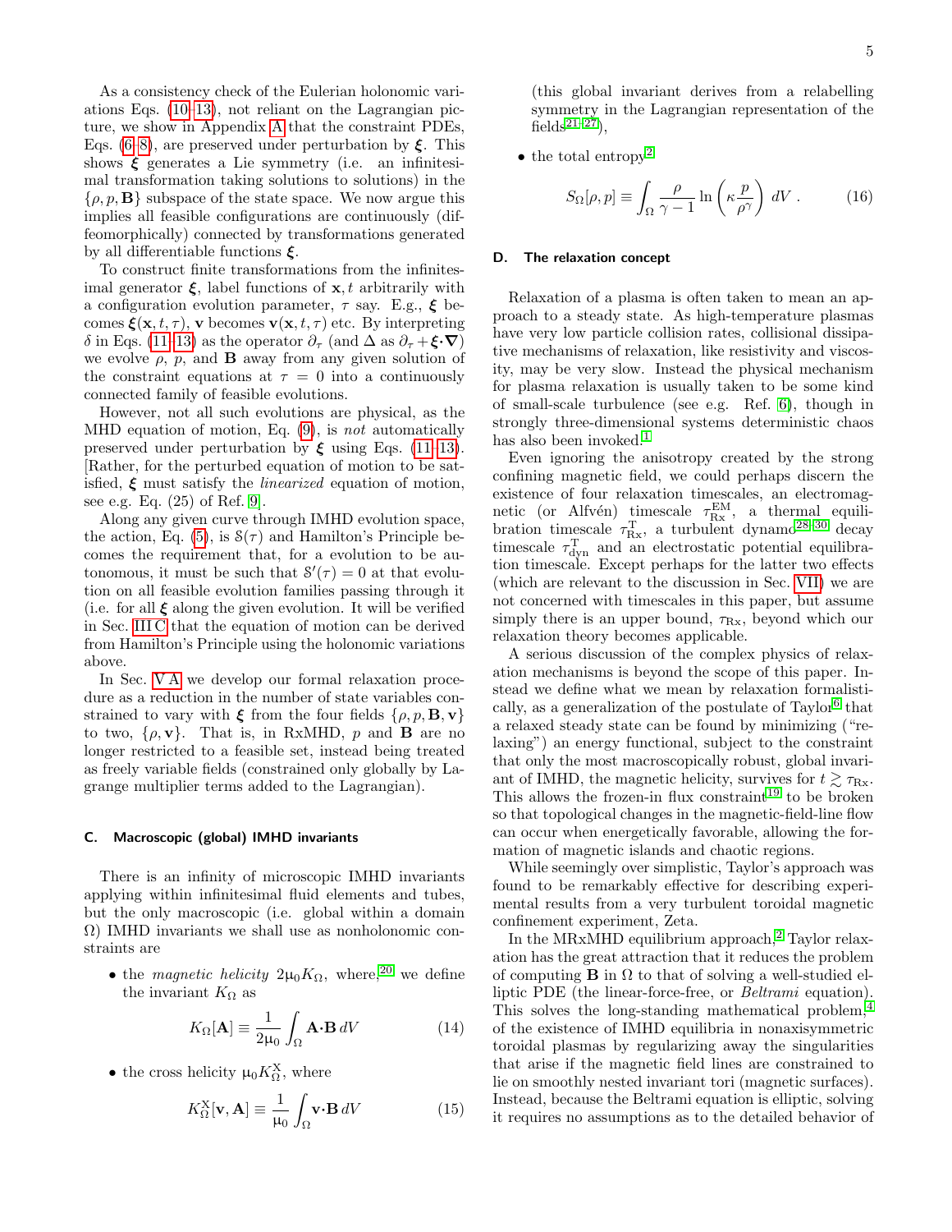As a consistency check of the Eulerian holonomic variations Eqs. (10–13), not reliant on the Lagrangian picture, we show in Appendix A that the constraint PDEs, Eqs. (6–8), are preserved under perturbation by $\boldsymbol{\xi}$. This shows $\boldsymbol{\xi}$ generates a Lie symmetry (i.e. an infinitesimal transformation taking solutions to solutions) in the $\{\rho, p, \mathbf{B}\}$ subspace of the state space. We now argue this implies all feasible configurations are continuously (diffeomorphically) connected by transformations generated by all differentiable functions $\boldsymbol{\xi}$.

To construct finite transformations from the infinitesimal generator $\boldsymbol{\xi}$, label functions of $\mathbf{x}, t$ arbitrarily with a configuration evolution parameter, $\tau$ say. E.g., $\boldsymbol{\xi}$ becomes $\boldsymbol{\xi}(\mathbf{x}, t, \tau)$, $\mathbf{v}$ becomes $\mathbf{v}(\mathbf{x}, t, \tau)$ etc. By interpreting $\delta$ in Eqs. (11–13) as the operator $\partial_\tau$ (and $\Delta$ as $\partial_\tau + \boldsymbol{\xi}\cdot\boldsymbol{\nabla}$) we evolve $\rho$, $p$, and $\mathbf{B}$ away from any given solution of the constraint equations at $\tau = 0$ into a continuously connected family of feasible evolutions.

However, not all such evolutions are physical, as the MHD equation of motion, Eq. (9), is *not* automatically preserved under perturbation by $\boldsymbol{\xi}$ using Eqs. (11–13). [Rather, for the perturbed equation of motion to be satisfied, $\boldsymbol{\xi}$ must satisfy the *linearized* equation of motion, see e.g. Eq. (25) of Ref. 9].

Along any given curve through IMHD evolution space, the action, Eq. (5), is $\mathcal{S}(\tau)$ and Hamilton's Principle becomes the requirement that, for a evolution to be autonomous, it must be such that $\mathcal{S}'(\tau) = 0$ at that evolution on all feasible evolution families passing through it (i.e. for all $\boldsymbol{\xi}$ along the given evolution. It will be verified in Sec. III C that the equation of motion can be derived from Hamilton's Principle using the holonomic variations above.

In Sec. V A we develop our formal relaxation procedure as a reduction in the number of state variables constrained to vary with $\boldsymbol{\xi}$ from the four fields $\{\rho, p, \mathbf{B}, \mathbf{v}\}$ to two, $\{\rho, \mathbf{v}\}$. That is, in RxMHD, $p$ and $\mathbf{B}$ are no longer restricted to a feasible set, instead being treated as freely variable fields (constrained only globally by Lagrange multiplier terms added to the Lagrangian).

### C. Macroscopic (global) IMHD invariants

There is an infinity of microscopic IMHD invariants applying within infinitesimal fluid elements and tubes, but the only macroscopic (i.e. global within a domain $\Omega$) IMHD invariants we shall use as nonholonomic constraints are

- the *magnetic helicity* $2\mu_0 K_\Omega$, where,[20] we define the invariant $K_\Omega$ as

$$K_\Omega[\mathbf{A}] \equiv \frac{1}{2\mu_0}\int_\Omega \mathbf{A}\cdot\mathbf{B}\, dV \tag{14}$$

- the cross helicity $\mu_0 K^{\mathrm{X}}_\Omega$, where

$$K^{\mathrm{X}}_\Omega[\mathbf{v}, \mathbf{A}] \equiv \frac{1}{\mu_0}\int_\Omega \mathbf{v}\cdot\mathbf{B}\, dV \tag{15}$$

  (this global invariant derives from a relabelling symmetry in the Lagrangian representation of the fields[21–27]),

- the total entropy[2]

$$S_\Omega[\rho, p] \equiv \int_\Omega \frac{\rho}{\gamma - 1}\ln\left(\kappa\frac{p}{\rho^\gamma}\right) dV\ . \tag{16}$$

### D. The relaxation concept

Relaxation of a plasma is often taken to mean an approach to a steady state. As high-temperature plasmas have very low particle collision rates, collisional dissipative mechanisms of relaxation, like resistivity and viscosity, may be very slow. Instead the physical mechanism for plasma relaxation is usually taken to be some kind of small-scale turbulence (see e.g. Ref. 6), though in strongly three-dimensional systems deterministic chaos has also been invoked.[1]

Even ignoring the anisotropy created by the strong confining magnetic field, we could perhaps discern the existence of four relaxation timescales, an electromagnetic (or Alfvén) timescale $\tau^{\mathrm{EM}}_{\mathrm{Rx}}$, a thermal equilibration timescale $\tau^{\mathrm{T}}_{\mathrm{Rx}}$, a turbulent dynamo[28–30] decay timescale $\tau^{\mathrm{T}}_{\mathrm{dyn}}$ and an electrostatic potential equilibration timescale. Except perhaps for the latter two effects (which are relevant to the discussion in Sec. VII) we are not concerned with timescales in this paper, but assume simply there is an upper bound, $\tau_{\mathrm{Rx}}$, beyond which our relaxation theory becomes applicable.

A serious discussion of the complex physics of relaxation mechanisms is beyond the scope of this paper. Instead we define what we mean by relaxation formalistically, as a generalization of the postulate of Taylor[6] that a relaxed steady state can be found by minimizing ("relaxing") an energy functional, subject to the constraint that only the most macroscopically robust, global invariant of IMHD, the magnetic helicity, survives for $t \gtrsim \tau_{\mathrm{Rx}}$. This allows the frozen-in flux constraint[19] to be broken so that topological changes in the magnetic-field-line flow can occur when energetically favorable, allowing the formation of magnetic islands and chaotic regions.

While seemingly over simplistic, Taylor's approach was found to be remarkably effective for describing experimental results from a very turbulent toroidal magnetic confinement experiment, Zeta.

In the MRxMHD equilibrium approach,[2] Taylor relaxation has the great attraction that it reduces the problem of computing $\mathbf{B}$ in $\Omega$ to that of solving a well-studied elliptic PDE (the linear-force-free, or *Beltrami* equation). This solves the long-standing mathematical problem,[4] of the existence of IMHD equilibria in nonaxisymmetric toroidal plasmas by regularizing away the singularities that arise if the magnetic field lines are constrained to lie on smoothly nested invariant tori (magnetic surfaces). Instead, because the Beltrami equation is elliptic, solving it requires no assumptions as to the detailed behavior of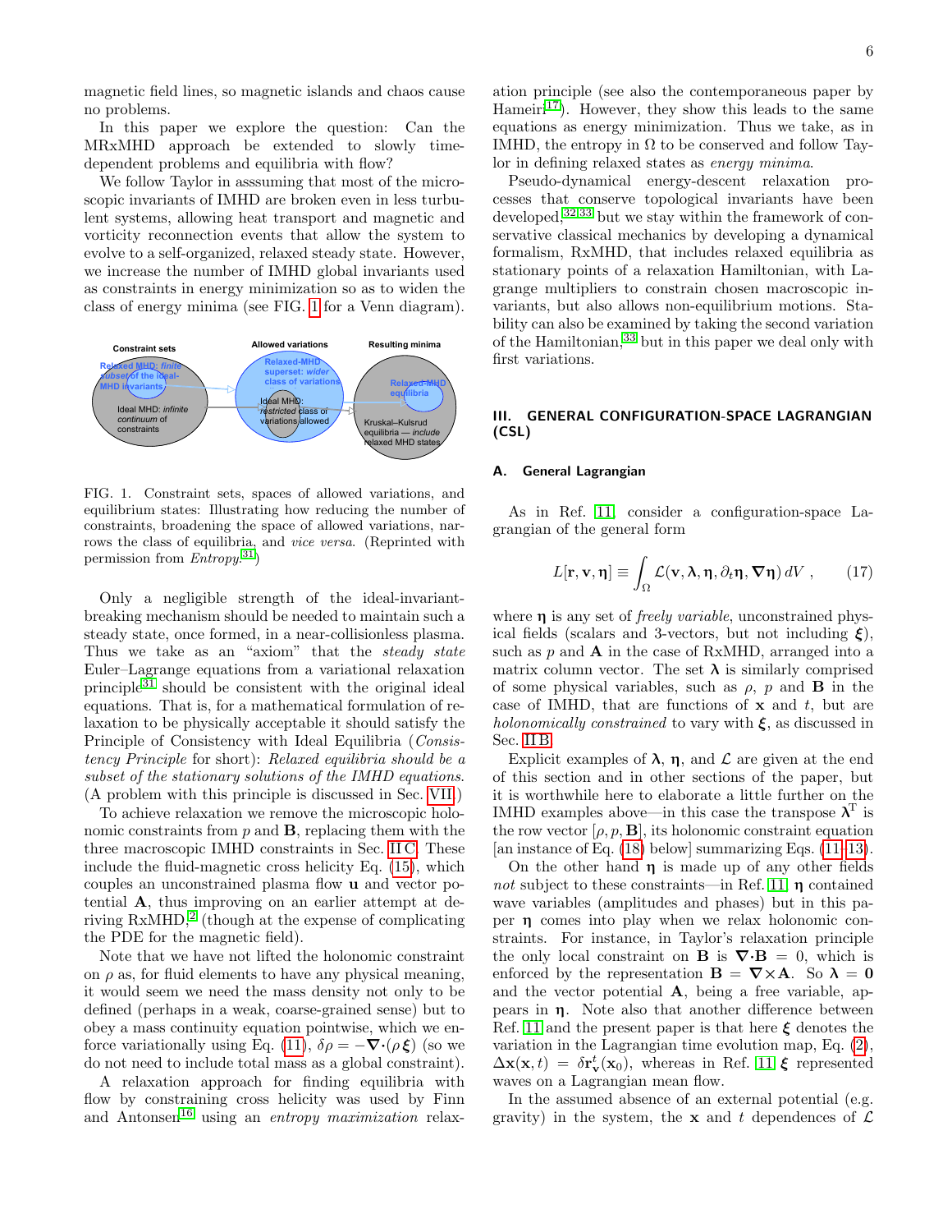magnetic field lines, so magnetic islands and chaos cause no problems.

In this paper we explore the question: Can the MRxMHD approach be extended to slowly time-dependent problems and equilibria with flow?

We follow Taylor in asssuming that most of the microscopic invariants of IMHD are broken even in less turbulent systems, allowing heat transport and magnetic and vorticity reconnection events that allow the system to evolve to a self-organized, relaxed steady state. However, we increase the number of IMHD global invariants used as constraints in energy minimization so as to widen the class of energy minima (see FIG. 1 for a Venn diagram).

FIG. 1. Constraint sets, spaces of allowed variations, and equilibrium states: Illustrating how reducing the number of constraints, broadening the space of allowed variations, narrows the class of equilibria, and *vice versa*. (Reprinted with permission from *Entropy*.[31])

Only a negligible strength of the ideal-invariant-breaking mechanism should be needed to maintain such a steady state, once formed, in a near-collisionless plasma. Thus we take as an "axiom" that the *steady state* Euler–Lagrange equations from a variational relaxation principle[31] should be consistent with the original ideal equations. That is, for a mathematical formulation of relaxation to be physically acceptable it should satisfy the Principle of Consistency with Ideal Equilibria (*Consistency Principle* for short): *Relaxed equilibria should be a subset of the stationary solutions of the IMHD equations.* (A problem with this principle is discussed in Sec. VII.)

To achieve relaxation we remove the microscopic holonomic constraints from $p$ and $\mathbf{B}$, replacing them with the three macroscopic IMHD constraints in Sec. II C. These include the fluid-magnetic cross helicity Eq. (15), which couples an unconstrained plasma flow $\mathbf{u}$ and vector potential $\mathbf{A}$, thus improving on an earlier attempt at deriving RxMHD,[2] (though at the expense of complicating the PDE for the magnetic field).

Note that we have not lifted the holonomic constraint on $\rho$ as, for fluid elements to have any physical meaning, it would seem we need the mass density not only to be defined (perhaps in a weak, coarse-grained sense) but to obey a mass continuity equation pointwise, which we enforce variationally using Eq. (11), $\delta\rho = -\boldsymbol{\nabla}\boldsymbol{\cdot}(\rho\boldsymbol{\xi})$ (so we do not need to include total mass as a global constraint).

A relaxation approach for finding equilibria with flow by constraining cross helicity was used by Finn and Antonsen[16] using an *entropy maximization* relaxation principle (see also the contemporaneous paper by Hameiri[17]). However, they show this leads to the same equations as energy minimization. Thus we take, as in IMHD, the entropy in $\Omega$ to be conserved and follow Taylor in defining relaxed states as *energy minima*.

Pseudo-dynamical energy-descent relaxation processes that conserve topological invariants have been developed,[32,33] but we stay within the framework of conservative classical mechanics by developing a dynamical formalism, RxMHD, that includes relaxed equilibria as stationary points of a relaxation Hamiltonian, with Lagrange multipliers to constrain chosen macroscopic invariants, but also allows non-equilibrium motions. Stability can also be examined by taking the second variation of the Hamiltonian,[33] but in this paper we deal only with first variations.

## III. GENERAL CONFIGURATION-SPACE LAGRANGIAN (CSL)

### A. General Lagrangian

As in Ref. 11, consider a configuration-space Lagrangian of the general form

$$L[\mathbf{r},\mathbf{v},\boldsymbol{\eta}] \equiv \int_\Omega \mathcal{L}(\mathbf{v},\boldsymbol{\lambda},\boldsymbol{\eta},\partial_t\boldsymbol{\eta},\boldsymbol{\nabla}\boldsymbol{\eta})\, dV\ , \qquad (17)$$

where $\boldsymbol{\eta}$ is any set of *freely variable*, unconstrained physical fields (scalars and 3-vectors, but not including $\boldsymbol{\xi}$), such as $p$ and $\mathbf{A}$ in the case of RxMHD, arranged into a matrix column vector. The set $\boldsymbol{\lambda}$ is similarly comprised of some physical variables, such as $\rho$, $p$ and $\mathbf{B}$ in the case of IMHD, that are functions of $\mathbf{x}$ and $t$, but are *holonomically constrained* to vary with $\boldsymbol{\xi}$, as discussed in Sec. II B.

Explicit examples of $\boldsymbol{\lambda}$, $\boldsymbol{\eta}$, and $\mathcal{L}$ are given at the end of this section and in other sections of the paper, but it is worthwhile here to elaborate a little further on the IMHD examples above—in this case the transpose $\boldsymbol{\lambda}^{\mathrm{T}}$ is the row vector $[\rho, p, \mathbf{B}]$, its holonomic constraint equation [an instance of Eq. (18) below] summarizing Eqs. (11–13).

On the other hand $\boldsymbol{\eta}$ is made up of any other fields *not* subject to these constraints—in Ref. 11, $\boldsymbol{\eta}$ contained wave variables (amplitudes and phases) but in this paper $\boldsymbol{\eta}$ comes into play when we relax holonomic constraints. For instance, in Taylor's relaxation principle the only local constraint on $\mathbf{B}$ is $\boldsymbol{\nabla}\boldsymbol{\cdot}\mathbf{B} = 0$, which is enforced by the representation $\mathbf{B} = \boldsymbol{\nabla}\times\mathbf{A}$. So $\boldsymbol{\lambda} = \mathbf{0}$ and the vector potential $\mathbf{A}$, being a free variable, appears in $\boldsymbol{\eta}$. Note also that another difference between Ref. 11 and the present paper is that here $\boldsymbol{\xi}$ denotes the variation in the Lagrangian time evolution map, Eq. (2), $\Delta\mathbf{x}(\mathbf{x},t) = \delta\mathbf{r}^t_{\mathbf{v}}(\mathbf{x}_0)$, whereas in Ref. 11 $\boldsymbol{\xi}$ represented waves on a Lagrangian mean flow.

In the assumed absence of an external potential (e.g. gravity) in the system, the $\mathbf{x}$ and $t$ dependences of $\mathcal{L}$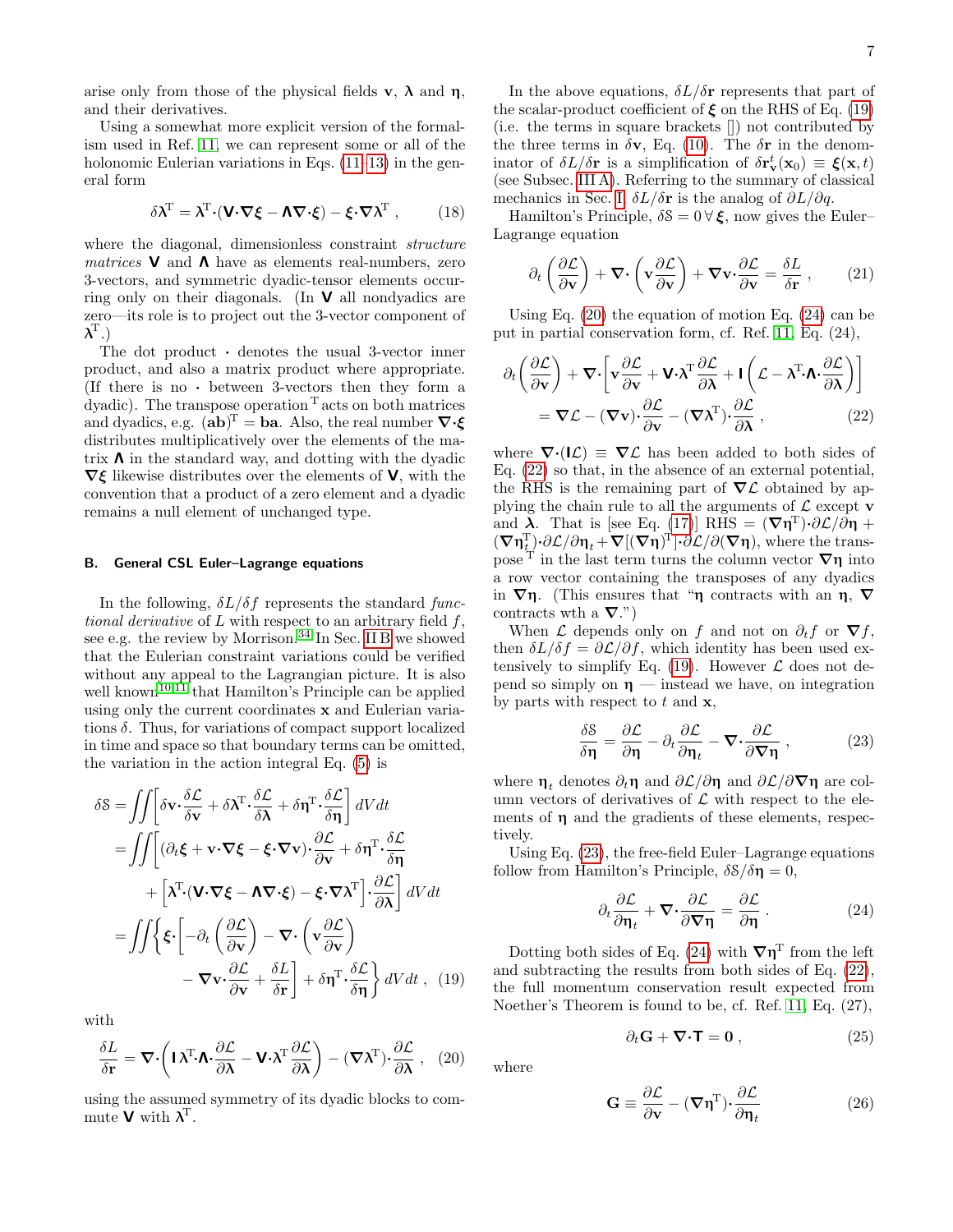arise only from those of the physical fields $\mathbf{v}$, $\boldsymbol{\lambda}$ and $\boldsymbol{\eta}$, and their derivatives.

Using a somewhat more explicit version of the formalism used in Ref. [11], we can represent some or all of the holonomic Eulerian variations in Eqs. (11–13) in the general form

$$\delta\boldsymbol{\lambda}^{\mathrm{T}} = \boldsymbol{\lambda}^{\mathrm{T}}\cdot(\mathsf{V}\cdot\nabla\boldsymbol{\xi} - \boldsymbol{\Lambda}\nabla\cdot\boldsymbol{\xi}) - \boldsymbol{\xi}\cdot\nabla\boldsymbol{\lambda}^{\mathrm{T}} , \tag{18}$$

where the diagonal, dimensionless constraint *structure matrices* $\mathsf{V}$ and $\boldsymbol{\Lambda}$ have as elements real-numbers, zero 3-vectors, and symmetric dyadic-tensor elements occurring only on their diagonals. (In $\mathsf{V}$ all nondyadics are zero—its role is to project out the 3-vector component of $\boldsymbol{\lambda}^{\mathrm{T}}$.)

The dot product $\cdot$ denotes the usual 3-vector inner product, and also a matrix product where appropriate. (If there is no $\cdot$ between 3-vectors then they form a dyadic). The transpose operation $^{\mathrm{T}}$ acts on both matrices and dyadics, e.g. $(\mathbf{ab})^{\mathrm{T}} = \mathbf{ba}$. Also, the real number $\nabla\cdot\boldsymbol{\xi}$ distributes multiplicatively over the elements of the matrix $\boldsymbol{\Lambda}$ in the standard way, and dotting with the dyadic $\nabla\boldsymbol{\xi}$ likewise distributes over the elements of $\mathsf{V}$, with the convention that a product of a zero element and a dyadic remains a null element of unchanged type.

### B. General CSL Euler–Lagrange equations

In the following, $\delta L/\delta f$ represents the standard *functional derivative* of $L$ with respect to an arbitrary field $f$, see e.g. the review by Morrison.[34] In Sec. II B we showed that the Eulerian constraint variations could be verified without any appeal to the Lagrangian picture. It is also well known[10,11] that Hamilton's Principle can be applied using only the current coordinates $\mathbf{x}$ and Eulerian variations $\delta$. Thus, for variations of compact support localized in time and space so that boundary terms can be omitted, the variation in the action integral Eq. (5) is

$$\begin{aligned}
\delta\mathcal{S} &= \iint\left[\delta\mathbf{v}\cdot\frac{\delta\mathcal{L}}{\delta\mathbf{v}} + \delta\boldsymbol{\lambda}^{\mathrm{T}}\cdot\frac{\delta\mathcal{L}}{\delta\boldsymbol{\lambda}} + \delta\boldsymbol{\eta}^{\mathrm{T}}\cdot\frac{\delta\mathcal{L}}{\delta\boldsymbol{\eta}}\right] dV dt \\
&= \iint\bigg[(\partial_t\boldsymbol{\xi} + \mathbf{v}\cdot\nabla\boldsymbol{\xi} - \boldsymbol{\xi}\cdot\nabla\mathbf{v})\cdot\frac{\partial\mathcal{L}}{\partial\mathbf{v}} + \delta\boldsymbol{\eta}^{\mathrm{T}}\cdot\frac{\delta\mathcal{L}}{\delta\boldsymbol{\eta}} \\
&\qquad + \left[\boldsymbol{\lambda}^{\mathrm{T}}\cdot(\mathsf{V}\cdot\nabla\boldsymbol{\xi} - \boldsymbol{\Lambda}\nabla\cdot\boldsymbol{\xi}) - \boldsymbol{\xi}\cdot\nabla\boldsymbol{\lambda}^{\mathrm{T}}\right]\cdot\frac{\partial\mathcal{L}}{\partial\boldsymbol{\lambda}}\bigg] dV dt \\
&= \iint\bigg\{\boldsymbol{\xi}\cdot\bigg[-\partial_t\left(\frac{\partial\mathcal{L}}{\partial\mathbf{v}}\right) - \nabla\cdot\left(\mathbf{v}\frac{\partial\mathcal{L}}{\partial\mathbf{v}}\right) \\
&\qquad - \nabla\mathbf{v}\cdot\frac{\partial\mathcal{L}}{\partial\mathbf{v}} + \frac{\delta L}{\delta\mathbf{r}}\bigg] + \delta\boldsymbol{\eta}^{\mathrm{T}}\cdot\frac{\delta\mathcal{L}}{\delta\boldsymbol{\eta}}\bigg\} dV dt , \quad (19)
\end{aligned}$$

with

$$\frac{\delta L}{\delta\mathbf{r}} = \nabla\cdot\left(\mathsf{I}\,\boldsymbol{\lambda}^{\mathrm{T}}\cdot\boldsymbol{\Lambda}\cdot\frac{\partial\mathcal{L}}{\partial\boldsymbol{\lambda}} - \mathsf{V}\cdot\boldsymbol{\lambda}^{\mathrm{T}}\frac{\partial\mathcal{L}}{\partial\boldsymbol{\lambda}}\right) - (\nabla\boldsymbol{\lambda}^{\mathrm{T}})\cdot\frac{\partial\mathcal{L}}{\partial\boldsymbol{\lambda}} , \tag{20}$$

using the assumed symmetry of its dyadic blocks to commute $\mathsf{V}$ with $\boldsymbol{\lambda}^{\mathrm{T}}$.

In the above equations, $\delta L/\delta\mathbf{r}$ represents that part of the scalar-product coefficient of $\boldsymbol{\xi}$ on the RHS of Eq. (19) (i.e. the terms in square brackets []) not contributed by the three terms in $\delta\mathbf{v}$, Eq. (10). The $\delta\mathbf{r}$ in the denominator of $\delta L/\delta\mathbf{r}$ is a simplification of $\delta\mathbf{r}^t_{\mathbf{v}}(\mathbf{x}_0) \equiv \boldsymbol{\xi}(\mathbf{x},t)$ (see Subsec. III A). Referring to the summary of classical mechanics in Sec. I, $\delta L/\delta\mathbf{r}$ is the analog of $\partial L/\partial q$.

Hamilton's Principle, $\delta\mathcal{S} = 0\,\forall\,\boldsymbol{\xi}$, now gives the Euler–Lagrange equation

$$\partial_t\left(\frac{\partial\mathcal{L}}{\partial\mathbf{v}}\right) + \nabla\cdot\left(\mathbf{v}\frac{\partial\mathcal{L}}{\partial\mathbf{v}}\right) + \nabla\mathbf{v}\cdot\frac{\partial\mathcal{L}}{\partial\mathbf{v}} = \frac{\delta L}{\delta\mathbf{r}} , \tag{21}$$

Using Eq. (20) the equation of motion Eq. (24) can be put in partial conservation form, cf. Ref. [11], Eq. (24),

$$\begin{aligned}
\partial_t\left(\frac{\partial\mathcal{L}}{\partial\mathbf{v}}\right) &+ \nabla\cdot\left[\mathbf{v}\frac{\partial\mathcal{L}}{\partial\mathbf{v}} + \mathsf{V}\cdot\boldsymbol{\lambda}^{\mathrm{T}}\frac{\partial\mathcal{L}}{\partial\boldsymbol{\lambda}} + \mathsf{I}\left(\mathcal{L} - \boldsymbol{\lambda}^{\mathrm{T}}\cdot\boldsymbol{\Lambda}\cdot\frac{\partial\mathcal{L}}{\partial\boldsymbol{\lambda}}\right)\right] \\
&= \nabla\mathcal{L} - (\nabla\mathbf{v})\cdot\frac{\partial\mathcal{L}}{\partial\mathbf{v}} - (\nabla\boldsymbol{\lambda}^{\mathrm{T}})\cdot\frac{\partial\mathcal{L}}{\partial\boldsymbol{\lambda}} , \qquad (22)
\end{aligned}$$

where $\nabla\cdot(\mathsf{I}\mathcal{L}) \equiv \nabla\mathcal{L}$ has been added to both sides of Eq. (22) so that, in the absence of an external potential, the RHS is the remaining part of $\nabla\mathcal{L}$ obtained by applying the chain rule to all the arguments of $\mathcal{L}$ except $\mathbf{v}$ and $\boldsymbol{\lambda}$. That is [see Eq. (17)] RHS $= (\nabla\boldsymbol{\eta}^{\mathrm{T}})\cdot\partial\mathcal{L}/\partial\boldsymbol{\eta} + (\nabla\boldsymbol{\eta}^{\mathrm{T}}_t)\cdot\partial\mathcal{L}/\partial\boldsymbol{\eta}_t + \nabla[(\nabla\boldsymbol{\eta})^{\mathrm{T}}]\cdot\partial\mathcal{L}/\partial(\nabla\boldsymbol{\eta})$, where the transpose $^{\mathrm{T}}$ in the last term turns the column vector $\nabla\boldsymbol{\eta}$ into a row vector containing the transposes of any dyadics in $\nabla\boldsymbol{\eta}$. (This ensures that "$\boldsymbol{\eta}$ contracts with an $\boldsymbol{\eta}$, $\nabla$ contracts wth a $\nabla$.")

When $\mathcal{L}$ depends only on $f$ and not on $\partial_t f$ or $\nabla f$, then $\delta L/\delta f = \partial\mathcal{L}/\partial f$, which identity has been used extensively to simplify Eq. (19). However $\mathcal{L}$ does not depend so simply on $\boldsymbol{\eta}$ — instead we have, on integration by parts with respect to $t$ and $\mathbf{x}$,

$$\frac{\delta\mathcal{S}}{\delta\boldsymbol{\eta}} = \frac{\partial\mathcal{L}}{\partial\boldsymbol{\eta}} - \partial_t\frac{\partial\mathcal{L}}{\partial\boldsymbol{\eta}_t} - \nabla\cdot\frac{\partial\mathcal{L}}{\partial\nabla\boldsymbol{\eta}} , \tag{23}$$

where $\boldsymbol{\eta}_t$ denotes $\partial_t\boldsymbol{\eta}$ and $\partial\mathcal{L}/\partial\boldsymbol{\eta}$ and $\partial\mathcal{L}/\partial\nabla\boldsymbol{\eta}$ are column vectors of derivatives of $\mathcal{L}$ with respect to the elements of $\boldsymbol{\eta}$ and the gradients of these elements, respectively.

Using Eq. (23), the free-field Euler–Lagrange equations follow from Hamilton's Principle, $\delta\mathcal{S}/\delta\boldsymbol{\eta} = 0$,

$$\partial_t\frac{\partial\mathcal{L}}{\partial\boldsymbol{\eta}_t} + \nabla\cdot\frac{\partial\mathcal{L}}{\partial\nabla\boldsymbol{\eta}} = \frac{\partial\mathcal{L}}{\partial\boldsymbol{\eta}} . \tag{24}$$

Dotting both sides of Eq. (24) with $\nabla\boldsymbol{\eta}^{\mathrm{T}}$ from the left and subtracting the results from both sides of Eq. (22), the full momentum conservation result expected from Noether's Theorem is found to be, cf. Ref. [11], Eq. (27),

$$\partial_t\mathbf{G} + \nabla\cdot\mathsf{T} = \mathbf{0} , \tag{25}$$

where

$$\mathbf{G} \equiv \frac{\partial\mathcal{L}}{\partial\mathbf{v}} - (\nabla\boldsymbol{\eta}^{\mathrm{T}})\cdot\frac{\partial\mathcal{L}}{\partial\boldsymbol{\eta}_t} \tag{26}$$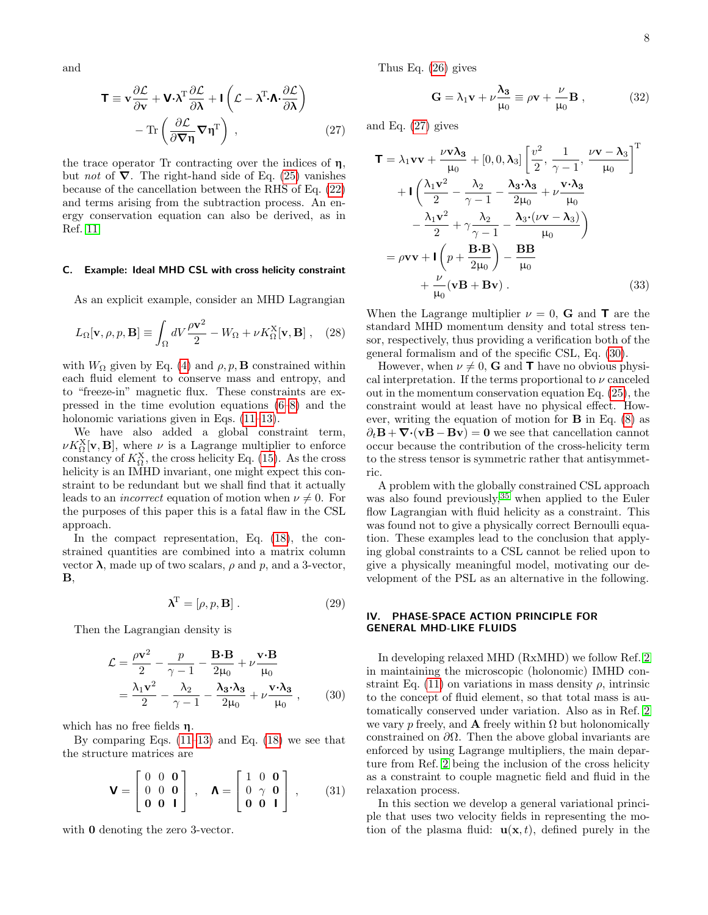and

$$\mathsf{T} \equiv \mathbf{v}\frac{\partial \mathcal{L}}{\partial \mathbf{v}} + \mathsf{V}\cdot\boldsymbol{\lambda}^{\mathrm{T}}\frac{\partial \mathcal{L}}{\partial \boldsymbol{\lambda}} + \mathsf{I}\left(\mathcal{L} - \boldsymbol{\lambda}^{\mathrm{T}}\cdot\boldsymbol{\Lambda}\cdot\frac{\partial \mathcal{L}}{\partial \boldsymbol{\lambda}}\right) - \mathrm{Tr}\left(\frac{\partial \mathcal{L}}{\partial \boldsymbol{\nabla}\boldsymbol{\eta}}\boldsymbol{\nabla}\boldsymbol{\eta}^{\mathrm{T}}\right) , \tag{27}$$

the trace operator Tr contracting over the indices of $\boldsymbol{\eta}$, but *not* of $\boldsymbol{\nabla}$. The right-hand side of Eq. (25) vanishes because of the cancellation between the RHS of Eq. (22) and terms arising from the subtraction process. An energy conservation equation can also be derived, as in Ref. [11]

### C. Example: Ideal MHD CSL with cross helicity constraint

As an explicit example, consider an MHD Lagrangian

$$L_\Omega[\mathbf{v}, \rho, p, \mathbf{B}] \equiv \int_\Omega dV \frac{\rho \mathbf{v}^2}{2} - W_\Omega + \nu K_\Omega^{\mathrm{X}}[\mathbf{v}, \mathbf{B}] , \tag{28}$$

with $W_\Omega$ given by Eq. (4) and $\rho, p, \mathbf{B}$ constrained within each fluid element to conserve mass and entropy, and to "freeze-in" magnetic flux. These constraints are expressed in the time evolution equations (6-8) and the holonomic variations given in Eqs. (11-13).

We have also added a global constraint term, $\nu K_\Omega^{\mathrm{X}}[\mathbf{v}, \mathbf{B}]$, where $\nu$ is a Lagrange multiplier to enforce constancy of $K_\Omega^{\mathrm{X}}$, the cross helicity Eq. (15). As the cross helicity is an IMHD invariant, one might expect this constraint to be redundant but we shall find that it actually leads to an *incorrect* equation of motion when $\nu \neq 0$. For the purposes of this paper this is a fatal flaw in the CSL approach.

In the compact representation, Eq. (18), the constrained quantities are combined into a matrix column vector $\boldsymbol{\lambda}$, made up of two scalars, $\rho$ and $p$, and a 3-vector, $\mathbf{B}$,

$$\boldsymbol{\lambda}^{\mathrm{T}} = [\rho, p, \mathbf{B}] . \tag{29}$$

Then the Lagrangian density is

$$\begin{aligned}\mathcal{L} &= \frac{\rho \mathbf{v}^2}{2} - \frac{p}{\gamma - 1} - \frac{\mathbf{B}\cdot\mathbf{B}}{2\mu_0} + \nu\frac{\mathbf{v}\cdot\mathbf{B}}{\mu_0} \\ &= \frac{\lambda_1 \mathbf{v}^2}{2} - \frac{\lambda_2}{\gamma - 1} - \frac{\boldsymbol{\lambda}_3\cdot\boldsymbol{\lambda}_3}{2\mu_0} + \nu\frac{\mathbf{v}\cdot\boldsymbol{\lambda}_3}{\mu_0} ,\end{aligned} \tag{30}$$

which has no free fields $\boldsymbol{\eta}$.

By comparing Eqs. (11-13) and Eq. (18) we see that the structure matrices are

$$\mathsf{V} = \begin{bmatrix} 0 & 0 & \mathbf{0} \\ 0 & 0 & \mathbf{0} \\ \mathbf{0} & \mathbf{0} & \mathsf{I} \end{bmatrix} , \quad \boldsymbol{\Lambda} = \begin{bmatrix} 1 & 0 & \mathbf{0} \\ 0 & \gamma & \mathbf{0} \\ \mathbf{0} & \mathbf{0} & \mathsf{I} \end{bmatrix} , \tag{31}$$

with $\mathbf{0}$ denoting the zero 3-vector.

Thus Eq. (26) gives

$$\mathbf{G} = \lambda_1 \mathbf{v} + \nu\frac{\boldsymbol{\lambda}_3}{\mu_0} \equiv \rho \mathbf{v} + \frac{\nu}{\mu_0}\mathbf{B} , \tag{32}$$

and Eq. (27) gives

$$\begin{aligned}\mathsf{T} &= \lambda_1 \mathbf{v}\mathbf{v} + \frac{\nu \mathbf{v}\boldsymbol{\lambda}_3}{\mu_0} + [0, 0, \boldsymbol{\lambda}_3]\left[\frac{v^2}{2}, \frac{1}{\gamma - 1}, \frac{\nu \mathbf{v} - \boldsymbol{\lambda}_3}{\mu_0}\right]^{\mathrm{T}} \\ &\quad + \mathsf{I}\left(\frac{\lambda_1 \mathbf{v}^2}{2} - \frac{\lambda_2}{\gamma - 1} - \frac{\boldsymbol{\lambda}_3\cdot\boldsymbol{\lambda}_3}{2\mu_0} + \nu\frac{\mathbf{v}\cdot\boldsymbol{\lambda}_3}{\mu_0} \right. \\ &\quad \left. - \frac{\lambda_1 \mathbf{v}^2}{2} + \gamma\frac{\lambda_2}{\gamma - 1} - \frac{\boldsymbol{\lambda}_3\cdot(\nu \mathbf{v} - \boldsymbol{\lambda}_3)}{\mu_0}\right) \\ &= \rho \mathbf{v}\mathbf{v} + \mathsf{I}\left(p + \frac{\mathbf{B}\cdot\mathbf{B}}{2\mu_0}\right) - \frac{\mathbf{B}\mathbf{B}}{\mu_0} \\ &\quad + \frac{\nu}{\mu_0}(\mathbf{v}\mathbf{B} + \mathbf{B}\mathbf{v}) .\end{aligned} \tag{33}$$

When the Lagrange multiplier $\nu = 0$, $\mathbf{G}$ and $\mathsf{T}$ are the standard MHD momentum density and total stress tensor, respectively, thus providing a verification both of the general formalism and of the specific CSL, Eq. (30).

However, when $\nu \neq 0$, $\mathbf{G}$ and $\mathsf{T}$ have no obvious physical interpretation. If the terms proportional to $\nu$ canceled out in the momentum conservation equation Eq. (25), the constraint would at least have no physical effect. However, writing the equation of motion for $\mathbf{B}$ in Eq. (8) as $\partial_t \mathbf{B} + \boldsymbol{\nabla}\cdot(\mathbf{v}\mathbf{B} - \mathbf{B}\mathbf{v}) = \mathbf{0}$ we see that cancellation cannot occur because the contribution of the cross-helicity term to the stress tensor is symmetric rather than antisymmetric.

A problem with the globally constrained CSL approach was also found previously,[35] when applied to the Euler flow Lagrangian with fluid helicity as a constraint. This was found not to give a physically correct Bernoulli equation. These examples lead to the conclusion that applying global constraints to a CSL cannot be relied upon to give a physically meaningful model, motivating our development of the PSL as an alternative in the following.

## IV. PHASE-SPACE ACTION PRINCIPLE FOR GENERAL MHD-LIKE FLUIDS

In developing relaxed MHD (RxMHD) we follow Ref. [2] in maintaining the microscopic (holonomic) IMHD constraint Eq. (11) on variations in mass density $\rho$, intrinsic to the concept of fluid element, so that total mass is automatically conserved under variation. Also as in Ref. [2] we vary $p$ freely, and $\mathbf{A}$ freely within $\Omega$ but holonomically constrained on $\partial\Omega$. Then the above global invariants are enforced by using Lagrange multipliers, the main departure from Ref. [2] being the inclusion of the cross helicity as a constraint to couple magnetic field and fluid in the relaxation process.

In this section we develop a general variational principle that uses two velocity fields in representing the motion of the plasma fluid: $\mathbf{u}(\mathbf{x}, t)$, defined purely in the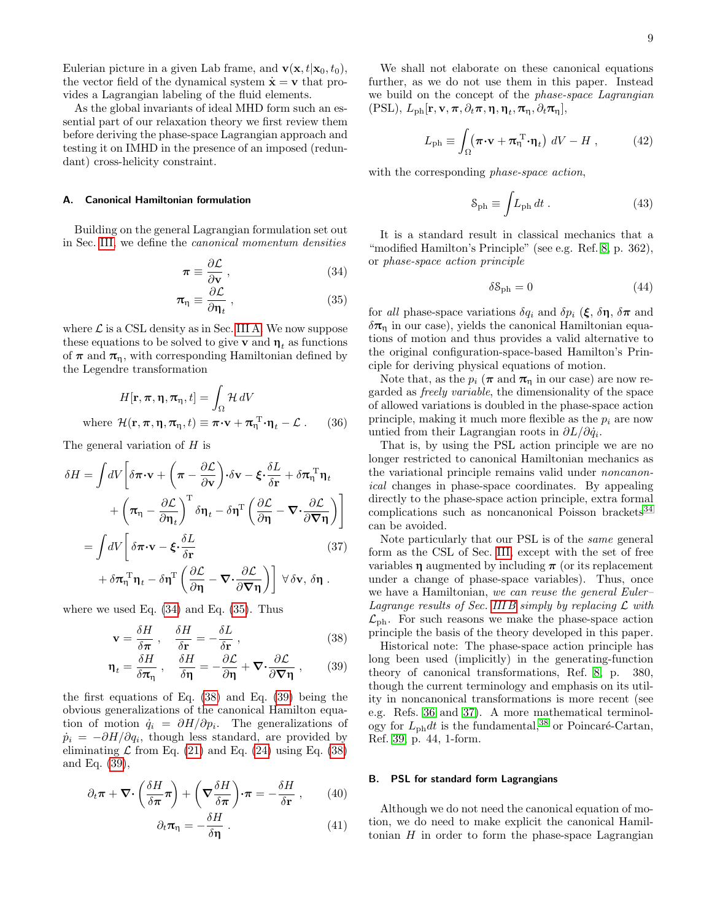Eulerian picture in a given Lab frame, and $\mathbf{v}(\mathbf{x}, t|\mathbf{x}_0, t_0)$, the vector field of the dynamical system $\dot{\mathbf{x}} = \mathbf{v}$ that provides a Lagrangian labeling of the fluid elements.

As the global invariants of ideal MHD form such an essential part of our relaxation theory we first review them before deriving the phase-space Lagrangian approach and testing it on IMHD in the presence of an imposed (redundant) cross-helicity constraint.

### A. Canonical Hamiltonian formulation

Building on the general Lagrangian formulation set out in Sec. III, we define the *canonical momentum densities*

$$\boldsymbol{\pi} \equiv \frac{\partial \mathcal{L}}{\partial \mathbf{v}} \,, \tag{34}$$

$$\boldsymbol{\pi}_\eta \equiv \frac{\partial \mathcal{L}}{\partial \boldsymbol{\eta}_t} \,, \tag{35}$$

where $\mathcal{L}$ is a CSL density as in Sec. III A. We now suppose these equations to be solved to give $\mathbf{v}$ and $\boldsymbol{\eta}_t$ as functions of $\boldsymbol{\pi}$ and $\boldsymbol{\pi}_\eta$, with corresponding Hamiltonian defined by the Legendre transformation

$$H[\mathbf{r}, \boldsymbol{\pi}, \boldsymbol{\eta}, \boldsymbol{\pi}_\eta, t] = \int_\Omega \mathcal{H}\, dV$$
$$\text{where } \mathcal{H}(\mathbf{r}, \boldsymbol{\pi}, \boldsymbol{\eta}, \boldsymbol{\pi}_\eta, t) \equiv \boldsymbol{\pi}\boldsymbol{\cdot}\mathbf{v} + \boldsymbol{\pi}_\eta^{\mathrm{T}}\boldsymbol{\cdot}\boldsymbol{\eta}_t - \mathcal{L} \,. \tag{36}$$

The general variation of $H$ is

$$\begin{aligned}
\delta H &= \int dV \bigg[ \delta\boldsymbol{\pi}\boldsymbol{\cdot}\mathbf{v} + \left(\boldsymbol{\pi} - \frac{\partial \mathcal{L}}{\partial \mathbf{v}}\right)\boldsymbol{\cdot}\delta\mathbf{v} - \boldsymbol{\xi}\boldsymbol{\cdot}\frac{\delta L}{\delta \mathbf{r}} + \delta\boldsymbol{\pi}_\eta^{\mathrm{T}}\boldsymbol{\eta}_t \\
&\quad + \left(\boldsymbol{\pi}_\eta - \frac{\partial \mathcal{L}}{\partial \boldsymbol{\eta}_t}\right)^{\mathrm{T}} \delta\boldsymbol{\eta}_t - \delta\boldsymbol{\eta}^{\mathrm{T}}\left(\frac{\partial \mathcal{L}}{\partial \boldsymbol{\eta}} - \boldsymbol{\nabla}\boldsymbol{\cdot}\frac{\partial \mathcal{L}}{\partial \boldsymbol{\nabla}\boldsymbol{\eta}}\right)\bigg] \\
&= \int dV \bigg[ \delta\boldsymbol{\pi}\boldsymbol{\cdot}\mathbf{v} - \boldsymbol{\xi}\boldsymbol{\cdot}\frac{\delta L}{\delta \mathbf{r}} \\
&\quad + \delta\boldsymbol{\pi}_\eta^{\mathrm{T}}\boldsymbol{\eta}_t - \delta\boldsymbol{\eta}^{\mathrm{T}}\left(\frac{\partial \mathcal{L}}{\partial \boldsymbol{\eta}} - \boldsymbol{\nabla}\boldsymbol{\cdot}\frac{\partial \mathcal{L}}{\partial \boldsymbol{\nabla}\boldsymbol{\eta}}\right)\bigg] \ \forall\, \delta\mathbf{v},\, \delta\boldsymbol{\eta} \,.
\end{aligned} \tag{37}$$

where we used Eq. (34) and Eq. (35). Thus

$$\mathbf{v} = \frac{\delta H}{\delta \boldsymbol{\pi}} \,, \quad \frac{\delta H}{\delta \mathbf{r}} = -\frac{\delta L}{\delta \mathbf{r}} \,, \tag{38}$$

$$\boldsymbol{\eta}_t = \frac{\delta H}{\delta \boldsymbol{\pi}_\eta} \,, \quad \frac{\delta H}{\delta \boldsymbol{\eta}} = -\frac{\partial \mathcal{L}}{\partial \boldsymbol{\eta}} + \boldsymbol{\nabla}\boldsymbol{\cdot}\frac{\partial \mathcal{L}}{\partial \boldsymbol{\nabla}\boldsymbol{\eta}} \,, \tag{39}$$

the first equations of Eq. (38) and Eq. (39) being the obvious generalizations of the canonical Hamilton equation of motion $\dot{q}_i = \partial H/\partial p_i$. The generalizations of $\dot{p}_i = -\partial H/\partial q_i$, though less standard, are provided by eliminating $\mathcal{L}$ from Eq. (21) and Eq. (24) using Eq. (38) and Eq. (39),

$$\partial_t \boldsymbol{\pi} + \boldsymbol{\nabla}\boldsymbol{\cdot}\left(\frac{\delta H}{\delta \boldsymbol{\pi}}\boldsymbol{\pi}\right) + \left(\boldsymbol{\nabla}\frac{\delta H}{\delta \boldsymbol{\pi}}\right)\boldsymbol{\cdot}\boldsymbol{\pi} = -\frac{\delta H}{\delta \mathbf{r}} \,, \tag{40}$$

$$\partial_t \boldsymbol{\pi}_\eta = -\frac{\delta H}{\delta \boldsymbol{\eta}} \,. \tag{41}$$

We shall not elaborate on these canonical equations further, as we do not use them in this paper. Instead we build on the concept of the *phase-space Lagrangian* (PSL), $L_{\mathrm{ph}}[\mathbf{r}, \mathbf{v}, \boldsymbol{\pi}, \partial_t\boldsymbol{\pi}, \boldsymbol{\eta}, \boldsymbol{\eta}_t, \boldsymbol{\pi}_\eta, \partial_t\boldsymbol{\pi}_\eta]$,

$$L_{\mathrm{ph}} \equiv \int_\Omega \left(\boldsymbol{\pi}\boldsymbol{\cdot}\mathbf{v} + \boldsymbol{\pi}_\eta^{\mathrm{T}}\boldsymbol{\cdot}\boldsymbol{\eta}_t\right) dV - H \,, \tag{42}$$

with the corresponding *phase-space action*,

$$\mathcal{S}_{\mathrm{ph}} \equiv \int L_{\mathrm{ph}}\, dt \,. \tag{43}$$

It is a standard result in classical mechanics that a "modified Hamilton's Principle" (see e.g. Ref. 8, p. 362), or *phase-space action principle*

$$\delta \mathcal{S}_{\mathrm{ph}} = 0 \tag{44}$$

for *all* phase-space variations $\delta q_i$ and $\delta p_i$ ($\boldsymbol{\xi}$, $\delta\boldsymbol{\eta}$, $\delta\boldsymbol{\pi}$ and $\delta\boldsymbol{\pi}_\eta$ in our case), yields the canonical Hamiltonian equations of motion and thus provides a valid alternative to the original configuration-space-based Hamilton's Principle for deriving physical equations of motion.

Note that, as the $p_i$ ($\boldsymbol{\pi}$ and $\boldsymbol{\pi}_\eta$ in our case) are now regarded as *freely variable*, the dimensionality of the space of allowed variations is doubled in the phase-space action principle, making it much more flexible as the $p_i$ are now untied from their Lagrangian roots in $\partial L/\partial \dot{q}_i$.

That is, by using the PSL action principle we are no longer restricted to canonical Hamiltonian mechanics as the variational principle remains valid under *noncanonical* changes in phase-space coordinates. By appealing directly to the phase-space action principle, extra formal complications such as noncanonical Poisson brackets[34] can be avoided.

Note particularly that our PSL is of the *same* general form as the CSL of Sec. III, except with the set of free variables $\boldsymbol{\eta}$ augmented by including $\boldsymbol{\pi}$ (or its replacement under a change of phase-space variables). Thus, once we have a Hamiltonian, *we can reuse the general Euler–Lagrange results of Sec. III B simply by replacing $\mathcal{L}$ with $\mathcal{L}_{\mathrm{ph}}$*. For such reasons we make the phase-space action principle the basis of the theory developed in this paper.

Historical note: The phase-space action principle has long been used (implicitly) in the generating-function theory of canonical transformations, Ref. 8, p. 380, though the current terminology and emphasis on its utility in noncanonical transformations is more recent (see e.g. Refs. 36 and 37). A more mathematical terminology for $L_{\mathrm{ph}}dt$ is the fundamental,[38] or Poincaré-Cartan, Ref. 39, p. 44, 1-form.

### B. PSL for standard form Lagrangians

Although we do not need the canonical equation of motion, we do need to make explicit the canonical Hamiltonian $H$ in order to form the phase-space Lagrangian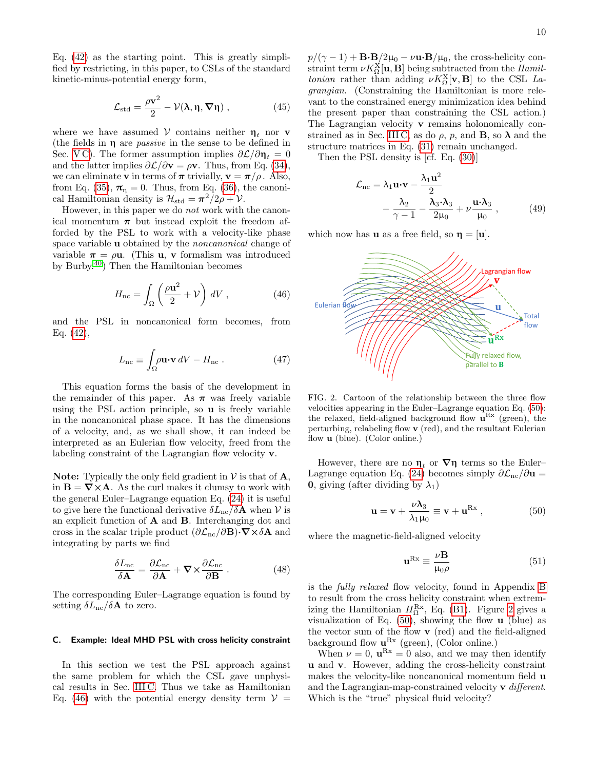Eq. (42) as the starting point. This is greatly simplified by restricting, in this paper, to CSLs of the standard kinetic-minus-potential energy form,

$$\mathcal{L}_{\rm std} = \frac{\rho \mathbf{v}^2}{2} - \mathcal{V}(\boldsymbol{\lambda}, \boldsymbol{\eta}, \boldsymbol{\nabla\eta}) \;, \tag{45}$$

where we have assumed $\mathcal{V}$ contains neither $\boldsymbol{\eta}_t$ nor $\mathbf{v}$ (the fields in $\boldsymbol{\eta}$ are *passive* in the sense to be defined in Sec. V C). The former assumption implies $\partial\mathcal{L}/\partial\boldsymbol{\eta}_t = 0$ and the latter implies $\partial\mathcal{L}/\partial\mathbf{v} = \rho\mathbf{v}$. Thus, from Eq. (34), we can eliminate $\mathbf{v}$ in terms of $\boldsymbol{\pi}$ trivially, $\mathbf{v} = \boldsymbol{\pi}/\rho$. Also, from Eq. (35), $\boldsymbol{\pi}_\eta = 0$. Thus, from Eq. (36), the canonical Hamiltonian density is $\mathcal{H}_{\rm std} = \boldsymbol{\pi}^2/2\rho + \mathcal{V}$.

However, in this paper we do *not* work with the canonical momentum $\boldsymbol{\pi}$ but instead exploit the freedom afforded by the PSL to work with a velocity-like phase space variable $\mathbf{u}$ obtained by the *noncanonical* change of variable $\boldsymbol{\pi} = \rho\mathbf{u}$. (This $\mathbf{u}$, $\mathbf{v}$ formalism was introduced by Burby.[40]) Then the Hamiltonian becomes

$$H_{\rm nc} = \int_\Omega \left( \frac{\rho \mathbf{u}^2}{2} + \mathcal{V} \right) dV \;, \tag{46}$$

and the PSL in noncanonical form becomes, from Eq. (42),

$$L_{\rm nc} \equiv \int_\Omega \rho \mathbf{u}\cdot\mathbf{v} \, dV - H_{\rm nc} \;. \tag{47}$$

This equation forms the basis of the development in the remainder of this paper. As $\boldsymbol{\pi}$ was freely variable using the PSL action principle, so $\mathbf{u}$ is freely variable in the noncanonical phase space. It has the dimensions of a velocity, and, as we shall show, it can indeed be interpreted as an Eulerian flow velocity, freed from the labeling constraint of the Lagrangian flow velocity $\mathbf{v}$.

**Note:** Typically the only field gradient in $\mathcal{V}$ is that of $\mathbf{A}$, in $\mathbf{B} = \boldsymbol{\nabla}\times\mathbf{A}$. As the curl makes it clumsy to work with the general Euler–Lagrange equation Eq. (24) it is useful to give here the functional derivative $\delta L_{\rm nc}/\delta\mathbf{A}$ when $\mathcal{V}$ is an explicit function of $\mathbf{A}$ and $\mathbf{B}$. Interchanging dot and cross in the scalar triple product $(\partial\mathcal{L}_{\rm nc}/\partial\mathbf{B})\cdot\boldsymbol{\nabla}\times\delta\mathbf{A}$ and integrating by parts we find

$$\frac{\delta L_{\rm nc}}{\delta \mathbf{A}} = \frac{\partial \mathcal{L}_{\rm nc}}{\partial \mathbf{A}} + \boldsymbol{\nabla}\times\frac{\partial \mathcal{L}_{\rm nc}}{\partial \mathbf{B}} \;. \tag{48}$$

The corresponding Euler–Lagrange equation is found by setting $\delta L_{\rm nc}/\delta\mathbf{A}$ to zero.

### C. Example: Ideal MHD PSL with cross helicity constraint

In this section we test the PSL approach against the same problem for which the CSL gave unphysical results in Sec. III C. Thus we take as Hamiltonian Eq. (46) with the potential energy density term $\mathcal{V} = p/(\gamma-1) + \mathbf{B}\cdot\mathbf{B}/2\mu_0 - \nu\mathbf{u}\cdot\mathbf{B}/\mu_0$, the cross-helicity constraint term $\nu K^{\rm X}_\Omega[\mathbf{u},\mathbf{B}]$ being subtracted from the *Hamiltonian* rather than adding $\nu K^{\rm X}_\Omega[\mathbf{v},\mathbf{B}]$ to the CSL *Lagrangian*. (Constraining the Hamiltonian is more relevant to the constrained energy minimization idea behind the present paper than constraining the CSL action.) The Lagrangian velocity $\mathbf{v}$ remains holonomically constrained as in Sec. III C, as do $\rho$, $p$, and $\mathbf{B}$, so $\boldsymbol{\lambda}$ and the structure matrices in Eq. (31) remain unchanged.

Then the PSL density is [cf. Eq. (30)]

$$\mathcal{L}_{\rm nc} = \lambda_1 \mathbf{u}\cdot\mathbf{v} - \frac{\lambda_1\mathbf{u}^2}{2} - \frac{\lambda_2}{\gamma-1} - \frac{\boldsymbol{\lambda}_3\cdot\boldsymbol{\lambda}_3}{2\mu_0} + \nu\frac{\mathbf{u}\cdot\boldsymbol{\lambda}_3}{\mu_0} \;, \tag{49}$$

which now has $\mathbf{u}$ as a free field, so $\boldsymbol{\eta} = [\mathbf{u}]$.

FIG. 2. Cartoon of the relationship between the three flow velocities appearing in the Euler–Lagrange equation Eq. (50): the relaxed, field-aligned background flow $\mathbf{u}^{\rm Rx}$ (green), the perturbing, relabeling flow $\mathbf{v}$ (red), and the resultant Eulerian flow $\mathbf{u}$ (blue). (Color online.)

However, there are no $\boldsymbol{\eta}_t$ or $\boldsymbol{\nabla\eta}$ terms so the Euler–Lagrange equation Eq. (24) becomes simply $\partial\mathcal{L}_{\rm nc}/\partial\mathbf{u} = \mathbf{0}$, giving (after dividing by $\lambda_1$)

$$\mathbf{u} = \mathbf{v} + \frac{\nu\boldsymbol{\lambda}_3}{\lambda_1\mu_0} \equiv \mathbf{v} + \mathbf{u}^{\rm Rx} \;, \tag{50}$$

where the magnetic-field-aligned velocity

$$\mathbf{u}^{\rm Rx} \equiv \frac{\nu\mathbf{B}}{\mu_0\rho} \tag{51}$$

is the *fully relaxed* flow velocity, found in Appendix B to result from the cross helicity constraint when extremizing the Hamiltonian $H^{\rm Rx}_\Omega$, Eq. (B1). Figure 2 gives a visualization of Eq. (50), showing the flow $\mathbf{u}$ (blue) as the vector sum of the flow $\mathbf{v}$ (red) and the field-aligned background flow $\mathbf{u}^{\rm Rx}$ (green), (Color online.)

When $\nu = 0$, $\mathbf{u}^{\rm Rx} = 0$ also, and we may then identify $\mathbf{u}$ and $\mathbf{v}$. However, adding the cross-helicity constraint makes the velocity-like noncanonical momentum field $\mathbf{u}$ and the Lagrangian-map-constrained velocity $\mathbf{v}$ *different*. Which is the "true" physical fluid velocity?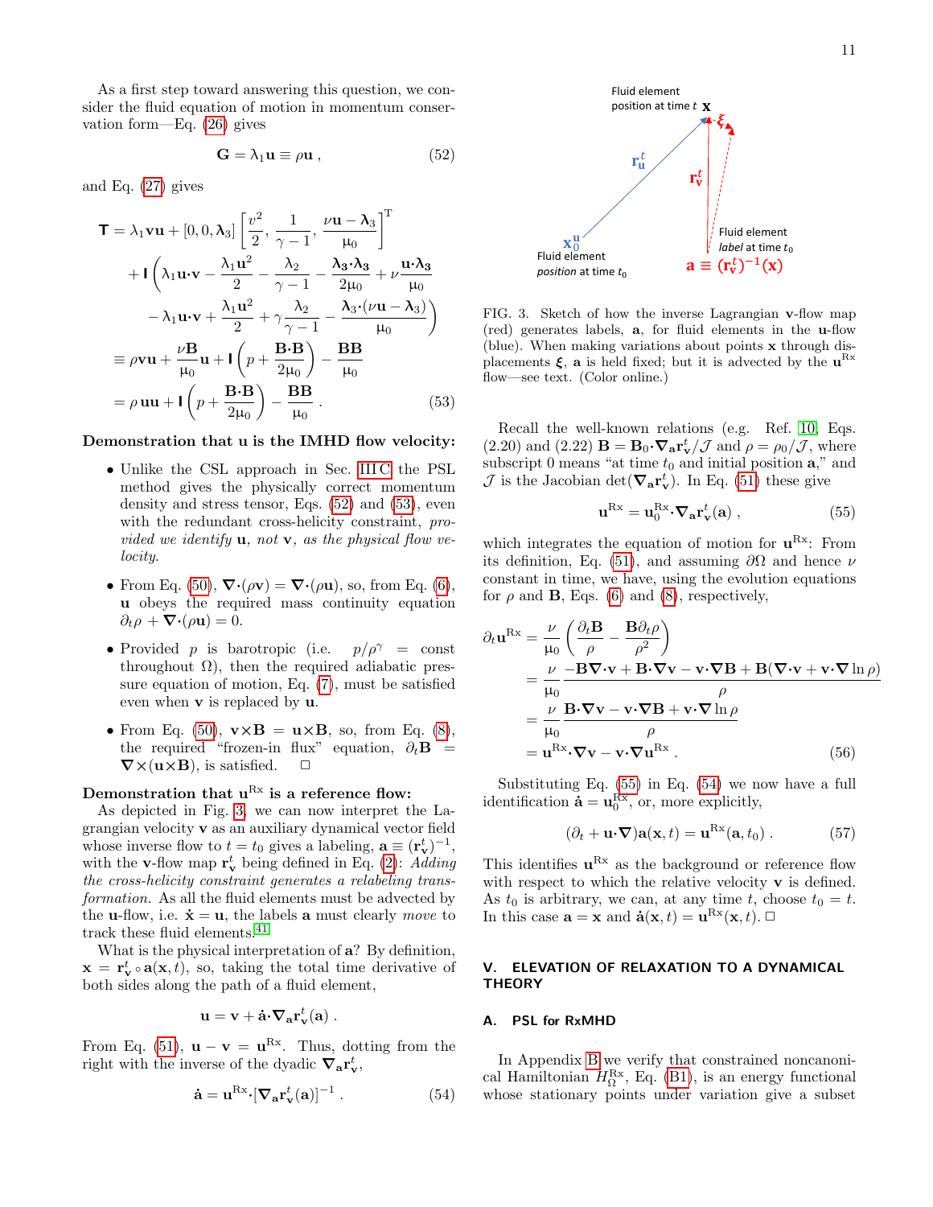As a first step toward answering this question, we consider the fluid equation of motion in momentum conservation form—Eq. (26) gives

$$\mathbf{G} = \lambda_1 \mathbf{u} \equiv \rho \mathbf{u} \,, \tag{52}$$

and Eq. (27) gives

$$\begin{aligned}
\mathsf{T} &= \lambda_1 \mathbf{v}\mathbf{u} + [0, 0, \boldsymbol{\lambda}_3] \left[ \frac{v^2}{2}, \frac{1}{\gamma - 1}, \frac{\nu \mathbf{u} - \boldsymbol{\lambda}_3}{\mu_0} \right]^{\mathrm{T}} \\
&\quad + \mathsf{I} \left( \lambda_1 \mathbf{u}\cdot\mathbf{v} - \frac{\lambda_1 \mathbf{u}^2}{2} - \frac{\lambda_2}{\gamma - 1} - \frac{\boldsymbol{\lambda}_3\cdot\boldsymbol{\lambda}_3}{2\mu_0} + \nu \frac{\mathbf{u}\cdot\boldsymbol{\lambda}_3}{\mu_0} \right. \\
&\quad \left. - \lambda_1 \mathbf{u}\cdot\mathbf{v} + \frac{\lambda_1 \mathbf{u}^2}{2} + \gamma \frac{\lambda_2}{\gamma - 1} - \frac{\boldsymbol{\lambda}_3\cdot(\nu \mathbf{u} - \boldsymbol{\lambda}_3)}{\mu_0} \right) \\
&\equiv \rho \mathbf{v}\mathbf{u} + \frac{\nu \mathbf{B}}{\mu_0}\mathbf{u} + \mathsf{I}\left( p + \frac{\mathbf{B}\cdot\mathbf{B}}{2\mu_0} \right) - \frac{\mathbf{B}\mathbf{B}}{\mu_0} \\
&= \rho\,\mathbf{u}\mathbf{u} + \mathsf{I}\left( p + \frac{\mathbf{B}\cdot\mathbf{B}}{2\mu_0} \right) - \frac{\mathbf{B}\mathbf{B}}{\mu_0} \,.
\end{aligned} \tag{53}$$

**Demonstration that u is the IMHD flow velocity:**

- Unlike the CSL approach in Sec. III C the PSL method gives the physically correct momentum density and stress tensor, Eqs. (52) and (53), even with the redundant cross-helicity constraint, *provided we identify* $\mathbf{u}$*, not* $\mathbf{v}$*, as the physical flow velocity.*
- From Eq. (50), $\nabla\cdot(\rho \mathbf{v}) = \nabla\cdot(\rho\mathbf{u})$, so, from Eq. (6), $\mathbf{u}$ obeys the required mass continuity equation $\partial_t \rho + \nabla\cdot(\rho\mathbf{u}) = 0$.
- Provided $p$ is barotropic (i.e. $p/\rho^\gamma = \text{const}$ throughout $\Omega$), then the required adiabatic pressure equation of motion, Eq. (7), must be satisfied even when $\mathbf{v}$ is replaced by $\mathbf{u}$.
- From Eq. (50), $\mathbf{v}\times\mathbf{B} = \mathbf{u}\times\mathbf{B}$, so, from Eq. (8), the required "frozen-in flux" equation, $\partial_t \mathbf{B} = \nabla\times(\mathbf{u}\times\mathbf{B})$, is satisfied. □

**Demonstration that $\mathbf{u}^{\mathrm{Rx}}$ is a reference flow:**

As depicted in Fig. 3, we can now interpret the Lagrangian velocity $\mathbf{v}$ as an auxiliary dynamical vector field whose inverse flow to $t = t_0$ gives a labeling, $\mathbf{a} \equiv (\mathbf{r}^t_\mathbf{v})^{-1}$, with the $\mathbf{v}$-flow map $\mathbf{r}^t_\mathbf{v}$ being defined in Eq. (2): *Adding the cross-helicity constraint generates a relabeling transformation.* As all the fluid elements must be advected by the $\mathbf{u}$-flow, i.e. $\dot{\mathbf{x}} = \mathbf{u}$, the labels $\mathbf{a}$ must clearly *move* to track these fluid elements.[41]

What is the physical interpretation of $\mathbf{a}$? By definition, $\mathbf{x} = \mathbf{r}^t_\mathbf{v} \circ \mathbf{a}(\mathbf{x}, t)$, so, taking the total time derivative of both sides along the path of a fluid element,

$$\mathbf{u} = \mathbf{v} + \dot{\mathbf{a}}\cdot\nabla_\mathbf{a} \mathbf{r}^t_\mathbf{v}(\mathbf{a}) \,.$$

From Eq. (51), $\mathbf{u} - \mathbf{v} = \mathbf{u}^{\mathrm{Rx}}$. Thus, dotting from the right with the inverse of the dyadic $\nabla_\mathbf{a}\mathbf{r}^t_\mathbf{v}$,

$$\dot{\mathbf{a}} = \mathbf{u}^{\mathrm{Rx}}\cdot[\nabla_\mathbf{a}\mathbf{r}^t_\mathbf{v}(\mathbf{a})]^{-1} \,. \tag{54}$$

FIG. 3. Sketch of how the inverse Lagrangian $\mathbf{v}$-flow map (red) generates labels, $\mathbf{a}$, for fluid elements in the $\mathbf{u}$-flow (blue). When making variations about points $\mathbf{x}$ through displacements $\boldsymbol{\xi}$, $\mathbf{a}$ is held fixed; but it is advected by the $\mathbf{u}^{\mathrm{Rx}}$ flow—see text. (Color online.)

Recall the well-known relations (e.g. Ref. 10, Eqs. (2.20) and (2.22) $\mathbf{B} = \mathbf{B}_0\cdot\nabla_\mathbf{a}\mathbf{r}^t_\mathbf{v}/\mathcal{J}$ and $\rho = \rho_0/\mathcal{J}$, where subscript 0 means "at time $t_0$ and initial position $\mathbf{a}$," and $\mathcal{J}$ is the Jacobian $\det(\nabla_\mathbf{a}\mathbf{r}^t_\mathbf{v})$. In Eq. (51) these give

$$\mathbf{u}^{\mathrm{Rx}} = \mathbf{u}^{\mathrm{Rx}}_0\cdot\nabla_\mathbf{a}\mathbf{r}^t_\mathbf{v}(\mathbf{a}) \,, \tag{55}$$

which integrates the equation of motion for $\mathbf{u}^{\mathrm{Rx}}$: From its definition, Eq. (51), and assuming $\partial\Omega$ and hence $\nu$ constant in time, we have, using the evolution equations for $\rho$ and $\mathbf{B}$, Eqs. (6) and (8), respectively,

$$\begin{aligned}
\partial_t \mathbf{u}^{\mathrm{Rx}} &= \frac{\nu}{\mu_0}\left( \frac{\partial_t \mathbf{B}}{\rho} - \frac{\mathbf{B}\partial_t\rho}{\rho^2} \right) \\
&= \frac{\nu}{\mu_0} \frac{-\mathbf{B}\nabla\cdot\mathbf{v} + \mathbf{B}\cdot\nabla\mathbf{v} - \mathbf{v}\cdot\nabla\mathbf{B} + \mathbf{B}(\nabla\cdot\mathbf{v} + \mathbf{v}\cdot\nabla\ln\rho)}{\rho} \\
&= \frac{\nu}{\mu_0} \frac{\mathbf{B}\cdot\nabla\mathbf{v} - \mathbf{v}\cdot\nabla\mathbf{B} + \mathbf{v}\cdot\nabla\ln\rho}{\rho} \\
&= \mathbf{u}^{\mathrm{Rx}}\cdot\nabla\mathbf{v} - \mathbf{v}\cdot\nabla\mathbf{u}^{\mathrm{Rx}} \,.
\end{aligned} \tag{56}$$

Substituting Eq. (55) in Eq. (54) we now have a full identification $\dot{\mathbf{a}} = \mathbf{u}^{\mathrm{Rx}}_0$, or, more explicitly,

$$(\partial_t + \mathbf{u}\cdot\nabla)\mathbf{a}(\mathbf{x}, t) = \mathbf{u}^{\mathrm{Rx}}(\mathbf{a}, t_0) \,. \tag{57}$$

This identifies $\mathbf{u}^{\mathrm{Rx}}$ as the background or reference flow with respect to which the relative velocity $\mathbf{v}$ is defined. As $t_0$ is arbitrary, we can, at any time $t$, choose $t_0 = t$. In this case $\mathbf{a} = \mathbf{x}$ and $\dot{\mathbf{a}}(\mathbf{x}, t) = \mathbf{u}^{\mathrm{Rx}}(\mathbf{x}, t)$. □

## V. ELEVATION OF RELAXATION TO A DYNAMICAL THEORY

### A. PSL for RxMHD

In Appendix B we verify that constrained noncanonical Hamiltonian $H^{\mathrm{Rx}}_\Omega$, Eq. (B1), is an energy functional whose stationary points under variation give a subset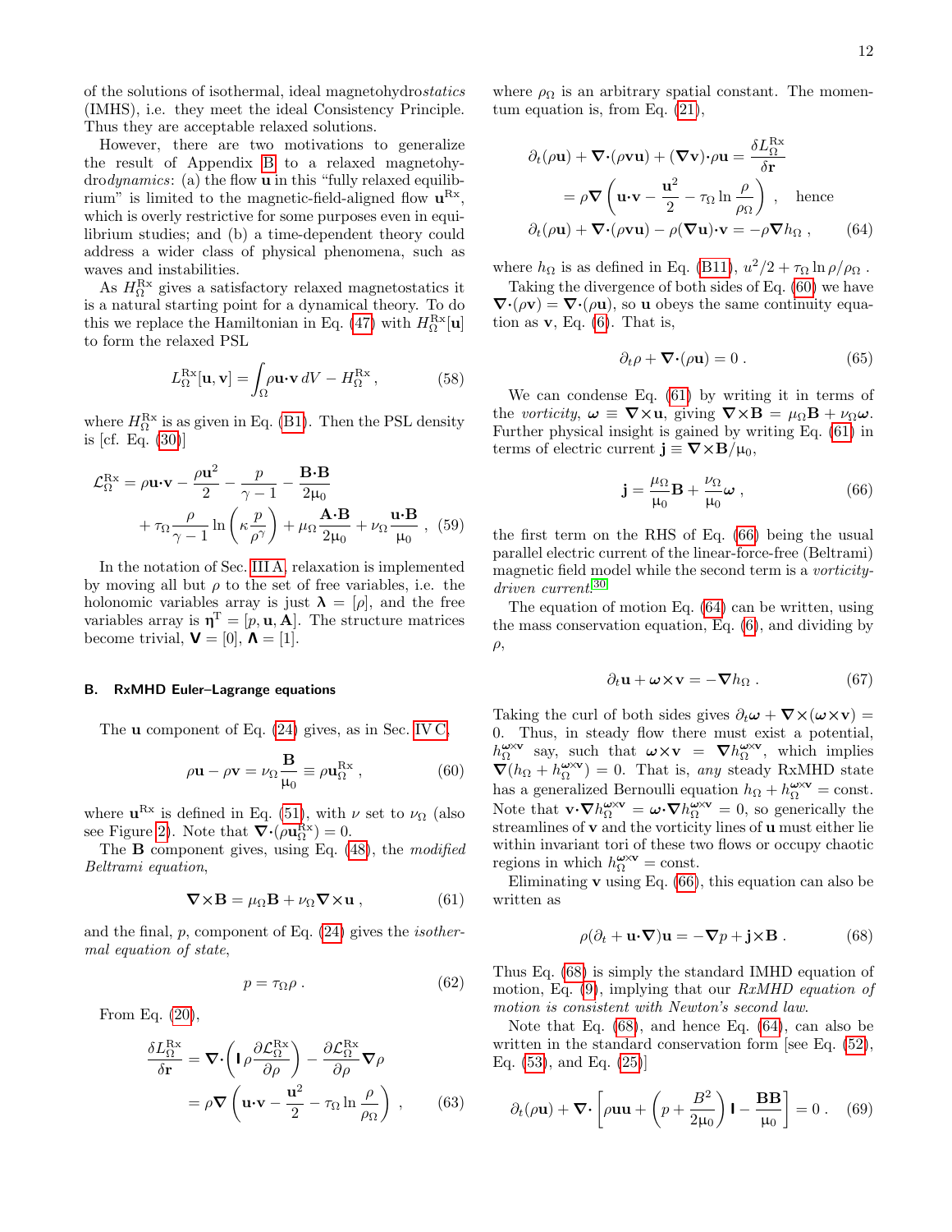of the solutions of isothermal, ideal magnetohydro*statics* (IMHS), i.e. they meet the ideal Consistency Principle. Thus they are acceptable relaxed solutions.

However, there are two motivations to generalize the result of Appendix B to a relaxed magnetohydro*dynamics*: (a) the flow $\mathbf{u}$ in this "fully relaxed equilibrium" is limited to the magnetic-field-aligned flow $\mathbf{u}^{\rm Rx}$, which is overly restrictive for some purposes even in equilibrium studies; and (b) a time-dependent theory could address a wider class of physical phenomena, such as waves and instabilities.

As $H_\Omega^{\rm Rx}$ gives a satisfactory relaxed magnetostatics it is a natural starting point for a dynamical theory. To do this we replace the Hamiltonian in Eq. (47) with $H_\Omega^{\rm Rx}[\mathbf{u}]$ to form the relaxed PSL

$$
L_\Omega^{\rm Rx}[\mathbf{u},\mathbf{v}] = \int_\Omega \rho\mathbf{u}\cdot\mathbf{v}\, dV - H_\Omega^{\rm Rx}\,, \tag{58}
$$

where $H_\Omega^{\rm Rx}$ is as given in Eq. (B1). Then the PSL density is [cf. Eq. (30)]

$$
\mathcal{L}_\Omega^{\rm Rx} = \rho\mathbf{u}\cdot\mathbf{v} - \frac{\rho\mathbf{u}^2}{2} - \frac{p}{\gamma-1} - \frac{\mathbf{B}\cdot\mathbf{B}}{2\mu_0} + \tau_\Omega\frac{\rho}{\gamma-1}\ln\left(\kappa\frac{p}{\rho^\gamma}\right) + \mu_\Omega\frac{\mathbf{A}\cdot\mathbf{B}}{2\mu_0} + \nu_\Omega\frac{\mathbf{u}\cdot\mathbf{B}}{\mu_0}\ , \tag{59}
$$

In the notation of Sec. III A, relaxation is implemented by moving all but $\rho$ to the set of free variables, i.e. the holonomic variables array is just $\boldsymbol{\lambda} = [\rho]$, and the free variables array is $\boldsymbol{\eta}^{\rm T} = [p, \mathbf{u}, \mathbf{A}]$. The structure matrices become trivial, $\mathsf{V} = [0]$, $\boldsymbol{\Lambda} = [1]$.

### B. RxMHD Euler–Lagrange equations

The $\mathbf{u}$ component of Eq. (24) gives, as in Sec. IV C,

$$
\rho\mathbf{u} - \rho\mathbf{v} = \nu_\Omega\frac{\mathbf{B}}{\mu_0} \equiv \rho\mathbf{u}_\Omega^{\rm Rx}\,, \tag{60}
$$

where $\mathbf{u}^{\rm Rx}$ is defined in Eq. (51), with $\nu$ set to $\nu_\Omega$ (also see Figure 2). Note that $\boldsymbol{\nabla}\cdot(\rho\mathbf{u}_\Omega^{\rm Rx}) = 0$.

The $\mathbf{B}$ component gives, using Eq. (48), the *modified Beltrami equation*,

$$
\boldsymbol{\nabla}\times\mathbf{B} = \mu_\Omega\mathbf{B} + \nu_\Omega\boldsymbol{\nabla}\times\mathbf{u}\,, \tag{61}
$$

and the final, $p$, component of Eq. (24) gives the *isothermal equation of state*,

$$
p = \tau_\Omega\rho\,. \tag{62}
$$

From Eq. (20),

$$
\begin{aligned}
\frac{\delta L_\Omega^{\rm Rx}}{\delta\mathbf{r}} &= \boldsymbol{\nabla}\cdot\left(\mathsf{I}\,\rho\frac{\partial\mathcal{L}_\Omega^{\rm Rx}}{\partial\rho}\right) - \frac{\partial\mathcal{L}_\Omega^{\rm Rx}}{\partial\rho}\boldsymbol{\nabla}\rho \\
&= \rho\boldsymbol{\nabla}\left(\mathbf{u}\cdot\mathbf{v} - \frac{\mathbf{u}^2}{2} - \tau_\Omega\ln\frac{\rho}{\rho_\Omega}\right)\,,
\end{aligned} \tag{63}
$$

where $\rho_\Omega$ is an arbitrary spatial constant. The momentum equation is, from Eq. (21),

$$
\begin{aligned}
\partial_t(\rho\mathbf{u}) + \boldsymbol{\nabla}\cdot(\rho\mathbf{v}\mathbf{u}) + (\boldsymbol{\nabla}\mathbf{v})\cdot\rho\mathbf{u} &= \frac{\delta L_\Omega^{\rm Rx}}{\delta\mathbf{r}} \\
&= \rho\boldsymbol{\nabla}\left(\mathbf{u}\cdot\mathbf{v} - \frac{\mathbf{u}^2}{2} - \tau_\Omega\ln\frac{\rho}{\rho_\Omega}\right)\,,\quad\text{hence} \\
\partial_t(\rho\mathbf{u}) + \boldsymbol{\nabla}\cdot(\rho\mathbf{v}\mathbf{u}) - \rho(\boldsymbol{\nabla}\mathbf{u})\cdot\mathbf{v} &= -\rho\boldsymbol{\nabla}h_\Omega\,,
\end{aligned} \tag{64}
$$

where $h_\Omega$ is as defined in Eq. (B11), $u^2/2 + \tau_\Omega\ln\rho/\rho_\Omega$.

Taking the divergence of both sides of Eq. (60) we have $\boldsymbol{\nabla}\cdot(\rho\mathbf{v}) = \boldsymbol{\nabla}\cdot(\rho\mathbf{u})$, so $\mathbf{u}$ obeys the same continuity equation as $\mathbf{v}$, Eq. (6). That is,

$$
\partial_t\rho + \boldsymbol{\nabla}\cdot(\rho\mathbf{u}) = 0\,. \tag{65}
$$

We can condense Eq. (61) by writing it in terms of the *vorticity*, $\boldsymbol{\omega} \equiv \boldsymbol{\nabla}\times\mathbf{u}$, giving $\boldsymbol{\nabla}\times\mathbf{B} = \mu_\Omega\mathbf{B} + \nu_\Omega\boldsymbol{\omega}$. Further physical insight is gained by writing Eq. (61) in terms of electric current $\mathbf{j} \equiv \boldsymbol{\nabla}\times\mathbf{B}/\mu_0$,

$$
\mathbf{j} = \frac{\mu_\Omega}{\mu_0}\mathbf{B} + \frac{\nu_\Omega}{\mu_0}\boldsymbol{\omega}\,, \tag{66}
$$

the first term on the RHS of Eq. (66) being the usual parallel electric current of the linear-force-free (Beltrami) magnetic field model while the second term is a *vorticity-driven current*.[30]

The equation of motion Eq. (64) can be written, using the mass conservation equation, Eq. (6), and dividing by $\rho$,

$$
\partial_t\mathbf{u} + \boldsymbol{\omega}\times\mathbf{v} = -\boldsymbol{\nabla}h_\Omega\,. \tag{67}
$$

Taking the curl of both sides gives $\partial_t\boldsymbol{\omega} + \boldsymbol{\nabla}\times(\boldsymbol{\omega}\times\mathbf{v}) = 0$. Thus, in steady flow there must exist a potential, $h_\Omega^{\boldsymbol{\omega}\times\mathbf{v}}$ say, such that $\boldsymbol{\omega}\times\mathbf{v} = \boldsymbol{\nabla}h_\Omega^{\boldsymbol{\omega}\times\mathbf{v}}$, which implies $\boldsymbol{\nabla}(h_\Omega + h_\Omega^{\boldsymbol{\omega}\times\mathbf{v}}) = 0$. That is, *any* steady RxMHD state has a generalized Bernoulli equation $h_\Omega + h_\Omega^{\boldsymbol{\omega}\times\mathbf{v}} = \text{const}$. Note that $\mathbf{v}\cdot\boldsymbol{\nabla}h_\Omega^{\boldsymbol{\omega}\times\mathbf{v}} = \boldsymbol{\omega}\cdot\boldsymbol{\nabla}h_\Omega^{\boldsymbol{\omega}\times\mathbf{v}} = 0$, so generically the streamlines of $\mathbf{v}$ and the vorticity lines of $\mathbf{u}$ must either lie within invariant tori of these two flows or occupy chaotic regions in which $h_\Omega^{\boldsymbol{\omega}\times\mathbf{v}} = \text{const}$.

Eliminating $\mathbf{v}$ using Eq. (66), this equation can also be written as

$$
\rho(\partial_t + \mathbf{u}\cdot\boldsymbol{\nabla})\mathbf{u} = -\boldsymbol{\nabla}p + \mathbf{j}\times\mathbf{B}\,. \tag{68}
$$

Thus Eq. (68) is simply the standard IMHD equation of motion, Eq. (9), implying that our *RxMHD equation of motion is consistent with Newton's second law*.

Note that Eq. (68), and hence Eq. (64), can also be written in the standard conservation form [see Eq. (52), Eq. (53), and Eq. (25)]

$$
\partial_t(\rho\mathbf{u}) + \boldsymbol{\nabla}\cdot\left[\rho\mathbf{u}\mathbf{u} + \left(p + \frac{B^2}{2\mu_0}\right)\mathsf{I} - \frac{\mathbf{B}\mathbf{B}}{\mu_0}\right] = 0\,. \tag{69}
$$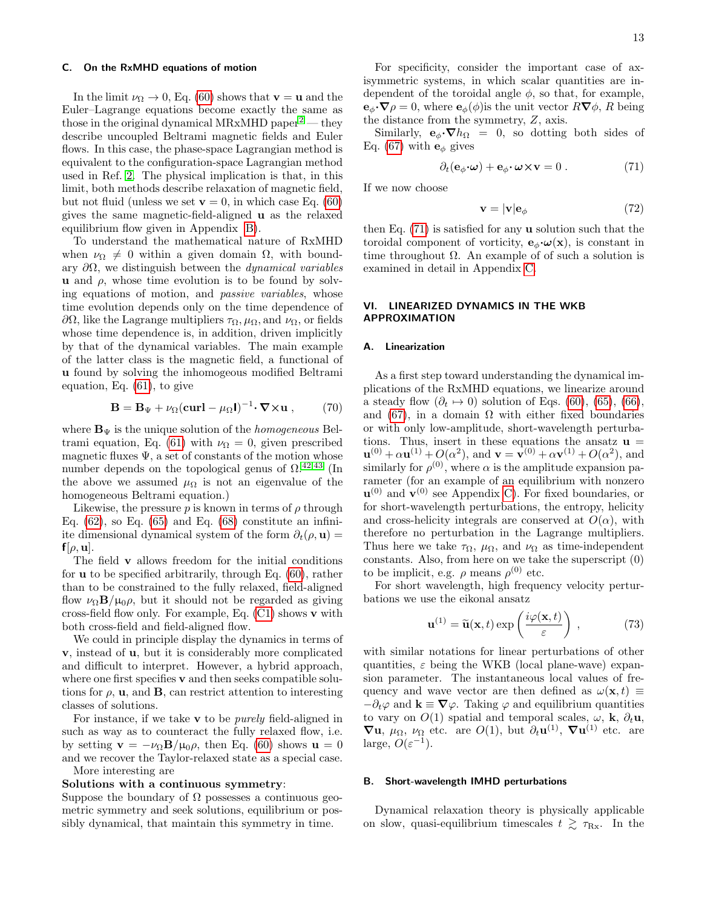### C. On the RxMHD equations of motion

In the limit $\nu_\Omega \to 0$, Eq. (60) shows that $\mathbf{v} = \mathbf{u}$ and the Euler–Lagrange equations become exactly the same as those in the original dynamical MRxMHD paper[2]— they describe uncoupled Beltrami magnetic fields and Euler flows. In this case, the phase-space Lagrangian method is equivalent to the configuration-space Lagrangian method used in Ref. 2. The physical implication is that, in this limit, both methods describe relaxation of magnetic field, but not fluid (unless we set $\mathbf{v} = 0$, in which case Eq. (60) gives the same magnetic-field-aligned $\mathbf{u}$ as the relaxed equilibrium flow given in Appendix B).

To understand the mathematical nature of RxMHD when $\nu_\Omega \neq 0$ within a given domain $\Omega$, with boundary $\partial\Omega$, we distinguish between the *dynamical variables* $\mathbf{u}$ and $\rho$, whose time evolution is to be found by solving equations of motion, and *passive variables*, whose time evolution depends only on the time dependence of $\partial\Omega$, like the Lagrange multipliers $\tau_\Omega, \mu_\Omega$, and $\nu_\Omega$, or fields whose time dependence is, in addition, driven implicitly by that of the dynamical variables. The main example of the latter class is the magnetic field, a functional of $\mathbf{u}$ found by solving the inhomogeneous modified Beltrami equation, Eq. (61), to give

$$\mathbf{B} = \mathbf{B}_\Psi + \nu_\Omega(\mathbf{curl} - \mu_\Omega \mathsf{I})^{-1}\boldsymbol{\cdot}\,\boldsymbol{\nabla}\times\mathbf{u}\;, \qquad (70)$$

where $\mathbf{B}_\Psi$ is the unique solution of the *homogeneous* Beltrami equation, Eq. (61) with $\nu_\Omega = 0$, given prescribed magnetic fluxes $\Psi$, a set of constants of the motion whose number depends on the topological genus of $\Omega$.[42,43] (In the above we assumed $\mu_\Omega$ is not an eigenvalue of the homogeneous Beltrami equation.)

Likewise, the pressure $p$ is known in terms of $\rho$ through Eq. (62), so Eq. (65) and Eq. (68) constitute an infinite dimensional dynamical system of the form $\partial_t(\rho, \mathbf{u}) = \mathbf{f}[\rho, \mathbf{u}]$.

The field $\mathbf{v}$ allows freedom for the initial conditions for $\mathbf{u}$ to be specified arbitrarily, through Eq. (60), rather than to be constrained to the fully relaxed, field-aligned flow $\nu_\Omega \mathbf{B}/\mu_0\rho$, but it should not be regarded as giving cross-field flow only. For example, Eq. (C1) shows $\mathbf{v}$ with both cross-field and field-aligned flow.

We could in principle display the dynamics in terms of $\mathbf{v}$, instead of $\mathbf{u}$, but it is considerably more complicated and difficult to interpret. However, a hybrid approach, where one first specifies $\mathbf{v}$ and then seeks compatible solutions for $\rho$, $\mathbf{u}$, and $\mathbf{B}$, can restrict attention to interesting classes of solutions.

For instance, if we take $\mathbf{v}$ to be *purely* field-aligned in such as way as to counteract the fully relaxed flow, i.e. by setting $\mathbf{v} = -\nu_\Omega \mathbf{B}/\mu_0\rho$, then Eq. (60) shows $\mathbf{u} = 0$ and we recover the Taylor-relaxed state as a special case.

More interesting are

**Solutions with a continuous symmetry**:
Suppose the boundary of $\Omega$ possesses a continuous geometric symmetry and seek solutions, equilibrium or possibly dynamical, that maintain this symmetry in time.

For specificity, consider the important case of axisymmetric systems, in which scalar quantities are independent of the toroidal angle $\phi$, so that, for example, $\mathbf{e}_\phi\boldsymbol{\cdot}\boldsymbol{\nabla}\rho = 0$, where $\mathbf{e}_\phi(\phi)$is the unit vector $R\boldsymbol{\nabla}\phi$, $R$ being the distance from the symmetry, $Z$, axis.

Similarly, $\mathbf{e}_\phi\boldsymbol{\cdot}\boldsymbol{\nabla}h_\Omega = 0$, so dotting both sides of Eq. (67) with $\mathbf{e}_\phi$ gives

$$\partial_t(\mathbf{e}_\phi\boldsymbol{\cdot}\boldsymbol{\omega}) + \mathbf{e}_\phi\boldsymbol{\cdot}\,\boldsymbol{\omega}\times\mathbf{v} = 0\;. \qquad (71)$$

If we now choose

$$\mathbf{v} = |\mathbf{v}|\mathbf{e}_\phi \qquad (72)$$

then Eq. (71) is satisfied for any $\mathbf{u}$ solution such that the toroidal component of vorticity, $\mathbf{e}_\phi\boldsymbol{\cdot}\boldsymbol{\omega}(\mathbf{x})$, is constant in time throughout $\Omega$. An example of of such a solution is examined in detail in Appendix C.

## VI. LINEARIZED DYNAMICS IN THE WKB APPROXIMATION

### A. Linearization

As a first step toward understanding the dynamical implications of the RxMHD equations, we linearize around a steady flow ($\partial_t \mapsto 0$) solution of Eqs. (60), (65), (66), and (67), in a domain $\Omega$ with either fixed boundaries or with only low-amplitude, short-wavelength perturbations. Thus, insert in these equations the ansatz $\mathbf{u} = \mathbf{u}^{(0)} + \alpha\mathbf{u}^{(1)} + O(\alpha^2)$, and $\mathbf{v} = \mathbf{v}^{(0)} + \alpha\mathbf{v}^{(1)} + O(\alpha^2)$, and similarly for $\rho^{(0)}$, where $\alpha$ is the amplitude expansion parameter (for an example of an equilibrium with nonzero $\mathbf{u}^{(0)}$ and $\mathbf{v}^{(0)}$ see Appendix C). For fixed boundaries, or for short-wavelength perturbations, the entropy, helicity and cross-helicity integrals are conserved at $O(\alpha)$, with therefore no perturbation in the Lagrange multipliers. Thus here we take $\tau_\Omega$, $\mu_\Omega$, and $\nu_\Omega$ as time-independent constants. Also, from here on we take the superscript (0) to be implicit, e.g. $\rho$ means $\rho^{(0)}$ etc.

For short wavelength, high frequency velocity perturbations we use the eikonal ansatz

$$\mathbf{u}^{(1)} = \widetilde{\mathbf{u}}(\mathbf{x}, t)\exp\left(\frac{i\varphi(\mathbf{x}, t)}{\varepsilon}\right)\;, \qquad (73)$$

with similar notations for linear perturbations of other quantities, $\varepsilon$ being the WKB (local plane-wave) expansion parameter. The instantaneous local values of frequency and wave vector are then defined as $\omega(\mathbf{x}, t) \equiv -\partial_t\varphi$ and $\mathbf{k} \equiv \boldsymbol{\nabla}\varphi$. Taking $\varphi$ and equilibrium quantities to vary on $O(1)$ spatial and temporal scales, $\omega$, $\mathbf{k}$, $\partial_t\mathbf{u}$, $\boldsymbol{\nabla}\mathbf{u}$, $\mu_\Omega$, $\nu_\Omega$ etc. are $O(1)$, but $\partial_t\mathbf{u}^{(1)}$, $\boldsymbol{\nabla}\mathbf{u}^{(1)}$ etc. are large, $O(\varepsilon^{-1})$.

### B. Short-wavelength IMHD perturbations

Dynamical relaxation theory is physically applicable on slow, quasi-equilibrium timescales $t \gtrsim \tau_{\mathrm{Rx}}$. In the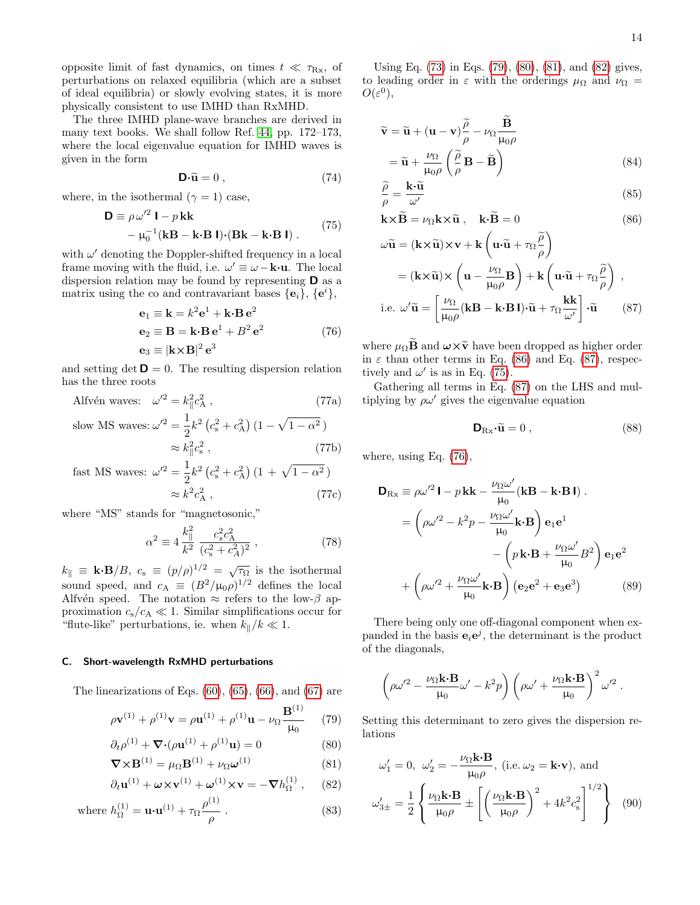opposite limit of fast dynamics, on times $t \ll \tau_{\rm Rx}$, of perturbations on relaxed equilibria (which are a subset of ideal equilibria) or slowly evolving states, it is more physically consistent to use IMHD than RxMHD.

The three IMHD plane-wave branches are derived in many text books. We shall follow Ref. [44], pp. 172–173, where the local eigenvalue equation for IMHD waves is given in the form

$$\mathsf{D}\cdot\widetilde{\mathbf{u}} = 0 \;, \tag{74}$$

where, in the isothermal ($\gamma = 1$) case,

$$\begin{aligned}\mathsf{D} \equiv\, & \rho\,\omega'^2\,\mathsf{I} - p\,\mathbf{k}\mathbf{k} \\ & - \mu_0^{-1}(\mathbf{k}\mathbf{B} - \mathbf{k}\cdot\mathbf{B}\,\mathsf{I})\cdot(\mathbf{B}\mathbf{k} - \mathbf{k}\cdot\mathbf{B}\,\mathsf{I}) \;.\end{aligned} \tag{75}$$

with $\omega'$ denoting the Doppler-shifted frequency in a local frame moving with the fluid, i.e. $\omega' \equiv \omega - \mathbf{k}\cdot\mathbf{u}$. The local dispersion relation may be found by representing $\mathsf{D}$ as a matrix using the co and contravariant bases $\{\mathbf{e}_i\}$, $\{\mathbf{e}^i\}$,

$$\begin{aligned}\mathbf{e}_1 &\equiv \mathbf{k} = k^2\mathbf{e}^1 + \mathbf{k}\cdot\mathbf{B}\,\mathbf{e}^2 \\ \mathbf{e}_2 &\equiv \mathbf{B} = \mathbf{k}\cdot\mathbf{B}\,\mathbf{e}^1 + B^2\,\mathbf{e}^2 \\ \mathbf{e}_3 &\equiv |\mathbf{k}\times\mathbf{B}|^2\,\mathbf{e}^3\end{aligned} \tag{76}$$

and setting $\det\mathsf{D} = 0$. The resulting dispersion relation has the three roots

$$\text{Alfvén waves:}\quad \omega'^2 = k_\parallel^2 c_{\rm A}^2 \;, \tag{77a}$$

$$\begin{aligned}\text{slow MS waves:}\; \omega'^2 &= \frac{1}{2}k^2\left(c_{\rm s}^2 + c_{\rm A}^2\right)\left(1 - \sqrt{1-\alpha^2}\,\right) \\ &\approx k_\parallel^2 c_{\rm s}^2 \;,\end{aligned} \tag{77b}$$

$$\begin{aligned}\text{fast MS waves:}\; \omega'^2 &= \frac{1}{2}k^2\left(c_{\rm s}^2 + c_{\rm A}^2\right)\left(1 + \sqrt{1-\alpha^2}\,\right) \\ &\approx k^2 c_{\rm A}^2 \;,\end{aligned} \tag{77c}$$

where "MS" stands for "magnetosonic,"

$$\alpha^2 \equiv 4\,\frac{k_\parallel^2}{k^2}\,\frac{c_s^2 c_{\rm A}^2}{(c_{\rm s}^2 + c_A^2)^2} \;, \tag{78}$$

$k_\parallel \equiv \mathbf{k}\cdot\mathbf{B}/B$, $c_{\rm s} \equiv (p/\rho)^{1/2} = \sqrt{\tau_\Omega}$ is the isothermal sound speed, and $c_{\rm A} \equiv (B^2/\mu_0\rho)^{1/2}$ defines the local Alfvén speed. The notation $\approx$ refers to the low-$\beta$ approximation $c_{\rm s}/c_{\rm A} \ll 1$. Similar simplifications occur for "flute-like" perturbations, ie. when $k_\parallel/k \ll 1$.

### C. Short-wavelength RxMHD perturbations

The linearizations of Eqs. (60), (65), (66), and (67) are

$$\rho\mathbf{v}^{(1)} + \rho^{(1)}\mathbf{v} = \rho\mathbf{u}^{(1)} + \rho^{(1)}\mathbf{u} - \nu_\Omega\frac{\mathbf{B}^{(1)}}{\mu_0} \tag{79}$$

$$\partial_t\rho^{(1)} + \nabla\cdot(\rho\mathbf{u}^{(1)} + \rho^{(1)}\mathbf{u}) = 0 \tag{80}$$

$$\nabla\times\mathbf{B}^{(1)} = \mu_\Omega\mathbf{B}^{(1)} + \nu_\Omega\boldsymbol{\omega}^{(1)} \tag{81}$$

$$\partial_t\mathbf{u}^{(1)} + \boldsymbol{\omega}\times\mathbf{v}^{(1)} + \boldsymbol{\omega}^{(1)}\times\mathbf{v} = -\nabla h_\Omega^{(1)} \;, \tag{82}$$

$$\text{where } h_\Omega^{(1)} = \mathbf{u}\cdot\mathbf{u}^{(1)} + \tau_\Omega\frac{\rho^{(1)}}{\rho} \;. \tag{83}$$

Using Eq. (73) in Eqs. (79), (80), (81), and (82) gives, to leading order in $\varepsilon$ with the orderings $\mu_\Omega$ and $\nu_\Omega = O(\varepsilon^0)$,

$$\begin{aligned}\widetilde{\mathbf{v}} &= \widetilde{\mathbf{u}} + (\mathbf{u}-\mathbf{v})\frac{\widetilde{\rho}}{\rho} - \nu_\Omega\frac{\widetilde{\mathbf{B}}}{\mu_0\rho} \\ &= \widetilde{\mathbf{u}} + \frac{\nu_\Omega}{\mu_0\rho}\left(\frac{\widetilde{\rho}}{\rho}\mathbf{B} - \widetilde{\mathbf{B}}\right)\end{aligned} \tag{84}$$

$$\frac{\widetilde{\rho}}{\rho} = \frac{\mathbf{k}\cdot\widetilde{\mathbf{u}}}{\omega'} \tag{85}$$

$$\mathbf{k}\times\widetilde{\mathbf{B}} = \nu_\Omega\mathbf{k}\times\widetilde{\mathbf{u}} \;, \quad \mathbf{k}\cdot\widetilde{\mathbf{B}} = 0 \tag{86}$$

$$\begin{aligned}\omega\widetilde{\mathbf{u}} &= (\mathbf{k}\times\widetilde{\mathbf{u}})\times\mathbf{v} + \mathbf{k}\left(\mathbf{u}\cdot\widetilde{\mathbf{u}} + \tau_\Omega\frac{\widetilde{\rho}}{\rho}\right) \\ &= (\mathbf{k}\times\widetilde{\mathbf{u}})\times\left(\mathbf{u} - \frac{\nu_\Omega}{\mu_0\rho}\mathbf{B}\right) + \mathbf{k}\left(\mathbf{u}\cdot\widetilde{\mathbf{u}} + \tau_\Omega\frac{\widetilde{\rho}}{\rho}\right) \;, \\ \text{i.e. } \omega'\widetilde{\mathbf{u}} &= \left[\frac{\nu_\Omega}{\mu_0\rho}(\mathbf{k}\mathbf{B} - \mathbf{k}\cdot\mathbf{B}\,\mathsf{I})\cdot\widetilde{\mathbf{u}} + \tau_\Omega\frac{\mathbf{k}\mathbf{k}}{\omega'}\right]\cdot\widetilde{\mathbf{u}}\end{aligned} \tag{87}$$

where $\mu_\Omega\widetilde{\mathbf{B}}$ and $\boldsymbol{\omega}\times\widetilde{\mathbf{v}}$ have been dropped as higher order in $\varepsilon$ than other terms in Eq. (86) and Eq. (87), respectively and $\omega'$ is as in Eq. (75).

Gathering all terms in Eq. (87) on the LHS and multiplying by $\rho\omega'$ gives the eigenvalue equation

$$\mathsf{D}_{\rm Rx}\cdot\widetilde{\mathbf{u}} = 0 \;, \tag{88}$$

where, using Eq. (76),

$$\begin{aligned}\mathsf{D}_{\rm Rx} \equiv\, & \rho\omega'^2\,\mathsf{I} - p\,\mathbf{k}\mathbf{k} - \frac{\nu_\Omega\omega'}{\mu_0}(\mathbf{k}\mathbf{B} - \mathbf{k}\cdot\mathbf{B}\,\mathsf{I}) \;. \\ =\, & \left(\rho\omega'^2 - k^2 p - \frac{\nu_\Omega\omega'}{\mu_0}\mathbf{k}\cdot\mathbf{B}\right)\mathbf{e}_1\mathbf{e}^1 \\ & - \left(p\,\mathbf{k}\cdot\mathbf{B} + \frac{\nu_\Omega\omega'}{\mu_0}B^2\right)\mathbf{e}_1\mathbf{e}^2 \\ & + \left(\rho\omega'^2 + \frac{\nu_\Omega\omega'}{\mu_0}\mathbf{k}\cdot\mathbf{B}\right)\left(\mathbf{e}_2\mathbf{e}^2 + \mathbf{e}_3\mathbf{e}^3\right)\end{aligned} \tag{89}$$

There being only one off-diagonal component when expanded in the basis $\mathbf{e}_i\mathbf{e}^j$, the determinant is the product of the diagonals,

$$\left(\rho\omega'^2 - \frac{\nu_\Omega\mathbf{k}\cdot\mathbf{B}}{\mu_0}\omega' - k^2 p\right)\left(\rho\omega' + \frac{\nu_\Omega\mathbf{k}\cdot\mathbf{B}}{\mu_0}\right)^2\omega'^2 \;.$$

Setting this determinant to zero gives the dispersion relations

$$\begin{aligned}&\omega_1' = 0,\;\; \omega_2' = -\frac{\nu_\Omega\mathbf{k}\cdot\mathbf{B}}{\mu_0\rho},\; \text{(i.e. } \omega_2 = \mathbf{k}\cdot\mathbf{v}\text{), and} \\ &\omega_{3\pm}' = \frac{1}{2}\left\{\frac{\nu_\Omega\mathbf{k}\cdot\mathbf{B}}{\mu_0\rho} \pm \left[\left(\frac{\nu_\Omega\mathbf{k}\cdot\mathbf{B}}{\mu_0\rho}\right)^2 + 4k^2c_{\rm s}^2\right]^{1/2}\right\}\end{aligned} \tag{90}$$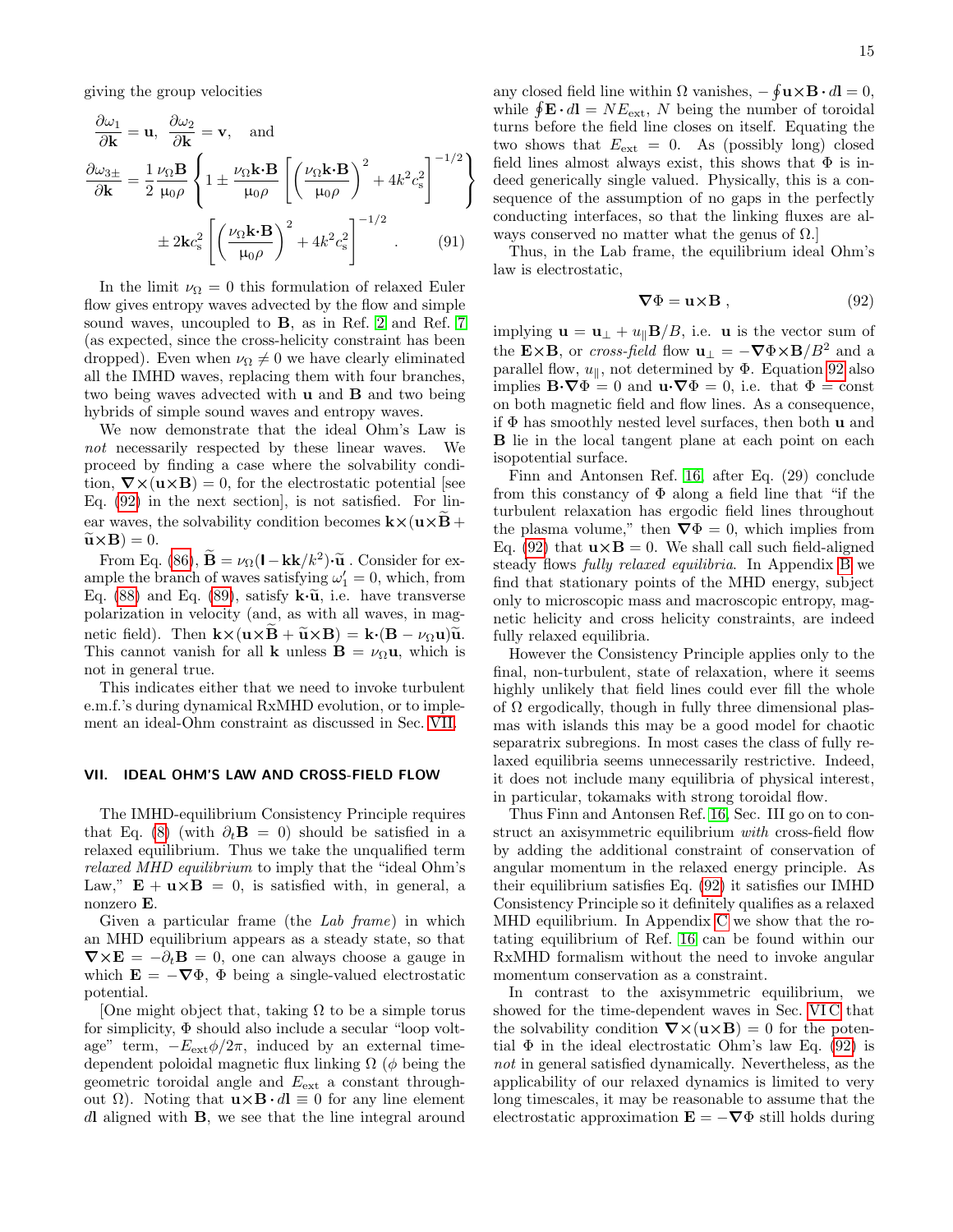giving the group velocities

$$
\frac{\partial \omega_1}{\partial \mathbf{k}} = \mathbf{u}, \;\; \frac{\partial \omega_2}{\partial \mathbf{k}} = \mathbf{v}, \quad \text{and}
$$

$$
\frac{\partial \omega_{3\pm}}{\partial \mathbf{k}} = \frac{1}{2}\frac{\nu_\Omega \mathbf{B}}{\mu_0 \rho}\left\{1 \pm \frac{\nu_\Omega \mathbf{k}\cdot\mathbf{B}}{\mu_0\rho}\left[\left(\frac{\nu_\Omega \mathbf{k}\cdot\mathbf{B}}{\mu_0\rho}\right)^2 + 4k^2c_s^2\right]^{-1/2}\right\}
$$
$$
\pm\, 2\mathbf{k}c_s^2\left[\left(\frac{\nu_\Omega \mathbf{k}\cdot\mathbf{B}}{\mu_0\rho}\right)^2 + 4k^2c_s^2\right]^{-1/2} . \qquad (91)
$$

In the limit $\nu_\Omega = 0$ this formulation of relaxed Euler flow gives entropy waves advected by the flow and simple sound waves, uncoupled to $\mathbf{B}$, as in Ref. 2 and Ref. 7 (as expected, since the cross-helicity constraint has been dropped). Even when $\nu_\Omega \neq 0$ we have clearly eliminated all the IMHD waves, replacing them with four branches, two being waves advected with $\mathbf{u}$ and $\mathbf{B}$ and two being hybrids of simple sound waves and entropy waves.

We now demonstrate that the ideal Ohm's Law is *not* necessarily respected by these linear waves. We proceed by finding a case where the solvability condition, $\nabla\times(\mathbf{u}\times\mathbf{B}) = 0$, for the electrostatic potential [see Eq. (92) in the next section], is not satisfied. For linear waves, the solvability condition becomes $\mathbf{k}\times(\mathbf{u}\times\widetilde{\mathbf{B}} + \widetilde{\mathbf{u}}\times\mathbf{B}) = 0$.

From Eq. (86), $\widetilde{\mathbf{B}} = \nu_\Omega(\mathsf{I} - \mathbf{k}\mathbf{k}/k^2)\cdot\widetilde{\mathbf{u}}$ . Consider for example the branch of waves satisfying $\omega_1' = 0$, which, from Eq. (88) and Eq. (89), satisfy $\mathbf{k}\cdot\widetilde{\mathbf{u}}$, i.e. have transverse polarization in velocity (and, as with all waves, in magnetic field). Then $\mathbf{k}\times(\mathbf{u}\times\widetilde{\mathbf{B}} + \widetilde{\mathbf{u}}\times\mathbf{B}) = \mathbf{k}\cdot(\mathbf{B} - \nu_\Omega\mathbf{u})\widetilde{\mathbf{u}}$. This cannot vanish for all $\mathbf{k}$ unless $\mathbf{B} = \nu_\Omega\mathbf{u}$, which is not in general true.

This indicates either that we need to invoke turbulent e.m.f.'s during dynamical RxMHD evolution, or to implement an ideal-Ohm constraint as discussed in Sec. VII.

## VII. IDEAL OHM'S LAW AND CROSS-FIELD FLOW

The IMHD-equilibrium Consistency Principle requires that Eq. (8) (with $\partial_t\mathbf{B} = 0$) should be satisfied in a relaxed equilibrium. Thus we take the unqualified term *relaxed MHD equilibrium* to imply that the "ideal Ohm's Law," $\mathbf{E} + \mathbf{u}\times\mathbf{B} = 0$, is satisfied with, in general, a nonzero $\mathbf{E}$.

Given a particular frame (the *Lab frame*) in which an MHD equilibrium appears as a steady state, so that $\nabla\times\mathbf{E} = -\partial_t\mathbf{B} = 0$, one can always choose a gauge in which $\mathbf{E} = -\nabla\Phi$, $\Phi$ being a single-valued electrostatic potential.

[One might object that, taking $\Omega$ to be a simple torus for simplicity, $\Phi$ should also include a secular "loop voltage" term, $-E_{\rm ext}\phi/2\pi$, induced by an external time-dependent poloidal magnetic flux linking $\Omega$ ($\phi$ being the geometric toroidal angle and $E_{\rm ext}$ a constant throughout $\Omega$). Noting that $\mathbf{u}\times\mathbf{B}\cdot d\mathbf{l} \equiv 0$ for any line element $d\mathbf{l}$ aligned with $\mathbf{B}$, we see that the line integral around any closed field line within $\Omega$ vanishes, $-\oint\mathbf{u}\times\mathbf{B}\cdot d\mathbf{l} = 0$, while $\oint\mathbf{E}\cdot d\mathbf{l} = NE_{\rm ext}$, $N$ being the number of toroidal turns before the field line closes on itself. Equating the two shows that $E_{\rm ext} = 0$. As (possibly long) closed field lines almost always exist, this shows that $\Phi$ is indeed generically single valued. Physically, this is a consequence of the assumption of no gaps in the perfectly conducting interfaces, so that the linking fluxes are always conserved no matter what the genus of $\Omega$.]

Thus, in the Lab frame, the equilibrium ideal Ohm's law is electrostatic,

$$
\nabla\Phi = \mathbf{u}\times\mathbf{B}\;, \qquad (92)
$$

implying $\mathbf{u} = \mathbf{u}_\perp + u_\parallel\mathbf{B}/B$, i.e. $\mathbf{u}$ is the vector sum of the $\mathbf{E}\times\mathbf{B}$, or *cross-field* flow $\mathbf{u}_\perp = -\nabla\Phi\times\mathbf{B}/B^2$ and a parallel flow, $u_\parallel$, not determined by $\Phi$. Equation 92 also implies $\mathbf{B}\cdot\nabla\Phi = 0$ and $\mathbf{u}\cdot\nabla\Phi = 0$, i.e. that $\Phi$ = const on both magnetic field and flow lines. As a consequence, if $\Phi$ has smoothly nested level surfaces, then both $\mathbf{u}$ and $\mathbf{B}$ lie in the local tangent plane at each point on each isopotential surface.

Finn and Antonsen Ref. 16, after Eq. (29) conclude from this constancy of $\Phi$ along a field line that "if the turbulent relaxation has ergodic field lines throughout the plasma volume," then $\nabla\Phi = 0$, which implies from Eq. (92) that $\mathbf{u}\times\mathbf{B} = 0$. We shall call such field-aligned steady flows *fully relaxed equilibria*. In Appendix B we find that stationary points of the MHD energy, subject only to microscopic mass and macroscopic entropy, magnetic helicity and cross helicity constraints, are indeed fully relaxed equilibria.

However the Consistency Principle applies only to the final, non-turbulent, state of relaxation, where it seems highly unlikely that field lines could ever fill the whole of $\Omega$ ergodically, though in fully three dimensional plasmas with islands this may be a good model for chaotic separatrix subregions. In most cases the class of fully relaxed equilibria seems unnecessarily restrictive. Indeed, it does not include many equilibria of physical interest, in particular, tokamaks with strong toroidal flow.

Thus Finn and Antonsen Ref. 16, Sec. III go on to construct an axisymmetric equilibrium *with* cross-field flow by adding the additional constraint of conservation of angular momentum in the relaxed energy principle. As their equilibrium satisfies Eq. (92) it satisfies our IMHD Consistency Principle so it definitely qualifies as a relaxed MHD equilibrium. In Appendix C we show that the rotating equilibrium of Ref. 16 can be found within our RxMHD formalism without the need to invoke angular momentum conservation as a constraint.

In contrast to the axisymmetric equilibrium, we showed for the time-dependent waves in Sec. VI C that the solvability condition $\nabla\times(\mathbf{u}\times\mathbf{B}) = 0$ for the potential $\Phi$ in the ideal electrostatic Ohm's law Eq. (92) is *not* in general satisfied dynamically. Nevertheless, as the applicability of our relaxed dynamics is limited to very long timescales, it may be reasonable to assume that the electrostatic approximation $\mathbf{E} = -\nabla\Phi$ still holds during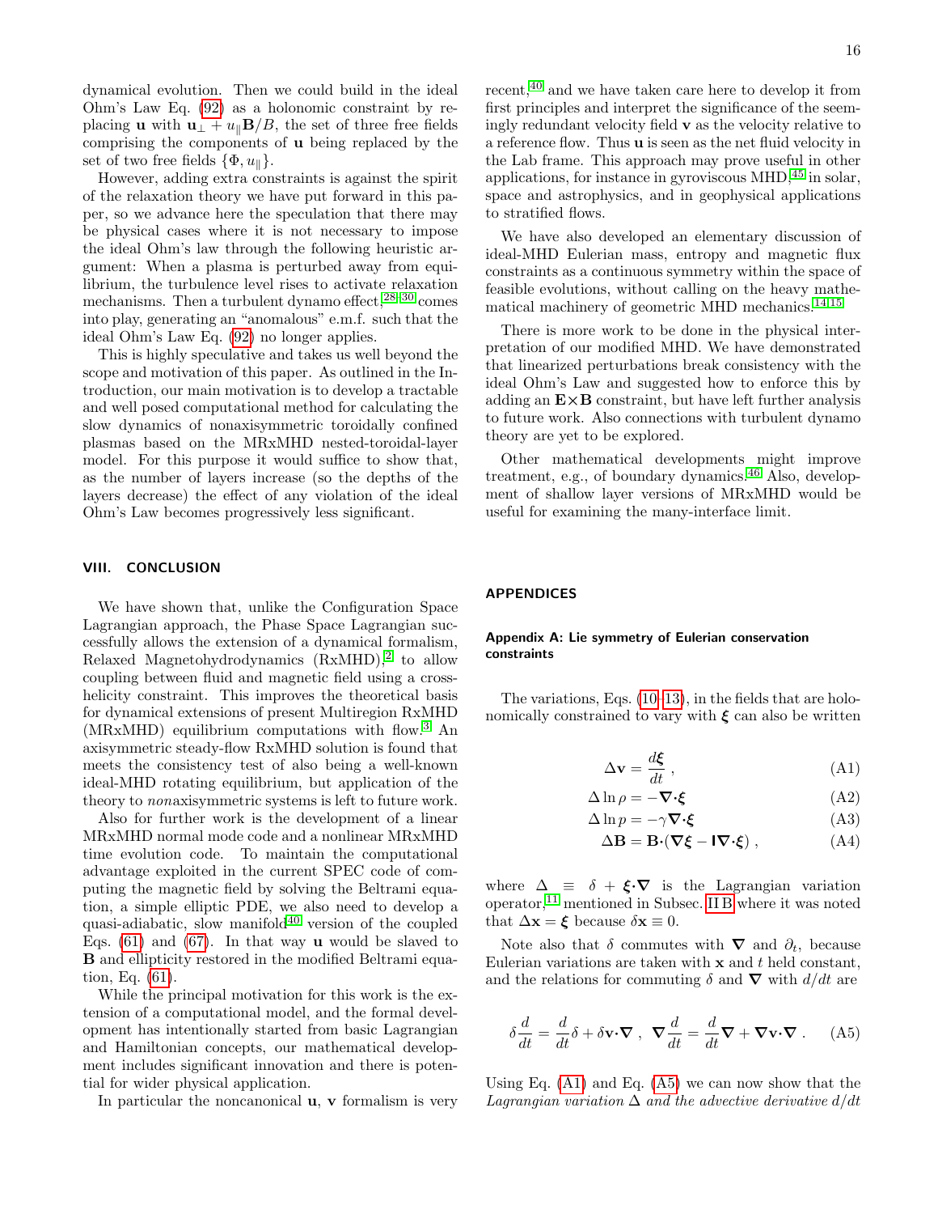dynamical evolution. Then we could build in the ideal Ohm's Law Eq. (92) as a holonomic constraint by replacing $\mathbf{u}$ with $\mathbf{u}_\perp + u_\parallel \mathbf{B}/B$, the set of three free fields comprising the components of $\mathbf{u}$ being replaced by the set of two free fields $\{\Phi, u_\parallel\}$.

However, adding extra constraints is against the spirit of the relaxation theory we have put forward in this paper, so we advance here the speculation that there may be physical cases where it is not necessary to impose the ideal Ohm's law through the following heuristic argument: When a plasma is perturbed away from equilibrium, the turbulence level rises to activate relaxation mechanisms. Then a turbulent dynamo effect,[28–30] comes into play, generating an "anomalous" e.m.f. such that the ideal Ohm's Law Eq. (92) no longer applies.

This is highly speculative and takes us well beyond the scope and motivation of this paper. As outlined in the Introduction, our main motivation is to develop a tractable and well posed computational method for calculating the slow dynamics of nonaxisymmetric toroidally confined plasmas based on the MRxMHD nested-toroidal-layer model. For this purpose it would suffice to show that, as the number of layers increase (so the depths of the layers decrease) the effect of any violation of the ideal Ohm's Law becomes progressively less significant.

## VIII. CONCLUSION

We have shown that, unlike the Configuration Space Lagrangian approach, the Phase Space Lagrangian successfully allows the extension of a dynamical formalism, Relaxed Magnetohydrodynamics (RxMHD),[2] to allow coupling between fluid and magnetic field using a cross-helicity constraint. This improves the theoretical basis for dynamical extensions of present Multiregion RxMHD (MRxMHD) equilibrium computations with flow.[3] An axisymmetric steady-flow RxMHD solution is found that meets the consistency test of also being a well-known ideal-MHD rotating equilibrium, but application of the theory to *non*axisymmetric systems is left to future work.

Also for further work is the development of a linear MRxMHD normal mode code and a nonlinear MRxMHD time evolution code. To maintain the computational advantage exploited in the current SPEC code of computing the magnetic field by solving the Beltrami equation, a simple elliptic PDE, we also need to develop a quasi-adiabatic, slow manifold[40] version of the coupled Eqs. (61) and (67). In that way $\mathbf{u}$ would be slaved to $\mathbf{B}$ and ellipticity restored in the modified Beltrami equation, Eq. (61).

While the principal motivation for this work is the extension of a computational model, and the formal development has intentionally started from basic Lagrangian and Hamiltonian concepts, our mathematical development includes significant innovation and there is potential for wider physical application.

In particular the noncanonical $\mathbf{u}$, $\mathbf{v}$ formalism is very recent,[40] and we have taken care here to develop it from first principles and interpret the significance of the seemingly redundant velocity field $\mathbf{v}$ as the velocity relative to a reference flow. Thus $\mathbf{u}$ is seen as the net fluid velocity in the Lab frame. This approach may prove useful in other applications, for instance in gyroviscous MHD,[45] in solar, space and astrophysics, and in geophysical applications to stratified flows.

We have also developed an elementary discussion of ideal-MHD Eulerian mass, entropy and magnetic flux constraints as a continuous symmetry within the space of feasible evolutions, without calling on the heavy mathematical machinery of geometric MHD mechanics.[14,15]

There is more work to be done in the physical interpretation of our modified MHD. We have demonstrated that linearized perturbations break consistency with the ideal Ohm's Law and suggested how to enforce this by adding an $\mathbf{E}\times\mathbf{B}$ constraint, but have left further analysis to future work. Also connections with turbulent dynamo theory are yet to be explored.

Other mathematical developments might improve treatment, e.g., of boundary dynamics.[46] Also, development of shallow layer versions of MRxMHD would be useful for examining the many-interface limit.

## APPENDICES

### Appendix A: Lie symmetry of Eulerian conservation constraints

The variations, Eqs. (10–13), in the fields that are holonomically constrained to vary with $\boldsymbol{\xi}$ can also be written

$$\Delta \mathbf{v} = \frac{d\boldsymbol{\xi}}{dt} \;, \tag{A1}$$

$$\Delta \ln \rho = -\boldsymbol{\nabla}\cdot\boldsymbol{\xi} \tag{A2}$$

$$\Delta \ln p = -\gamma \boldsymbol{\nabla}\cdot\boldsymbol{\xi} \tag{A3}$$

$$\Delta \mathbf{B} = \mathbf{B}\cdot(\boldsymbol{\nabla}\boldsymbol{\xi} - \mathsf{I}\boldsymbol{\nabla}\cdot\boldsymbol{\xi}) \;, \tag{A4}$$

where $\Delta \equiv \delta + \boldsymbol{\xi}\cdot\boldsymbol{\nabla}$ is the Lagrangian variation operator,[11] mentioned in Subsec. II B where it was noted that $\Delta\mathbf{x} = \boldsymbol{\xi}$ because $\delta\mathbf{x} \equiv 0$.

Note also that $\delta$ commutes with $\boldsymbol{\nabla}$ and $\partial_t$, because Eulerian variations are taken with $\mathbf{x}$ and $t$ held constant, and the relations for commuting $\delta$ and $\boldsymbol{\nabla}$ with $d/dt$ are

$$\delta\frac{d}{dt} = \frac{d}{dt}\delta + \delta\mathbf{v}\cdot\boldsymbol{\nabla} \;, \quad \boldsymbol{\nabla}\frac{d}{dt} = \frac{d}{dt}\boldsymbol{\nabla} + \boldsymbol{\nabla}\mathbf{v}\cdot\boldsymbol{\nabla} \;. \tag{A5}$$

Using Eq. (A1) and Eq. (A5) we can now show that the *Lagrangian variation* $\Delta$ *and the advective derivative* $d/dt$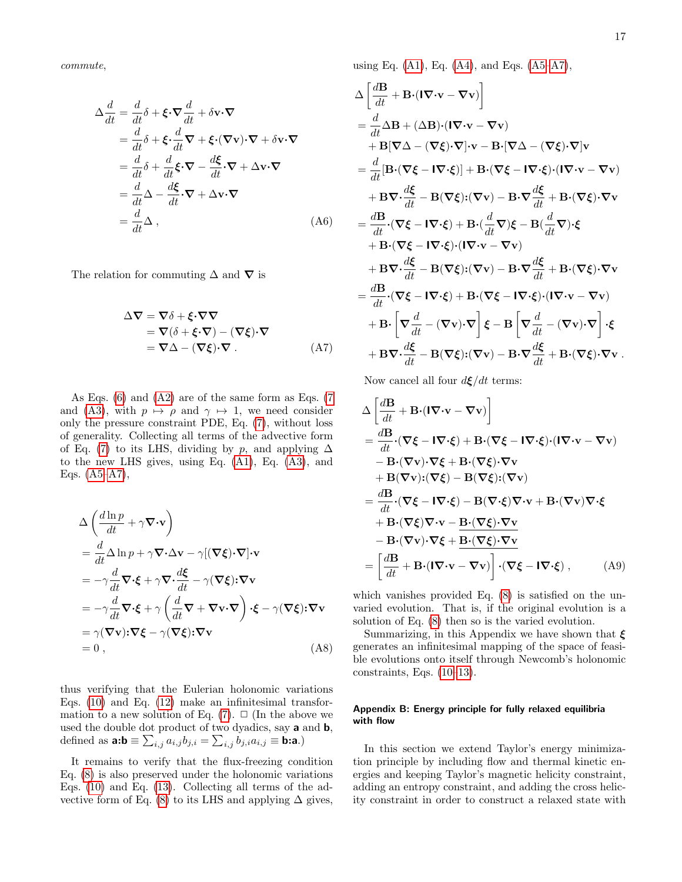*commute*,

$$
\begin{aligned}
\Delta \frac{d}{dt} &= \frac{d}{dt}\delta + \boldsymbol{\xi}\boldsymbol{\cdot}\boldsymbol{\nabla}\frac{d}{dt} + \delta\mathbf{v}\boldsymbol{\cdot}\boldsymbol{\nabla} \\
&= \frac{d}{dt}\delta + \boldsymbol{\xi}\boldsymbol{\cdot}\frac{d}{dt}\boldsymbol{\nabla} + \boldsymbol{\xi}\boldsymbol{\cdot}(\boldsymbol{\nabla}\mathbf{v})\boldsymbol{\cdot}\boldsymbol{\nabla} + \delta\mathbf{v}\boldsymbol{\cdot}\boldsymbol{\nabla} \\
&= \frac{d}{dt}\delta + \frac{d}{dt}\boldsymbol{\xi}\boldsymbol{\cdot}\boldsymbol{\nabla} - \frac{d\boldsymbol{\xi}}{dt}\boldsymbol{\cdot}\boldsymbol{\nabla} + \Delta\mathbf{v}\boldsymbol{\cdot}\boldsymbol{\nabla} \\
&= \frac{d}{dt}\Delta - \frac{d\boldsymbol{\xi}}{dt}\boldsymbol{\cdot}\boldsymbol{\nabla} + \Delta\mathbf{v}\boldsymbol{\cdot}\boldsymbol{\nabla} \\
&= \frac{d}{dt}\Delta \,,
\end{aligned} \tag{A6}
$$

The relation for commuting $\Delta$ and $\boldsymbol{\nabla}$ is

$$
\begin{aligned}
\Delta\boldsymbol{\nabla} &= \boldsymbol{\nabla}\delta + \boldsymbol{\xi}\boldsymbol{\cdot}\boldsymbol{\nabla}\boldsymbol{\nabla} \\
&= \boldsymbol{\nabla}(\delta + \boldsymbol{\xi}\boldsymbol{\cdot}\boldsymbol{\nabla}) - (\boldsymbol{\nabla}\boldsymbol{\xi})\boldsymbol{\cdot}\boldsymbol{\nabla} \\
&= \boldsymbol{\nabla}\Delta - (\boldsymbol{\nabla}\boldsymbol{\xi})\boldsymbol{\cdot}\boldsymbol{\nabla} \,.
\end{aligned} \tag{A7}
$$

As Eqs. (6) and (A2) are of the same form as Eqs. (7 and (A3), with $p \mapsto \rho$ and $\gamma \mapsto 1$, we need consider only the pressure constraint PDE, Eq. (7), without loss of generality. Collecting all terms of the advective form of Eq. (7) to its LHS, dividing by $p$, and applying $\Delta$ to the new LHS gives, using Eq. (A1), Eq. (A3), and Eqs. (A5–A7),

$$
\begin{aligned}
&\Delta\left(\frac{d\ln p}{dt} + \gamma\boldsymbol{\nabla}\boldsymbol{\cdot}\mathbf{v}\right) \\
&= \frac{d}{dt}\Delta\ln p + \gamma\boldsymbol{\nabla}\boldsymbol{\cdot}\Delta\mathbf{v} - \gamma[(\boldsymbol{\nabla}\boldsymbol{\xi})\boldsymbol{\cdot}\boldsymbol{\nabla}]\boldsymbol{\cdot}\mathbf{v} \\
&= -\gamma\frac{d}{dt}\boldsymbol{\nabla}\boldsymbol{\cdot}\boldsymbol{\xi} + \gamma\boldsymbol{\nabla}\boldsymbol{\cdot}\frac{d\boldsymbol{\xi}}{dt} - \gamma(\boldsymbol{\nabla}\boldsymbol{\xi}){:}\boldsymbol{\nabla}\mathbf{v} \\
&= -\gamma\frac{d}{dt}\boldsymbol{\nabla}\boldsymbol{\cdot}\boldsymbol{\xi} + \gamma\left(\frac{d}{dt}\boldsymbol{\nabla} + \boldsymbol{\nabla}\mathbf{v}\boldsymbol{\cdot}\boldsymbol{\nabla}\right)\boldsymbol{\cdot}\boldsymbol{\xi} - \gamma(\boldsymbol{\nabla}\boldsymbol{\xi}){:}\boldsymbol{\nabla}\mathbf{v} \\
&= \gamma(\boldsymbol{\nabla}\mathbf{v}){:}\boldsymbol{\nabla}\boldsymbol{\xi} - \gamma(\boldsymbol{\nabla}\boldsymbol{\xi}){:}\boldsymbol{\nabla}\mathbf{v} \\
&= 0 \,,
\end{aligned} \tag{A8}
$$

thus verifying that the Eulerian holonomic variations Eqs. (10) and Eq. (12) make an infinitesimal transformation to a new solution of Eq. (7). □ (In the above we used the double dot product of two dyadics, say $\mathbf{a}$ and $\mathbf{b}$, defined as $\mathbf{a}{:}\mathbf{b} \equiv \sum_{i,j} a_{i,j}b_{j,i} = \sum_{i,j} b_{j,i}a_{i,j} \equiv \mathbf{b}{:}\mathbf{a}$.)

It remains to verify that the flux-freezing condition Eq. (8) is also preserved under the holonomic variations Eqs. (10) and Eq. (13). Collecting all terms of the advective form of Eq. (8) to its LHS and applying $\Delta$ gives, using Eq. (A1), Eq. (A4), and Eqs. (A5–A7),

$$
\begin{aligned}
&\Delta\left[\frac{d\mathbf{B}}{dt} + \mathbf{B}\boldsymbol{\cdot}(\mathbf{I}\boldsymbol{\nabla}\boldsymbol{\cdot}\mathbf{v} - \boldsymbol{\nabla}\mathbf{v})\right] \\
&= \frac{d}{dt}\Delta\mathbf{B} + (\Delta\mathbf{B})\boldsymbol{\cdot}(\mathbf{I}\boldsymbol{\nabla}\boldsymbol{\cdot}\mathbf{v} - \boldsymbol{\nabla}\mathbf{v}) \\
&\quad + \mathbf{B}[\boldsymbol{\nabla}\Delta - (\boldsymbol{\nabla}\boldsymbol{\xi})\boldsymbol{\cdot}\boldsymbol{\nabla}]\boldsymbol{\cdot}\mathbf{v} - \mathbf{B}\boldsymbol{\cdot}[\boldsymbol{\nabla}\Delta - (\boldsymbol{\nabla}\boldsymbol{\xi})\boldsymbol{\cdot}\boldsymbol{\nabla}]\mathbf{v} \\
&= \frac{d}{dt}[\mathbf{B}\boldsymbol{\cdot}(\boldsymbol{\nabla}\boldsymbol{\xi} - \mathbf{I}\boldsymbol{\nabla}\boldsymbol{\cdot}\boldsymbol{\xi})] + \mathbf{B}\boldsymbol{\cdot}(\boldsymbol{\nabla}\boldsymbol{\xi} - \mathbf{I}\boldsymbol{\nabla}\boldsymbol{\cdot}\boldsymbol{\xi})\boldsymbol{\cdot}(\mathbf{I}\boldsymbol{\nabla}\boldsymbol{\cdot}\mathbf{v} - \boldsymbol{\nabla}\mathbf{v}) \\
&\quad + \mathbf{B}\boldsymbol{\nabla}\boldsymbol{\cdot}\frac{d\boldsymbol{\xi}}{dt} - \mathbf{B}(\boldsymbol{\nabla}\boldsymbol{\xi}){:}(\boldsymbol{\nabla}\mathbf{v}) - \mathbf{B}\boldsymbol{\cdot}\boldsymbol{\nabla}\frac{d\boldsymbol{\xi}}{dt} + \mathbf{B}\boldsymbol{\cdot}(\boldsymbol{\nabla}\boldsymbol{\xi})\boldsymbol{\cdot}\boldsymbol{\nabla}\mathbf{v} \\
&= \frac{d\mathbf{B}}{dt}\boldsymbol{\cdot}(\boldsymbol{\nabla}\boldsymbol{\xi} - \mathbf{I}\boldsymbol{\nabla}\boldsymbol{\cdot}\boldsymbol{\xi}) + \mathbf{B}\boldsymbol{\cdot}(\frac{d}{dt}\boldsymbol{\nabla})\boldsymbol{\xi} - \mathbf{B}(\frac{d}{dt}\boldsymbol{\nabla})\boldsymbol{\cdot}\boldsymbol{\xi} \\
&\quad + \mathbf{B}\boldsymbol{\cdot}(\boldsymbol{\nabla}\boldsymbol{\xi} - \mathbf{I}\boldsymbol{\nabla}\boldsymbol{\cdot}\boldsymbol{\xi})\boldsymbol{\cdot}(\mathbf{I}\boldsymbol{\nabla}\boldsymbol{\cdot}\mathbf{v} - \boldsymbol{\nabla}\mathbf{v}) \\
&\quad + \mathbf{B}\boldsymbol{\nabla}\boldsymbol{\cdot}\frac{d\boldsymbol{\xi}}{dt} - \mathbf{B}(\boldsymbol{\nabla}\boldsymbol{\xi}){:}(\boldsymbol{\nabla}\mathbf{v}) - \mathbf{B}\boldsymbol{\cdot}\boldsymbol{\nabla}\frac{d\boldsymbol{\xi}}{dt} + \mathbf{B}\boldsymbol{\cdot}(\boldsymbol{\nabla}\boldsymbol{\xi})\boldsymbol{\cdot}\boldsymbol{\nabla}\mathbf{v} \\
&= \frac{d\mathbf{B}}{dt}\boldsymbol{\cdot}(\boldsymbol{\nabla}\boldsymbol{\xi} - \mathbf{I}\boldsymbol{\nabla}\boldsymbol{\cdot}\boldsymbol{\xi}) + \mathbf{B}\boldsymbol{\cdot}(\boldsymbol{\nabla}\boldsymbol{\xi} - \mathbf{I}\boldsymbol{\nabla}\boldsymbol{\cdot}\boldsymbol{\xi})\boldsymbol{\cdot}(\mathbf{I}\boldsymbol{\nabla}\boldsymbol{\cdot}\mathbf{v} - \boldsymbol{\nabla}\mathbf{v}) \\
&\quad + \mathbf{B}\boldsymbol{\cdot}\left[\boldsymbol{\nabla}\frac{d}{dt} - (\boldsymbol{\nabla}\mathbf{v})\boldsymbol{\cdot}\boldsymbol{\nabla}\right]\boldsymbol{\xi} - \mathbf{B}\left[\boldsymbol{\nabla}\frac{d}{dt} - (\boldsymbol{\nabla}\mathbf{v})\boldsymbol{\cdot}\boldsymbol{\nabla}\right]\boldsymbol{\cdot}\boldsymbol{\xi} \\
&\quad + \mathbf{B}\boldsymbol{\nabla}\boldsymbol{\cdot}\frac{d\boldsymbol{\xi}}{dt} - \mathbf{B}(\boldsymbol{\nabla}\boldsymbol{\xi}){:}(\boldsymbol{\nabla}\mathbf{v}) - \mathbf{B}\boldsymbol{\cdot}\boldsymbol{\nabla}\frac{d\boldsymbol{\xi}}{dt} + \mathbf{B}\boldsymbol{\cdot}(\boldsymbol{\nabla}\boldsymbol{\xi})\boldsymbol{\cdot}\boldsymbol{\nabla}\mathbf{v} \,.
\end{aligned}
$$

Now cancel all four $d\boldsymbol{\xi}/dt$ terms:

$$
\begin{aligned}
&\Delta\left[\frac{d\mathbf{B}}{dt} + \mathbf{B}\boldsymbol{\cdot}(\mathbf{I}\boldsymbol{\nabla}\boldsymbol{\cdot}\mathbf{v} - \boldsymbol{\nabla}\mathbf{v})\right] \\
&= \frac{d\mathbf{B}}{dt}\boldsymbol{\cdot}(\boldsymbol{\nabla}\boldsymbol{\xi} - \mathbf{I}\boldsymbol{\nabla}\boldsymbol{\cdot}\boldsymbol{\xi}) + \mathbf{B}\boldsymbol{\cdot}(\boldsymbol{\nabla}\boldsymbol{\xi} - \mathbf{I}\boldsymbol{\nabla}\boldsymbol{\cdot}\boldsymbol{\xi})\boldsymbol{\cdot}(\mathbf{I}\boldsymbol{\nabla}\boldsymbol{\cdot}\mathbf{v} - \boldsymbol{\nabla}\mathbf{v}) \\
&\quad - \mathbf{B}\boldsymbol{\cdot}(\boldsymbol{\nabla}\mathbf{v})\boldsymbol{\cdot}\boldsymbol{\nabla}\boldsymbol{\xi} + \mathbf{B}\boldsymbol{\cdot}(\boldsymbol{\nabla}\boldsymbol{\xi})\boldsymbol{\cdot}\boldsymbol{\nabla}\mathbf{v} \\
&\quad + \mathbf{B}(\boldsymbol{\nabla}\mathbf{v}){:}(\boldsymbol{\nabla}\boldsymbol{\xi}) - \mathbf{B}(\boldsymbol{\nabla}\boldsymbol{\xi}){:}(\boldsymbol{\nabla}\mathbf{v}) \\
&= \frac{d\mathbf{B}}{dt}\boldsymbol{\cdot}(\boldsymbol{\nabla}\boldsymbol{\xi} - \mathbf{I}\boldsymbol{\nabla}\boldsymbol{\cdot}\boldsymbol{\xi}) - \mathbf{B}(\boldsymbol{\nabla}\boldsymbol{\cdot}\boldsymbol{\xi})\boldsymbol{\nabla}\boldsymbol{\cdot}\mathbf{v} + \mathbf{B}\boldsymbol{\cdot}(\boldsymbol{\nabla}\mathbf{v})\boldsymbol{\nabla}\boldsymbol{\cdot}\boldsymbol{\xi} \\
&\quad + \mathbf{B}\boldsymbol{\cdot}(\boldsymbol{\nabla}\boldsymbol{\xi})\boldsymbol{\nabla}\boldsymbol{\cdot}\mathbf{v} - \underline{\mathbf{B}\boldsymbol{\cdot}(\boldsymbol{\nabla}\boldsymbol{\xi})\boldsymbol{\cdot}\boldsymbol{\nabla}\mathbf{v}} \\
&\quad - \mathbf{B}\boldsymbol{\cdot}(\boldsymbol{\nabla}\mathbf{v})\boldsymbol{\cdot}\boldsymbol{\nabla}\boldsymbol{\xi} + \underline{\mathbf{B}\boldsymbol{\cdot}(\boldsymbol{\nabla}\boldsymbol{\xi})\boldsymbol{\cdot}\boldsymbol{\nabla}\mathbf{v}} \\
&= \left[\frac{d\mathbf{B}}{dt} + \mathbf{B}\boldsymbol{\cdot}(\mathbf{I}\boldsymbol{\nabla}\boldsymbol{\cdot}\mathbf{v} - \boldsymbol{\nabla}\mathbf{v})\right]\boldsymbol{\cdot}(\boldsymbol{\nabla}\boldsymbol{\xi} - \mathbf{I}\boldsymbol{\nabla}\boldsymbol{\cdot}\boldsymbol{\xi}) \,,
\end{aligned} \tag{A9}
$$

which vanishes provided Eq. (8) is satisfied on the unvaried evolution. That is, if the original evolution is a solution of Eq. (8) then so is the varied evolution.

Summarizing, in this Appendix we have shown that $\boldsymbol{\xi}$ generates an infinitesimal mapping of the space of feasible evolutions onto itself through Newcomb's holonomic constraints, Eqs. (10–13).

## Appendix B: Energy principle for fully relaxed equilibria with flow

In this section we extend Taylor's energy minimization principle by including flow and thermal kinetic energies and keeping Taylor's magnetic helicity constraint, adding an entropy constraint, and adding the cross helicity constraint in order to construct a relaxed state with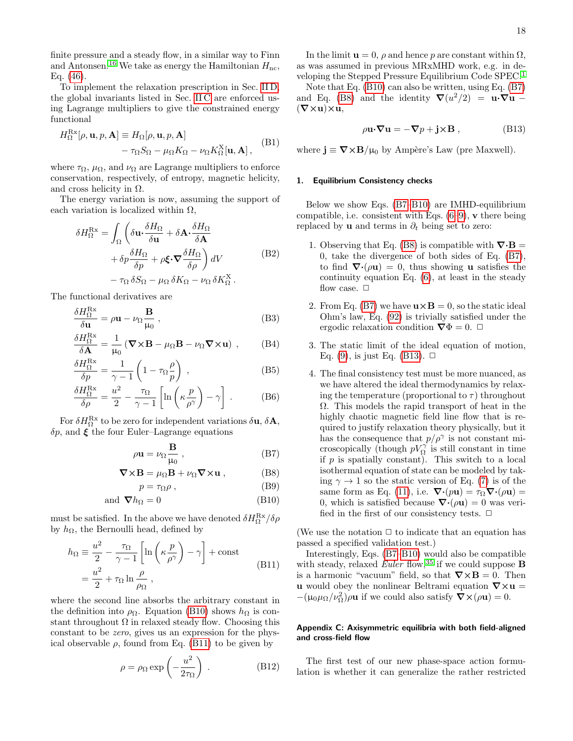finite pressure and a steady flow, in a similar way to Finn and Antonsen.[16] We take as energy the Hamiltonian $H_{\rm nc}$, Eq. (46).

To implement the relaxation prescription in Sec. II D, the global invariants listed in Sec. II C are enforced using Lagrange multipliers to give the constrained energy functional

$$
\begin{aligned}
H_\Omega^{\rm Rx}[\rho, \mathbf{u}, p, \mathbf{A}] \equiv\ & H_\Omega[\rho, \mathbf{u}, p, \mathbf{A}] \\
& - \tau_\Omega S_\Omega - \mu_\Omega K_\Omega - \nu_\Omega K_\Omega^{\rm X}[\mathbf{u}, \mathbf{A}]\,,
\end{aligned}
\tag{B1}
$$

where $\tau_\Omega$, $\mu_\Omega$, and $\nu_\Omega$ are Lagrange multipliers to enforce conservation, respectively, of entropy, magnetic helicity, and cross helicity in $\Omega$.

The energy variation is now, assuming the support of each variation is localized within $\Omega$,

$$
\begin{aligned}
\delta H_\Omega^{\rm Rx} = & \int_\Omega \left( \delta\mathbf{u}\boldsymbol{\cdot}\frac{\delta H_\Omega}{\delta \mathbf{u}} + \delta\mathbf{A}\boldsymbol{\cdot}\frac{\delta H_\Omega}{\delta \mathbf{A}} \right. \\
& \left. + \delta p \frac{\delta H_\Omega}{\delta p} + \rho \boldsymbol{\xi}\boldsymbol{\cdot}\boldsymbol{\nabla}\frac{\delta H_\Omega}{\delta \rho} \right) dV \\
& - \tau_\Omega\, \delta S_\Omega - \mu_\Omega\, \delta K_\Omega - \nu_\Omega\, \delta K_\Omega^{\rm X}\,.
\end{aligned}
\tag{B2}
$$

The functional derivatives are

$$
\frac{\delta H_\Omega^{\rm Rx}}{\delta \mathbf{u}} = \rho\mathbf{u} - \nu_\Omega \frac{\mathbf{B}}{\mu_0}\,, \tag{B3}
$$

$$
\frac{\delta H_\Omega^{\rm Rx}}{\delta \mathbf{A}} = \frac{1}{\mu_0}\left(\boldsymbol{\nabla}\boldsymbol{\times}\mathbf{B} - \mu_\Omega \mathbf{B} - \nu_\Omega \boldsymbol{\nabla}\boldsymbol{\times}\mathbf{u}\right)\,, \tag{B4}
$$

$$
\frac{\delta H_\Omega^{\rm Rx}}{\delta p} = \frac{1}{\gamma - 1}\left(1 - \tau_\Omega \frac{\rho}{p}\right)\,, \tag{B5}
$$

$$
\frac{\delta H_\Omega^{\rm Rx}}{\delta \rho} = \frac{u^2}{2} - \frac{\tau_\Omega}{\gamma - 1}\left[\ln\left(\kappa \frac{p}{\rho^\gamma}\right) - \gamma\right]\,. \tag{B6}
$$

For $\delta H_\Omega^{\rm Rx}$ to be zero for independent variations $\delta\mathbf{u}$, $\delta\mathbf{A}$, $\delta p$, and $\boldsymbol{\xi}$ the four Euler–Lagrange equations

$$
\rho\mathbf{u} = \nu_\Omega \frac{\mathbf{B}}{\mu_0}\,, \tag{B7}
$$

$$
\boldsymbol{\nabla}\boldsymbol{\times}\mathbf{B} = \mu_\Omega \mathbf{B} + \nu_\Omega \boldsymbol{\nabla}\boldsymbol{\times}\mathbf{u}\,, \tag{B8}
$$

$$
p = \tau_\Omega \rho\,, \tag{B9}
$$

$$
\text{and } \boldsymbol{\nabla} h_\Omega = 0 \tag{B10}
$$

must be satisfied. In the above we have denoted $\delta H_\Omega^{\rm Rx}/\delta\rho$ by $h_\Omega$, the Bernoulli head, defined by

$$
\begin{aligned}
h_\Omega & \equiv \frac{u^2}{2} - \frac{\tau_\Omega}{\gamma - 1}\left[\ln\left(\kappa \frac{p}{\rho^\gamma}\right) - \gamma\right] + \text{const} \\
& = \frac{u^2}{2} + \tau_\Omega \ln \frac{\rho}{\rho_\Omega}\,,
\end{aligned}
\tag{B11}
$$

where the second line absorbs the arbitrary constant in the definition into $\rho_\Omega$. Equation (B10) shows $h_\Omega$ is constant throughout $\Omega$ in relaxed steady flow. Choosing this constant to be *zero*, gives us an expression for the physical observable $\rho$, found from Eq. (B11) to be given by

$$
\rho = \rho_\Omega \exp\left(-\frac{u^2}{2\tau_\Omega}\right)\,. \tag{B12}
$$

In the limit $\mathbf{u} = 0$, $\rho$ and hence $p$ are constant within $\Omega$, as was assumed in previous MRxMHD work, e.g. in developing the Stepped Pressure Equilibrium Code SPEC.[1]

Note that Eq. (B10) can also be written, using Eq. (B7) and Eq. (B8) and the identity $\boldsymbol{\nabla}(u^2/2) = \mathbf{u}\boldsymbol{\cdot}\boldsymbol{\nabla}\mathbf{u} - (\boldsymbol{\nabla}\boldsymbol{\times}\mathbf{u})\boldsymbol{\times}\mathbf{u}$,

$$
\rho\mathbf{u}\boldsymbol{\cdot}\boldsymbol{\nabla}\mathbf{u} = -\boldsymbol{\nabla} p + \mathbf{j}\boldsymbol{\times}\mathbf{B}\,, \tag{B13}
$$

where $\mathbf{j} \equiv \boldsymbol{\nabla}\boldsymbol{\times}\mathbf{B}/\mu_0$ by Ampère's Law (pre Maxwell).

### 1. Equilibrium Consistency checks

Below we show Eqs. (B7–B10) are IMHD-equilibrium compatible, i.e. consistent with Eqs. (6–9), $\mathbf{v}$ there being replaced by $\mathbf{u}$ and terms in $\partial_t$ being set to zero:

1. Observing that Eq. (B8) is compatible with $\boldsymbol{\nabla}\boldsymbol{\cdot}\mathbf{B} = 0$, take the divergence of both sides of Eq. (B7), to find $\boldsymbol{\nabla}\boldsymbol{\cdot}(\rho\mathbf{u}) = 0$, thus showing $\mathbf{u}$ satisfies the continuity equation Eq. (6), at least in the steady flow case. □

2. From Eq. (B7) we have $\mathbf{u}\boldsymbol{\times}\mathbf{B} = 0$, so the static ideal Ohm's law, Eq. (92) is trivially satisfied under the ergodic relaxation condition $\boldsymbol{\nabla}\Phi = 0$. □

3. The static limit of the ideal equation of motion, Eq. (9), is just Eq. (B13). □

4. The final consistency test must be more nuanced, as we have altered the ideal thermodynamics by relaxing the temperature (proportional to $\tau$) throughout $\Omega$. This models the rapid transport of heat in the highly chaotic magnetic field line flow that is required to justify relaxation theory physically, but it has the consequence that $p/\rho^\gamma$ is not constant microscopically (though $pV_\Omega^\gamma$ is still constant in time if $p$ is spatially constant). This switch to a local isothermal equation of state can be modeled by taking $\gamma \to 1$ so the static version of Eq. (7) is of the same form as Eq. (11), i.e. $\boldsymbol{\nabla}\boldsymbol{\cdot}(p\mathbf{u}) = \tau_\Omega \boldsymbol{\nabla}\boldsymbol{\cdot}(\rho\mathbf{u}) = 0$, which is satisfied because $\boldsymbol{\nabla}\boldsymbol{\cdot}(\rho\mathbf{u}) = 0$ was verified in the first of our consistency tests. □

(We use the notation □ to indicate that an equation has passed a specified validation test.)

Interestingly, Eqs. (B7–B10) would also be compatible with steady, relaxed *Euler* flow,[35] if we could suppose $\mathbf{B}$ is a harmonic "vacuum" field, so that $\boldsymbol{\nabla}\boldsymbol{\times}\mathbf{B} = 0$. Then $\mathbf{u}$ would obey the nonlinear Beltrami equation $\boldsymbol{\nabla}\boldsymbol{\times}\mathbf{u} = -(\mu_0\mu_\Omega/\nu_\Omega^2)\rho\mathbf{u}$ if we could also satisfy $\boldsymbol{\nabla}\boldsymbol{\times}(\rho\mathbf{u}) = 0$.

## Appendix C: Axisymmetric equilibria with both field-aligned and cross-field flow

The first test of our new phase-space action formulation is whether it can generalize the rather restricted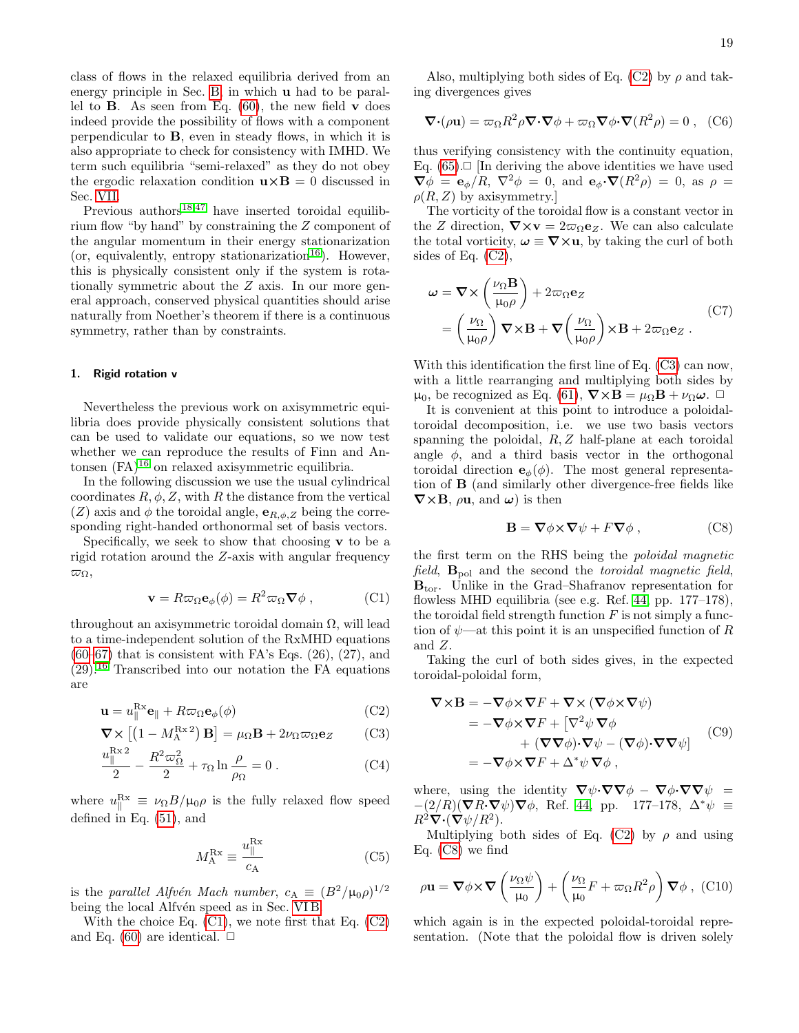class of flows in the relaxed equilibria derived from an energy principle in Sec. B, in which $\mathbf{u}$ had to be parallel to $\mathbf{B}$. As seen from Eq. (60), the new field $\mathbf{v}$ does indeed provide the possibility of flows with a component perpendicular to $\mathbf{B}$, even in steady flows, in which it is also appropriate to check for consistency with IMHD. We term such equilibria "semi-relaxed" as they do not obey the ergodic relaxation condition $\mathbf{u}\times\mathbf{B} = 0$ discussed in Sec. VII.

Previous authors[18,47] have inserted toroidal equilibrium flow "by hand" by constraining the $Z$ component of the angular momentum in their energy stationarization (or, equivalently, entropy stationarization[16]). However, this is physically consistent only if the system is rotationally symmetric about the $Z$ axis. In our more general approach, conserved physical quantities should arise naturally from Noether's theorem if there is a continuous symmetry, rather than by constraints.

### 1. Rigid rotation v

Nevertheless the previous work on axisymmetric equilibria does provide physically consistent solutions that can be used to validate our equations, so we now test whether we can reproduce the results of Finn and Antonsen (FA)[16] on relaxed axisymmetric equilibria.

In the following discussion we use the usual cylindrical coordinates $R, \phi, Z$, with $R$ the distance from the vertical ($Z$) axis and $\phi$ the toroidal angle, $\mathbf{e}_{R,\phi,Z}$ being the corresponding right-handed orthonormal set of basis vectors.

Specifically, we seek to show that choosing $\mathbf{v}$ to be a rigid rotation around the $Z$-axis with angular frequency $\varpi_\Omega$,

$$\mathbf{v} = R\varpi_\Omega \mathbf{e}_\phi(\phi) = R^2\varpi_\Omega \nabla\phi\,, \tag{C1}$$

throughout an axisymmetric toroidal domain $\Omega$, will lead to a time-independent solution of the RxMHD equations (60–67) that is consistent with FA's Eqs. (26), (27), and (29).[16] Transcribed into our notation the FA equations are

$$\mathbf{u} = u_\parallel^{\mathrm{Rx}}\mathbf{e}_\parallel + R\varpi_\Omega\mathbf{e}_\phi(\phi) \tag{C2}$$

$$\nabla\times\left[\left(1 - M_{\mathrm{A}}^{\mathrm{Rx}\,2}\right)\mathbf{B}\right] = \mu_\Omega\mathbf{B} + 2\nu_\Omega\varpi_\Omega\mathbf{e}_Z \tag{C3}$$

$$\frac{u_\parallel^{\mathrm{Rx}\,2}}{2} - \frac{R^2\varpi_\Omega^2}{2} + \tau_\Omega\ln\frac{\rho}{\rho_\Omega} = 0\,. \tag{C4}$$

where $u_\parallel^{\mathrm{Rx}} \equiv \nu_\Omega B/\mu_0\rho$ is the fully relaxed flow speed defined in Eq. (51), and

$$M_{\mathrm{A}}^{\mathrm{Rx}} \equiv \frac{u_\parallel^{\mathrm{Rx}}}{c_{\mathrm{A}}} \tag{C5}$$

is the *parallel Alfvén Mach number*, $c_{\mathrm{A}} \equiv (B^2/\mu_0\rho)^{1/2}$ being the local Alfvén speed as in Sec. VI B.

With the choice Eq. (C1), we note first that Eq. (C2) and Eq. (60) are identical. □

Also, multiplying both sides of Eq. (C2) by $\rho$ and taking divergences gives

$$\nabla\cdot(\rho\mathbf{u}) = \varpi_\Omega R^2\rho\nabla\cdot\nabla\phi + \varpi_\Omega\nabla\phi\cdot\nabla(R^2\rho) = 0\,, \tag{C6}$$

thus verifying consistency with the continuity equation, Eq. (65).□ [In deriving the above identities we have used $\nabla\phi = \mathbf{e}_\phi/R$, $\nabla^2\phi = 0$, and $\mathbf{e}_\phi\cdot\nabla(R^2\rho) = 0$, as $\rho = \rho(R,Z)$ by axisymmetry.]

The vorticity of the toroidal flow is a constant vector in the $Z$ direction, $\nabla\times\mathbf{v} = 2\varpi_\Omega\mathbf{e}_Z$. We can also calculate the total vorticity, $\boldsymbol{\omega} \equiv \nabla\times\mathbf{u}$, by taking the curl of both sides of Eq. (C2),

$$\begin{aligned}\boldsymbol{\omega} &= \nabla\times\left(\frac{\nu_\Omega\mathbf{B}}{\mu_0\rho}\right) + 2\varpi_\Omega\mathbf{e}_Z \\ &= \left(\frac{\nu_\Omega}{\mu_0\rho}\right)\nabla\times\mathbf{B} + \nabla\left(\frac{\nu_\Omega}{\mu_0\rho}\right)\times\mathbf{B} + 2\varpi_\Omega\mathbf{e}_Z\,.\end{aligned} \tag{C7}$$

With this identification the first line of Eq. (C3) can now, with a little rearranging and multiplying both sides by $\mu_0$, be recognized as Eq. (61), $\nabla\times\mathbf{B} = \mu_\Omega\mathbf{B} + \nu_\Omega\boldsymbol{\omega}$. □

It is convenient at this point to introduce a poloidal-toroidal decomposition, i.e. we use two basis vectors spanning the poloidal, $R, Z$ half-plane at each toroidal angle $\phi$, and a third basis vector in the orthogonal toroidal direction $\mathbf{e}_\phi(\phi)$. The most general representation of $\mathbf{B}$ (and similarly other divergence-free fields like $\nabla\times\mathbf{B}$, $\rho\mathbf{u}$, and $\boldsymbol{\omega}$) is then

$$\mathbf{B} = \nabla\phi\times\nabla\psi + F\nabla\phi\,, \tag{C8}$$

the first term on the RHS being the *poloidal magnetic field*, $\mathbf{B}_{\mathrm{pol}}$ and the second the *toroidal magnetic field*, $\mathbf{B}_{\mathrm{tor}}$. Unlike in the Grad–Shafranov representation for flowless MHD equilibria (see e.g. Ref. 44, pp. 177–178), the toroidal field strength function $F$ is not simply a function of $\psi$—at this point it is an unspecified function of $R$ and $Z$.

Taking the curl of both sides gives, in the expected toroidal-poloidal form,

$$\begin{aligned}\nabla\times\mathbf{B} &= -\nabla\phi\times\nabla F + \nabla\times(\nabla\phi\times\nabla\psi) \\ &= -\nabla\phi\times\nabla F + [\nabla^2\psi\,\nabla\phi \\ &\qquad + (\nabla\nabla\phi)\cdot\nabla\psi - (\nabla\phi)\cdot\nabla\nabla\psi] \\ &= -\nabla\phi\times\nabla F + \Delta^*\psi\,\nabla\phi\,,\end{aligned} \tag{C9}$$

where, using the identity $\nabla\psi\cdot\nabla\nabla\phi - \nabla\phi\cdot\nabla\nabla\psi = -(2/R)(\nabla R\cdot\nabla\psi)\nabla\phi$, Ref. 44, pp. 177–178, $\Delta^*\psi \equiv R^2\nabla\cdot(\nabla\psi/R^2)$.

Multiplying both sides of Eq. (C2) by $\rho$ and using Eq. (C8) we find

$$\rho\mathbf{u} = \nabla\phi\times\nabla\left(\frac{\nu_\Omega\psi}{\mu_0}\right) + \left(\frac{\nu_\Omega}{\mu_0}F + \varpi_\Omega R^2\rho\right)\nabla\phi\,, \tag{C10}$$

which again is in the expected poloidal-toroidal representation. (Note that the poloidal flow is driven solely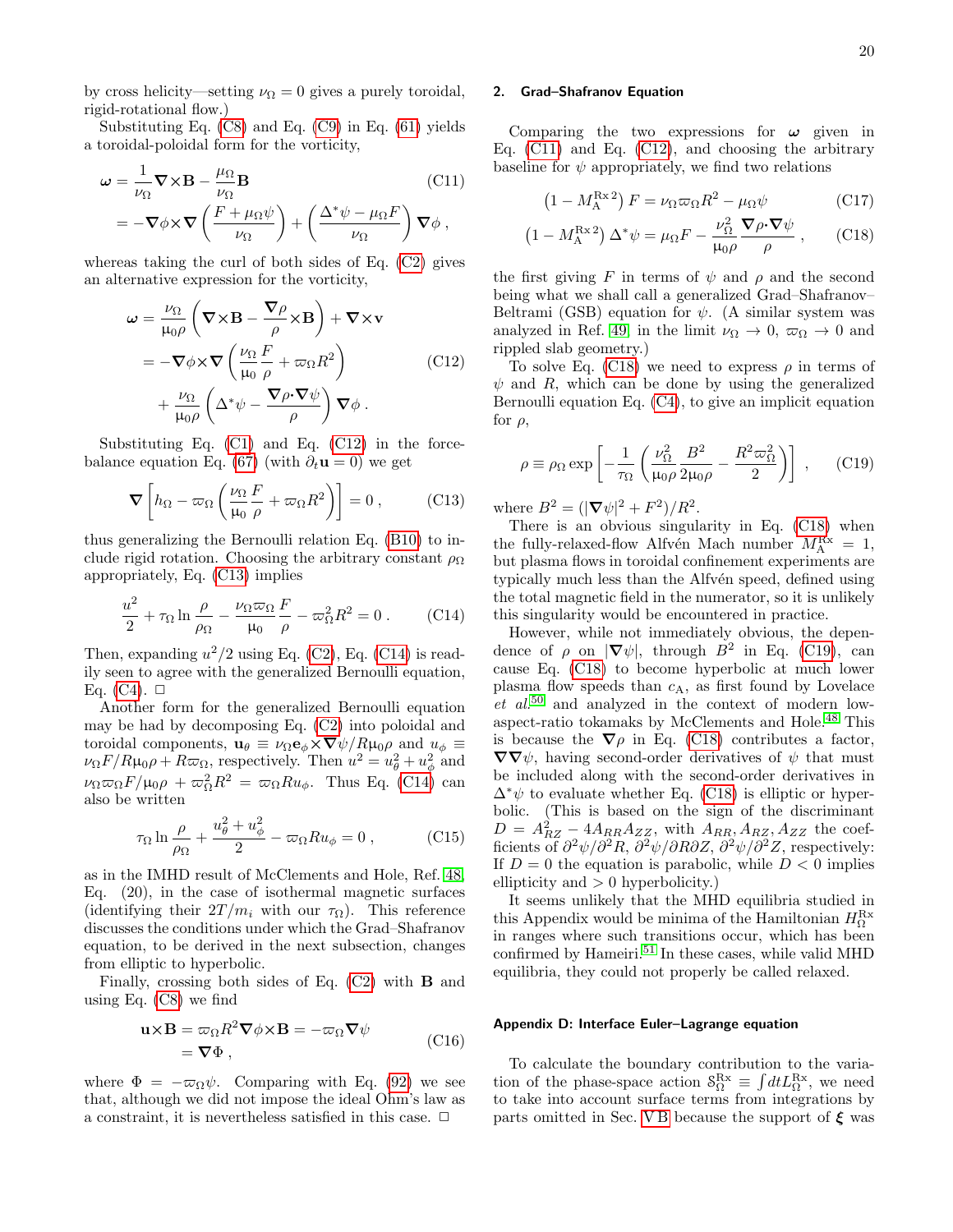by cross helicity—setting $\nu_\Omega = 0$ gives a purely toroidal, rigid-rotational flow.)

Substituting Eq. (C8) and Eq. (C9) in Eq. (61) yields a toroidal-poloidal form for the vorticity,

$$
\begin{aligned}
\boldsymbol{\omega} &= \frac{1}{\nu_\Omega}\boldsymbol{\nabla}\times\mathbf{B} - \frac{\mu_\Omega}{\nu_\Omega}\mathbf{B} \\
&= -\boldsymbol{\nabla}\phi\times\boldsymbol{\nabla}\left(\frac{F+\mu_\Omega\psi}{\nu_\Omega}\right) + \left(\frac{\Delta^*\psi - \mu_\Omega F}{\nu_\Omega}\right)\boldsymbol{\nabla}\phi \;,
\end{aligned} \tag{C11}
$$

whereas taking the curl of both sides of Eq. (C2) gives an alternative expression for the vorticity,

$$
\begin{aligned}
\boldsymbol{\omega} &= \frac{\nu_\Omega}{\upmu_0\rho}\left(\boldsymbol{\nabla}\times\mathbf{B} - \frac{\boldsymbol{\nabla}\rho}{\rho}\times\mathbf{B}\right) + \boldsymbol{\nabla}\times\mathbf{v} \\
&= -\boldsymbol{\nabla}\phi\times\boldsymbol{\nabla}\left(\frac{\nu_\Omega}{\upmu_0}\frac{F}{\rho} + \varpi_\Omega R^2\right) \\
&\quad + \frac{\nu_\Omega}{\upmu_0\rho}\left(\Delta^*\psi - \frac{\boldsymbol{\nabla}\rho\boldsymbol{\cdot}\boldsymbol{\nabla}\psi}{\rho}\right)\boldsymbol{\nabla}\phi \;.
\end{aligned} \tag{C12}
$$

Substituting Eq. (C1) and Eq. (C12) in the force-balance equation Eq. (67) (with $\partial_t\mathbf{u} = 0$) we get

$$
\boldsymbol{\nabla}\left[h_\Omega - \varpi_\Omega\left(\frac{\nu_\Omega}{\upmu_0}\frac{F}{\rho} + \varpi_\Omega R^2\right)\right] = 0 \;, \tag{C13}
$$

thus generalizing the Bernoulli relation Eq. (B10) to include rigid rotation. Choosing the arbitrary constant $\rho_\Omega$ appropriately, Eq. (C13) implies

$$
\frac{u^2}{2} + \tau_\Omega \ln\frac{\rho}{\rho_\Omega} - \frac{\nu_\Omega\varpi_\Omega}{\upmu_0}\frac{F}{\rho} - \varpi_\Omega^2 R^2 = 0 \;. \tag{C14}
$$

Then, expanding $u^2/2$ using Eq. (C2), Eq. (C14) is readily seen to agree with the generalized Bernoulli equation, Eq. (C4). □

Another form for the generalized Bernoulli equation may be had by decomposing Eq. (C2) into poloidal and toroidal components, $\mathbf{u}_\theta \equiv \nu_\Omega\mathbf{e}_\phi\times\boldsymbol{\nabla}\psi/R\upmu_0\rho$ and $u_\phi \equiv \nu_\Omega F/R\upmu_0\rho + R\varpi_\Omega$, respectively. Then $u^2 = u_\theta^2 + u_\phi^2$ and $\nu_\Omega\varpi_\Omega F/\upmu_0\rho + \varpi_\Omega^2 R^2 = \varpi_\Omega R u_\phi$. Thus Eq. (C14) can also be written

$$
\tau_\Omega \ln\frac{\rho}{\rho_\Omega} + \frac{u_\theta^2 + u_\phi^2}{2} - \varpi_\Omega R u_\phi = 0 \;, \tag{C15}
$$

as in the IMHD result of McClements and Hole, Ref. 48, Eq. (20), in the case of isothermal magnetic surfaces (identifying their $2T/m_i$ with our $\tau_\Omega$). This reference discusses the conditions under which the Grad–Shafranov equation, to be derived in the next subsection, changes from elliptic to hyperbolic.

Finally, crossing both sides of Eq. (C2) with $\mathbf{B}$ and using Eq. (C8) we find

$$
\begin{aligned}
\mathbf{u}\times\mathbf{B} &= \varpi_\Omega R^2\boldsymbol{\nabla}\phi\times\mathbf{B} = -\varpi_\Omega\boldsymbol{\nabla}\psi \\
&= \boldsymbol{\nabla}\Phi \;,
\end{aligned} \tag{C16}
$$

where $\Phi = -\varpi_\Omega\psi$. Comparing with Eq. (92) we see that, although we did not impose the ideal Ohm's law as a constraint, it is nevertheless satisfied in this case. □

### 2. Grad–Shafranov Equation

Comparing the two expressions for $\boldsymbol{\omega}$ given in Eq. (C11) and Eq. (C12), and choosing the arbitrary baseline for $\psi$ appropriately, we find two relations

$$
\left(1 - M_\mathrm{A}^{\mathrm{Rx}\,2}\right)F = \nu_\Omega\varpi_\Omega R^2 - \mu_\Omega\psi \tag{C17}
$$

$$
\left(1 - M_\mathrm{A}^{\mathrm{Rx}\,2}\right)\Delta^*\psi = \mu_\Omega F - \frac{\nu_\Omega^2}{\upmu_0\rho}\frac{\boldsymbol{\nabla}\rho\boldsymbol{\cdot}\boldsymbol{\nabla}\psi}{\rho} \;, \tag{C18}
$$

the first giving $F$ in terms of $\psi$ and $\rho$ and the second being what we shall call a generalized Grad–Shafranov–Beltrami (GSB) equation for $\psi$. (A similar system was analyzed in Ref. 49 in the limit $\nu_\Omega \to 0$, $\varpi_\Omega \to 0$ and rippled slab geometry.)

To solve Eq. (C18) we need to express $\rho$ in terms of $\psi$ and $R$, which can be done by using the generalized Bernoulli equation Eq. (C4), to give an implicit equation for $\rho$,

$$
\rho \equiv \rho_\Omega \exp\left[-\frac{1}{\tau_\Omega}\left(\frac{\nu_\Omega^2}{\upmu_0\rho}\frac{B^2}{2\upmu_0\rho} - \frac{R^2\varpi_\Omega^2}{2}\right)\right] \;, \tag{C19}
$$

where $B^2 = (|\boldsymbol{\nabla}\psi|^2 + F^2)/R^2$.

There is an obvious singularity in Eq. (C18) when the fully-relaxed-flow Alfvén Mach number $M_\mathrm{A}^{\mathrm{Rx}} = 1$, but plasma flows in toroidal confinement experiments are typically much less than the Alfvén speed, defined using the total magnetic field in the numerator, so it is unlikely this singularity would be encountered in practice.

However, while not immediately obvious, the dependence of $\rho$ on $|\boldsymbol{\nabla}\psi|$, through $B^2$ in Eq. (C19), can cause Eq. (C18) to become hyperbolic at much lower plasma flow speeds than $c_\mathrm{A}$, as first found by Lovelace *et al.*[50] and analyzed in the context of modern low-aspect-ratio tokamaks by McClements and Hole.[48] This is because the $\boldsymbol{\nabla}\rho$ in Eq. (C18) contributes a factor, $\boldsymbol{\nabla}\boldsymbol{\nabla}\psi$, having second-order derivatives of $\psi$ that must be included along with the second-order derivatives in $\Delta^*\psi$ to evaluate whether Eq. (C18) is elliptic or hyperbolic. (This is based on the sign of the discriminant $D = A_{RZ}^2 - 4A_{RR}A_{ZZ}$, with $A_{RR}, A_{RZ}, A_{ZZ}$ the coefficients of $\partial^2\psi/\partial^2 R$, $\partial^2\psi/\partial R\partial Z$, $\partial^2\psi/\partial^2 Z$, respectively: If $D = 0$ the equation is parabolic, while $D < 0$ implies ellipticity and $> 0$ hyperbolicity.)

It seems unlikely that the MHD equilibria studied in this Appendix would be minima of the Hamiltonian $H_\Omega^{\mathrm{Rx}}$ in ranges where such transitions occur, which has been confirmed by Hameiri.[51] In these cases, while valid MHD equilibria, they could not properly be called relaxed.

## Appendix D: Interface Euler–Lagrange equation

To calculate the boundary contribution to the variation of the phase-space action $\mathcal{S}_\Omega^{\mathrm{Rx}} \equiv \int dt L_\Omega^{\mathrm{Rx}}$, we need to take into account surface terms from integrations by parts omitted in Sec. V B because the support of $\boldsymbol{\xi}$ was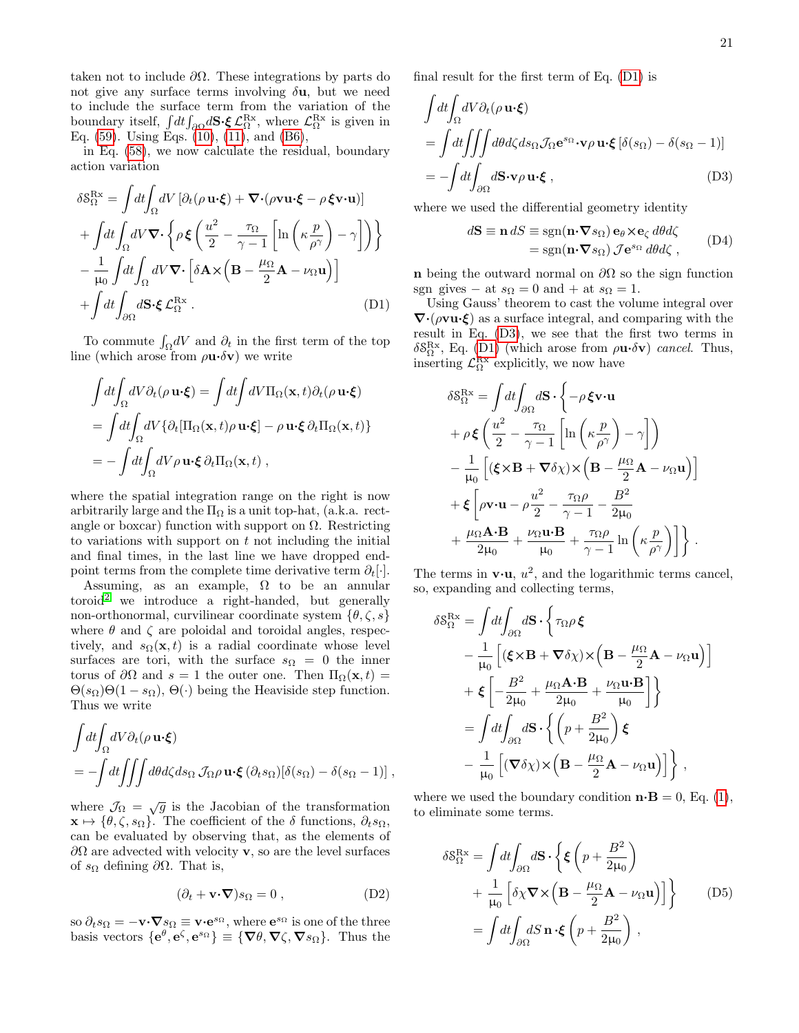taken not to include $\partial\Omega$. These integrations by parts do not give any surface terms involving $\delta\mathbf{u}$, but we need to include the surface term from the variation of the boundary itself, $\int dt \int_{\partial\Omega} d\mathbf{S}\cdot\boldsymbol{\xi}\,\mathcal{L}_\Omega^{\rm Rx}$, where $\mathcal{L}_\Omega^{\rm Rx}$ is given in Eq. (59). Using Eqs. (10), (11), and (B6),

in Eq. (58), we now calculate the residual, boundary action variation

$$
\begin{aligned}
\delta\mathcal{S}_\Omega^{\rm Rx} &= \int dt \int_\Omega dV \left[\partial_t(\rho\,\mathbf{u}\cdot\boldsymbol{\xi}) + \boldsymbol{\nabla}\cdot(\rho\mathbf{v}\mathbf{u}\cdot\boldsymbol{\xi} - \rho\,\boldsymbol{\xi}\mathbf{v}\cdot\mathbf{u})\right] \\
&+ \int dt \int_\Omega dV \boldsymbol{\nabla}\cdot\left\{\rho\,\boldsymbol{\xi}\left(\frac{u^2}{2} - \frac{\tau_\Omega}{\gamma-1}\left[\ln\left(\kappa\frac{p}{\rho^\gamma}\right) - \gamma\right]\right)\right\} \\
&- \frac{1}{\mu_0}\int dt \int_\Omega dV \boldsymbol{\nabla}\cdot\left[\delta\mathbf{A}\times\left(\mathbf{B} - \frac{\mu_\Omega}{2}\mathbf{A} - \nu_\Omega\mathbf{u}\right)\right] \\
&+ \int dt \int_{\partial\Omega} d\mathbf{S}\cdot\boldsymbol{\xi}\,\mathcal{L}_\Omega^{\rm Rx}\,. 
\end{aligned}
\tag{D1}
$$

To commute $\int_\Omega dV$ and $\partial_t$ in the first term of the top line (which arose from $\rho\mathbf{u}\cdot\delta\mathbf{v}$) we write

$$
\begin{aligned}
&\int dt \int_\Omega dV \partial_t(\rho\,\mathbf{u}\cdot\boldsymbol{\xi}) = \int dt \int dV \Pi_\Omega(\mathbf{x},t)\partial_t(\rho\,\mathbf{u}\cdot\boldsymbol{\xi}) \\
&= \int dt \int_\Omega dV \{\partial_t[\Pi_\Omega(\mathbf{x},t)\rho\,\mathbf{u}\cdot\boldsymbol{\xi}] - \rho\,\mathbf{u}\cdot\boldsymbol{\xi}\,\partial_t\Pi_\Omega(\mathbf{x},t)\} \\
&= -\int dt \int_\Omega dV \rho\,\mathbf{u}\cdot\boldsymbol{\xi}\,\partial_t\Pi_\Omega(\mathbf{x},t)\,,
\end{aligned}
$$

where the spatial integration range on the right is now arbitrarily large and the $\Pi_\Omega$ is a unit top-hat, (a.k.a. rectangle or boxcar) function with support on $\Omega$. Restricting to variations with support on $t$ not including the initial and final times, in the last line we have dropped end-point terms from the complete time derivative term $\partial_t[\cdot]$.

Assuming, as an example, $\Omega$ to be an annular toroid[2] we introduce a right-handed, but generally non-orthonormal, curvilinear coordinate system $\{\theta,\zeta,s\}$ where $\theta$ and $\zeta$ are poloidal and toroidal angles, respectively, and $s_\Omega(\mathbf{x},t)$ is a radial coordinate whose level surfaces are tori, with the surface $s_\Omega = 0$ the inner torus of $\partial\Omega$ and $s = 1$ the outer one. Then $\Pi_\Omega(\mathbf{x},t) = \Theta(s_\Omega)\Theta(1-s_\Omega)$, $\Theta(\cdot)$ being the Heaviside step function. Thus we write

$$
\begin{aligned}
&\int dt \int_\Omega dV \partial_t(\rho\,\mathbf{u}\cdot\boldsymbol{\xi}) \\
&= -\int dt \iiint d\theta d\zeta ds_\Omega\,\mathcal{J}_\Omega \rho\,\mathbf{u}\cdot\boldsymbol{\xi}\,(\partial_t s_\Omega)[\delta(s_\Omega) - \delta(s_\Omega - 1)]\,,
\end{aligned}
$$

where $\mathcal{J}_\Omega = \sqrt{g}$ is the Jacobian of the transformation $\mathbf{x} \mapsto \{\theta,\zeta,s_\Omega\}$. The coefficient of the $\delta$ functions, $\partial_t s_\Omega$, can be evaluated by observing that, as the elements of $\partial\Omega$ are advected with velocity $\mathbf{v}$, so are the level surfaces of $s_\Omega$ defining $\partial\Omega$. That is,

$$
(\partial_t + \mathbf{v}\cdot\boldsymbol{\nabla})s_\Omega = 0\,, \tag{D2}
$$

so $\partial_t s_\Omega = -\mathbf{v}\cdot\boldsymbol{\nabla}s_\Omega \equiv \mathbf{v}\cdot\mathbf{e}^{s_\Omega}$, where $\mathbf{e}^{s_\Omega}$ is one of the three basis vectors $\{\mathbf{e}^\theta,\mathbf{e}^\zeta,\mathbf{e}^{s_\Omega}\} \equiv \{\boldsymbol{\nabla}\theta,\boldsymbol{\nabla}\zeta,\boldsymbol{\nabla}s_\Omega\}$. Thus the final result for the first term of Eq. (D1) is

$$
\begin{aligned}
&\int dt \int_\Omega dV \partial_t(\rho\,\mathbf{u}\cdot\boldsymbol{\xi}) \\
&= \int dt \iiint d\theta d\zeta ds_\Omega \mathcal{J}_\Omega \mathbf{e}^{s_\Omega}\cdot\mathbf{v}\rho\,\mathbf{u}\cdot\boldsymbol{\xi}\,[\delta(s_\Omega) - \delta(s_\Omega - 1)] \\
&= -\int dt \int_{\partial\Omega} d\mathbf{S}\cdot\mathbf{v}\rho\,\mathbf{u}\cdot\boldsymbol{\xi}\,,
\end{aligned}
\tag{D3}
$$

where we used the differential geometry identity

$$
\begin{aligned}
d\mathbf{S} \equiv \mathbf{n}\,dS &\equiv \mathrm{sgn}(\mathbf{n}\cdot\boldsymbol{\nabla}s_\Omega)\,\mathbf{e}_\theta\times\mathbf{e}_\zeta\,d\theta d\zeta \\
&= \mathrm{sgn}(\mathbf{n}\cdot\boldsymbol{\nabla}s_\Omega)\,\mathcal{J}\mathbf{e}^{s_\Omega}\,d\theta d\zeta\,,
\end{aligned}
\tag{D4}
$$

$\mathbf{n}$ being the outward normal on $\partial\Omega$ so the sign function sgn gives $-$ at $s_\Omega = 0$ and $+$ at $s_\Omega = 1$.

Using Gauss' theorem to cast the volume integral over $\boldsymbol{\nabla}\cdot(\rho\mathbf{v}\mathbf{u}\cdot\boldsymbol{\xi})$ as a surface integral, and comparing with the result in Eq. (D3), we see that the first two terms in $\delta\mathcal{S}_\Omega^{\rm Rx}$, Eq. (D1) (which arose from $\rho\mathbf{u}\cdot\delta\mathbf{v}$) *cancel*. Thus, inserting $\mathcal{L}_\Omega^{\rm Rx}$ explicitly, we now have

$$
\begin{aligned}
\delta\mathcal{S}_\Omega^{\rm Rx} &= \int dt \int_{\partial\Omega} d\mathbf{S}\cdot\Bigg\{-\rho\,\boldsymbol{\xi}\mathbf{v}\cdot\mathbf{u} \\
&+ \rho\,\boldsymbol{\xi}\left(\frac{u^2}{2} - \frac{\tau_\Omega}{\gamma-1}\left[\ln\left(\kappa\frac{p}{\rho^\gamma}\right) - \gamma\right]\right) \\
&- \frac{1}{\mu_0}\left[(\boldsymbol{\xi}\times\mathbf{B} + \boldsymbol{\nabla}\delta\chi)\times\left(\mathbf{B} - \frac{\mu_\Omega}{2}\mathbf{A} - \nu_\Omega\mathbf{u}\right)\right] \\
&+ \boldsymbol{\xi}\left[\rho\mathbf{v}\cdot\mathbf{u} - \rho\frac{u^2}{2} - \frac{\tau_\Omega\rho}{\gamma-1} - \frac{B^2}{2\mu_0}\right. \\
&\left.+ \frac{\mu_\Omega\mathbf{A}\cdot\mathbf{B}}{2\mu_0} + \frac{\nu_\Omega\mathbf{u}\cdot\mathbf{B}}{\mu_0} + \frac{\tau_\Omega\rho}{\gamma-1}\ln\left(\kappa\frac{p}{\rho^\gamma}\right)\right]\Bigg\}\,.
\end{aligned}
$$

The terms in $\mathbf{v}\cdot\mathbf{u}$, $u^2$, and the logarithmic terms cancel, so, expanding and collecting terms,

$$
\begin{aligned}
\delta\mathcal{S}_\Omega^{\rm Rx} &= \int dt \int_{\partial\Omega} d\mathbf{S}\cdot\Bigg\{\tau_\Omega\rho\,\boldsymbol{\xi} \\
&- \frac{1}{\mu_0}\left[(\boldsymbol{\xi}\times\mathbf{B} + \boldsymbol{\nabla}\delta\chi)\times\left(\mathbf{B} - \frac{\mu_\Omega}{2}\mathbf{A} - \nu_\Omega\mathbf{u}\right)\right] \\
&+ \boldsymbol{\xi}\left[-\frac{B^2}{2\mu_0} + \frac{\mu_\Omega\mathbf{A}\cdot\mathbf{B}}{2\mu_0} + \frac{\nu_\Omega\mathbf{u}\cdot\mathbf{B}}{\mu_0}\right]\Bigg\} \\
&= \int dt \int_{\partial\Omega} d\mathbf{S}\cdot\Bigg\{\left(p + \frac{B^2}{2\mu_0}\right)\boldsymbol{\xi} \\
&- \frac{1}{\mu_0}\left[(\boldsymbol{\nabla}\delta\chi)\times\left(\mathbf{B} - \frac{\mu_\Omega}{2}\mathbf{A} - \nu_\Omega\mathbf{u}\right)\right]\Bigg\}\,,
\end{aligned}
$$

where we used the boundary condition $\mathbf{n}\cdot\mathbf{B} = 0$, Eq. (1), to eliminate some terms.

$$
\begin{aligned}
\delta\mathcal{S}_\Omega^{\rm Rx} &= \int dt \int_{\partial\Omega} d\mathbf{S}\cdot\Bigg\{\boldsymbol{\xi}\left(p + \frac{B^2}{2\mu_0}\right) \\
&+ \frac{1}{\mu_0}\left[\delta\chi\boldsymbol{\nabla}\times\left(\mathbf{B} - \frac{\mu_\Omega}{2}\mathbf{A} - \nu_\Omega\mathbf{u}\right)\right]\Bigg\} \\
&= \int dt \int_{\partial\Omega} dS\,\mathbf{n}\cdot\boldsymbol{\xi}\left(p + \frac{B^2}{2\mu_0}\right)\,,
\end{aligned}
\tag{D5}
$$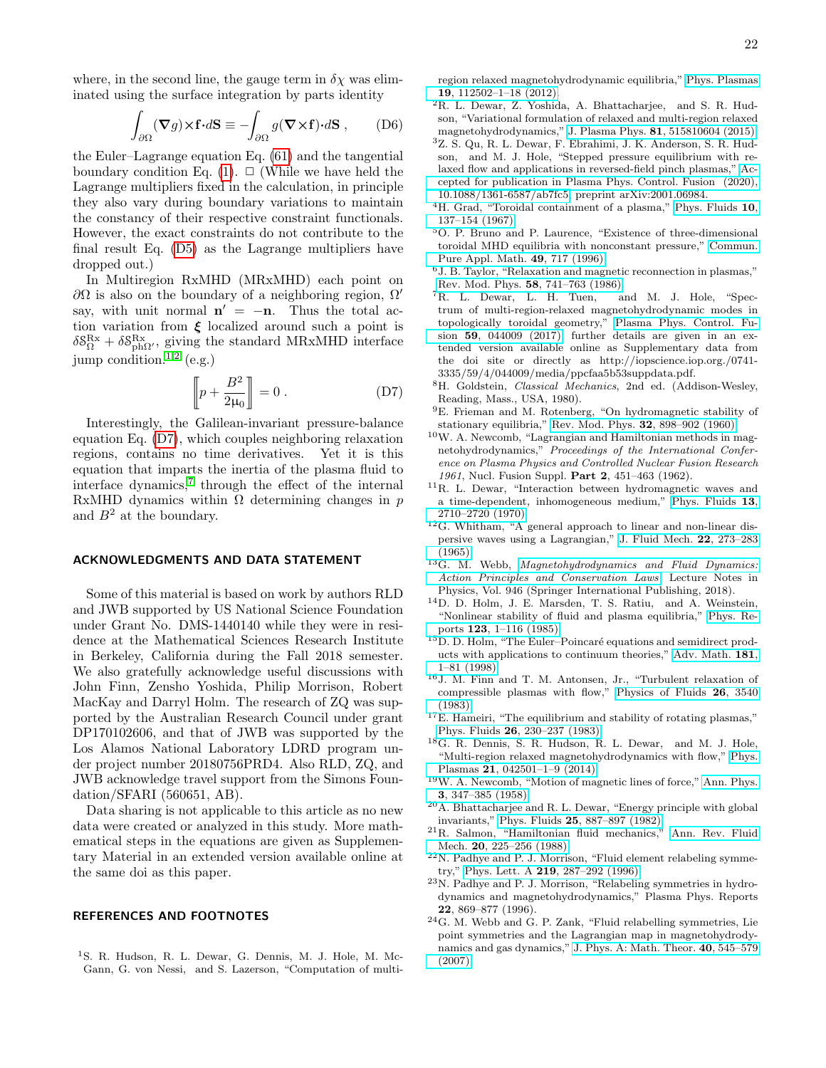where, in the second line, the gauge term in $\delta\chi$ was eliminated using the surface integration by parts identity

$$\int_{\partial\Omega} (\boldsymbol{\nabla} g)\times\mathbf{f}\boldsymbol{\cdot}d\mathbf{S} \equiv -\int_{\partial\Omega} g(\boldsymbol{\nabla}\times\mathbf{f})\boldsymbol{\cdot}d\mathbf{S} \,, \qquad \text{(D6)}$$

the Euler–Lagrange equation Eq. (61) and the tangential boundary condition Eq. (1). □ (While we have held the Lagrange multipliers fixed in the calculation, in principle they also vary during boundary variations to maintain the constancy of their respective constraint functionals. However, the exact constraints do not contribute to the final result Eq. (D5) as the Lagrange multipliers have dropped out.)

In Multiregion RxMHD (MRxMHD) each point on $\partial\Omega$ is also on the boundary of a neighboring region, $\Omega'$ say, with unit normal $\mathbf{n}' = -\mathbf{n}$. Thus the total action variation from $\boldsymbol{\xi}$ localized around such a point is $\delta\mathcal{S}^{\rm Rx}_{\Omega} + \delta\mathcal{S}^{\rm Rx}_{{\rm ph}\Omega'}$, giving the standard MRxMHD interface jump condition[1,2] (e.g.)

$$\left[\!\!\left[ p + \frac{B^2}{2\mu_0} \right]\!\!\right] = 0 \,. \qquad \text{(D7)}$$

Interestingly, the Galilean-invariant pressure-balance equation Eq. (D7), which couples neighboring relaxation regions, contains no time derivatives. Yet it is this equation that imparts the inertia of the plasma fluid to interface dynamics,[7] through the effect of the internal RxMHD dynamics within $\Omega$ determining changes in $p$ and $B^2$ at the boundary.

## ACKNOWLEDGMENTS AND DATA STATEMENT

Some of this material is based on work by authors RLD and JWB supported by US National Science Foundation under Grant No. DMS-1440140 while they were in residence at the Mathematical Sciences Research Institute in Berkeley, California during the Fall 2018 semester. We also gratefully acknowledge useful discussions with John Finn, Zensho Yoshida, Philip Morrison, Robert MacKay and Darryl Holm. The research of ZQ was supported by the Australian Research Council under grant DP170102606, and that of JWB was supported by the Los Alamos National Laboratory LDRD program under project number 20180756PRD4. Also RLD, ZQ, and JWB acknowledge travel support from the Simons Foundation/SFARI (560651, AB).

Data sharing is not applicable to this article as no new data were created or analyzed in this study. More mathematical steps in the equations are given as Supplementary Material in an extended version available online at the same doi as this paper.

## REFERENCES AND FOOTNOTES

[1] S. R. Hudson, R. L. Dewar, G. Dennis, M. J. Hole, M. McGann, G. von Nessi, and S. Lazerson, "Computation of multi-region relaxed magnetohydrodynamic equilibria," Phys. Plasmas **19**, 112502–1–18 (2012).

[2] R. L. Dewar, Z. Yoshida, A. Bhattacharjee, and S. R. Hudson, "Variational formulation of relaxed and multi-region relaxed magnetohydrodynamics," J. Plasma Phys. **81**, 515810604 (2015).

[3] Z. S. Qu, R. L. Dewar, F. Ebrahimi, J. K. Anderson, S. R. Hudson, and M. J. Hole, "Stepped pressure equilibrium with relaxed flow and applications in reversed-field pinch plasmas," Accepted for publication in Plasma Phys. Control. Fusion (2020), 10.1088/1361-6587/ab7fc5, preprint arXiv:2001.06984.

[4] H. Grad, "Toroidal containment of a plasma," Phys. Fluids **10**, 137–154 (1967).

[5] O. P. Bruno and P. Laurence, "Existence of three-dimensional toroidal MHD equilibria with nonconstant pressure," Commun. Pure Appl. Math. **49**, 717 (1996).

[6] J. B. Taylor, "Relaxation and magnetic reconnection in plasmas," Rev. Mod. Phys. **58**, 741–763 (1986).

[7] R. L. Dewar, L. H. Tuen, and M. J. Hole, "Spectrum of multi-region-relaxed magnetohydrodynamic modes in topologically toroidal geometry," Plasma Phys. Control. Fusion **59**, 044009 (2017), further details are given in an extended version available online as Supplementary data from the doi site or directly as http://iopscience.iop.org./0741-3335/59/4/044009/media/ppcfaa5b53suppdata.pdf.

[8] H. Goldstein, *Classical Mechanics*, 2nd ed. (Addison-Wesley, Reading, Mass., USA, 1980).

[9] E. Frieman and M. Rotenberg, "On hydromagnetic stability of stationary equilibria," Rev. Mod. Phys. **32**, 898–902 (1960).

[10] W. A. Newcomb, "Lagrangian and Hamiltonian methods in magnetohydrodynamics," *Proceedings of the International Conference on Plasma Physics and Controlled Nuclear Fusion Research 1961*, Nucl. Fusion Suppl. **Part 2**, 451–463 (1962).

[11] R. L. Dewar, "Interaction between hydromagnetic waves and a time-dependent, inhomogeneous medium," Phys. Fluids **13**, 2710–2720 (1970).

[12] G. Whitham, "A general approach to linear and non-linear dispersive waves using a Lagrangian," J. Fluid Mech. **22**, 273–283 (1965).

[13] G. M. Webb, *Magnetohydrodynamics and Fluid Dynamics: Action Principles and Conservation Laws*, Lecture Notes in Physics, Vol. 946 (Springer International Publishing, 2018).

[14] D. D. Holm, J. E. Marsden, T. S. Ratiu, and A. Weinstein, "Nonlinear stability of fluid and plasma equilibria," Phys. Reports **123**, 1–116 (1985).

[15] D. D. Holm, "The Euler–Poincaré equations and semidirect products with applications to continuum theories," Adv. Math. **181**, 1–81 (1998).

[16] J. M. Finn and T. M. Antonsen, Jr., "Turbulent relaxation of compressible plasmas with flow," Physics of Fluids **26**, 3540 (1983).

[17] E. Hameiri, "The equilibrium and stability of rotating plasmas," Phys. Fluids **26**, 230–237 (1983).

[18] G. R. Dennis, S. R. Hudson, R. L. Dewar, and M. J. Hole, "Multi-region relaxed magnetohydrodynamics with flow," Phys. Plasmas **21**, 042501–1–9 (2014).

[19] W. A. Newcomb, "Motion of magnetic lines of force," Ann. Phys. **3**, 347–385 (1958).

[20] A. Bhattacharjee and R. L. Dewar, "Energy principle with global invariants," Phys. Fluids **25**, 887–897 (1982).

[21] R. Salmon, "Hamiltonian fluid mechanics," Ann. Rev. Fluid Mech. **20**, 225–256 (1988).

[22] N. Padhye and P. J. Morrison, "Fluid element relabeling symmetry," Phys. Lett. A **219**, 287–292 (1996).

[23] N. Padhye and P. J. Morrison, "Relabeling symmetries in hydrodynamics and magnetohydrodynamics," Plasma Phys. Reports **22**, 869–877 (1996).

[24] G. M. Webb and G. P. Zank, "Fluid relabelling symmetries, Lie point symmetries and the Lagrangian map in magnetohydrodynamics and gas dynamics," J. Phys. A: Math. Theor. **40**, 545–579 (2007).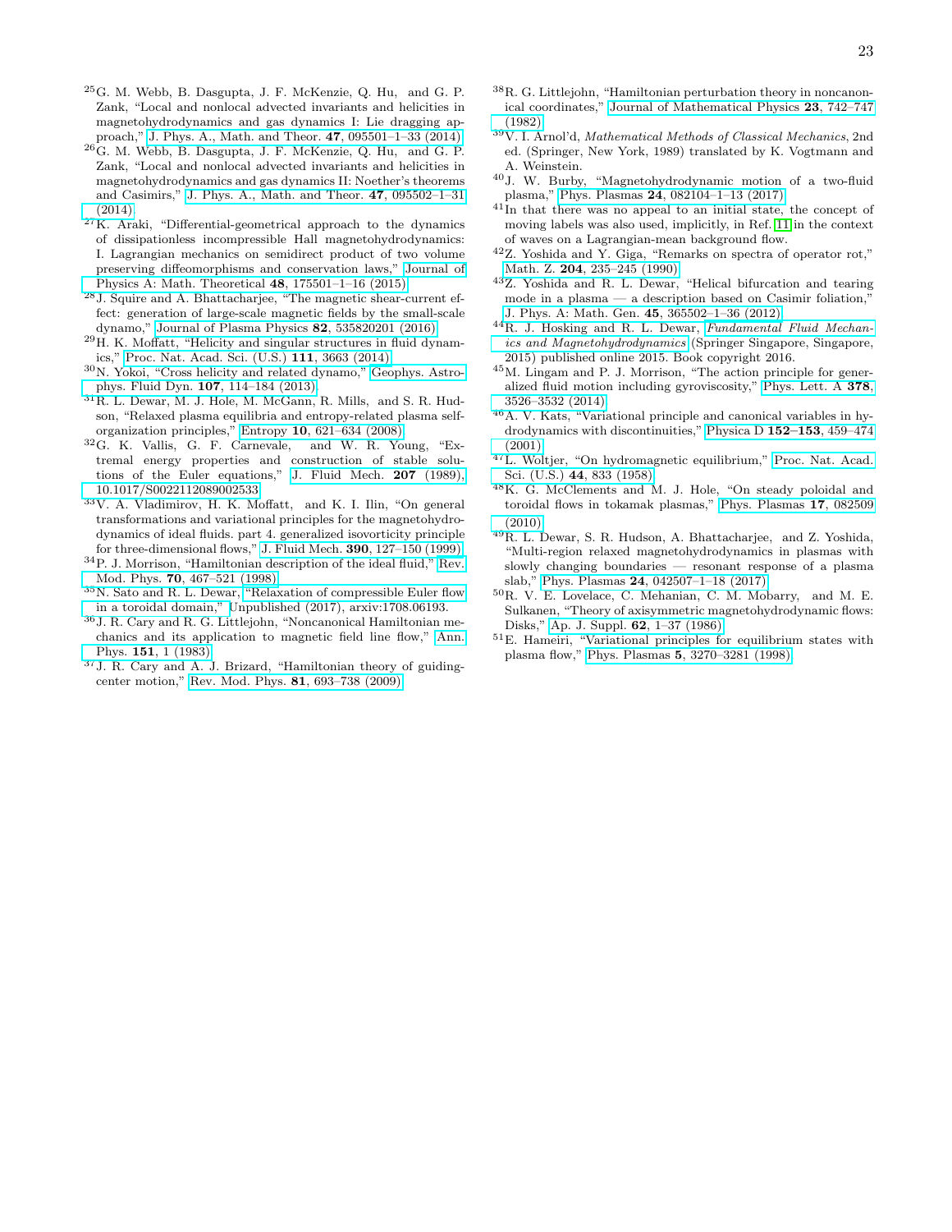[25] G. M. Webb, B. Dasgupta, J. F. McKenzie, Q. Hu, and G. P. Zank, "Local and nonlocal advected invariants and helicities in magnetohydrodynamics and gas dynamics I: Lie dragging approach," J. Phys. A., Math. and Theor. **47**, 095501–1–33 (2014).

[26] G. M. Webb, B. Dasgupta, J. F. McKenzie, Q. Hu, and G. P. Zank, "Local and nonlocal advected invariants and helicities in magnetohydrodynamics and gas dynamics II: Noether's theorems and Casimirs," J. Phys. A., Math. and Theor. **47**, 095502–1–31 (2014).

[27] K. Araki, "Differential-geometrical approach to the dynamics of dissipationless incompressible Hall magnetohydrodynamics: I. Lagrangian mechanics on semidirect product of two volume preserving diffeomorphisms and conservation laws," Journal of Physics A: Math. Theoretical **48**, 175501–1–16 (2015).

[28] J. Squire and A. Bhattacharjee, "The magnetic shear-current effect: generation of large-scale magnetic fields by the small-scale dynamo," Journal of Plasma Physics **82**, 535820201 (2016).

[29] H. K. Moffatt, "Helicity and singular structures in fluid dynamics," Proc. Nat. Acad. Sci. (U.S.) **111**, 3663 (2014).

[30] N. Yokoi, "Cross helicity and related dynamo," Geophys. Astrophys. Fluid Dyn. **107**, 114–184 (2013).

[31] R. L. Dewar, M. J. Hole, M. McGann, R. Mills, and S. R. Hudson, "Relaxed plasma equilibria and entropy-related plasma self-organization principles," Entropy **10**, 621–634 (2008).

[32] G. K. Vallis, G. F. Carnevale, and W. R. Young, "Extremal energy properties and construction of stable solutions of the Euler equations," J. Fluid Mech. **207** (1989), 10.1017/S0022112089002533.

[33] V. A. Vladimirov, H. K. Moffatt, and K. I. Ilin, "On general transformations and variational principles for the magnetohydrodynamics of ideal fluids. part 4. generalized isovorticity principle for three-dimensional flows," J. Fluid Mech. **390**, 127–150 (1999).

[34] P. J. Morrison, "Hamiltonian description of the ideal fluid," Rev. Mod. Phys. **70**, 467–521 (1998).

[35] N. Sato and R. L. Dewar, "Relaxation of compressible Euler flow in a toroidal domain," Unpublished (2017), arxiv:1708.06193.

[36] J. R. Cary and R. G. Littlejohn, "Noncanonical Hamiltonian mechanics and its application to magnetic field line flow," Ann. Phys. **151**, 1 (1983).

[37] J. R. Cary and A. J. Brizard, "Hamiltonian theory of guiding-center motion," Rev. Mod. Phys. **81**, 693–738 (2009).

[38] R. G. Littlejohn, "Hamiltonian perturbation theory in noncanonical coordinates," Journal of Mathematical Physics **23**, 742–747 (1982).

[39] V. I. Arnol'd, *Mathematical Methods of Classical Mechanics*, 2nd ed. (Springer, New York, 1989) translated by K. Vogtmann and A. Weinstein.

[40] J. W. Burby, "Magnetohydrodynamic motion of a two-fluid plasma," Phys. Plasmas **24**, 082104–1–13 (2017).

[41] In that there was no appeal to an initial state, the concept of moving labels was also used, implicitly, in Ref. [11] in the context of waves on a Lagrangian-mean background flow.

[42] Z. Yoshida and Y. Giga, "Remarks on spectra of operator rot," Math. Z. **204**, 235–245 (1990).

[43] Z. Yoshida and R. L. Dewar, "Helical bifurcation and tearing mode in a plasma — a description based on Casimir foliation," J. Phys. A: Math. Gen. **45**, 365502–1–36 (2012).

[44] R. J. Hosking and R. L. Dewar, *Fundamental Fluid Mechanics and Magnetohydrodynamics* (Springer Singapore, Singapore, 2015) published online 2015. Book copyright 2016.

[45] M. Lingam and P. J. Morrison, "The action principle for generalized fluid motion including gyroviscosity," Phys. Lett. A **378**, 3526–3532 (2014).

[46] A. V. Kats, "Variational principle and canonical variables in hydrodynamics with discontinuities," Physica D **152–153**, 459–474 (2001).

[47] L. Woltjer, "On hydromagnetic equilibrium," Proc. Nat. Acad. Sci. (U.S.) **44**, 833 (1958).

[48] K. G. McClements and M. J. Hole, "On steady poloidal and toroidal flows in tokamak plasmas," Phys. Plasmas **17**, 082509 (2010).

[49] R. L. Dewar, S. R. Hudson, A. Bhattacharjee, and Z. Yoshida, "Multi-region relaxed magnetohydrodynamics in plasmas with slowly changing boundaries — resonant response of a plasma slab," Phys. Plasmas **24**, 042507–1–18 (2017).

[50] R. V. E. Lovelace, C. Mehanian, C. M. Mobarry, and M. E. Sulkanen, "Theory of axisymmetric magnetohydrodynamic flows: Disks," Ap. J. Suppl. **62**, 1–37 (1986).

[51] E. Hameiri, "Variational principles for equilibrium states with plasma flow," Phys. Plasmas **5**, 3270–3281 (1998).